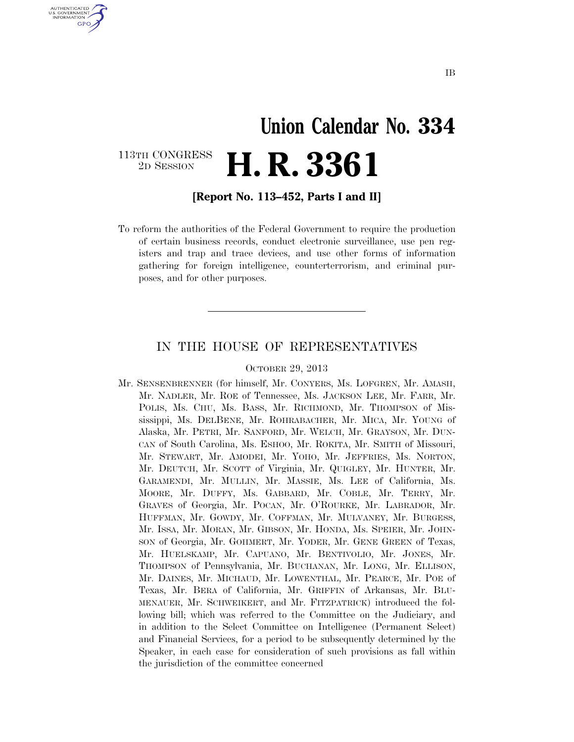IB

# Union Calendar No. 334

113TH CONGRESS
2D SESSION

# H. R. 3361

**[Report No. 113–452, Parts I and II]**

To reform the authorities of the Federal Government to require the production of certain business records, conduct electronic surveillance, use pen registers and trap and trace devices, and use other forms of information gathering for foreign intelligence, counterterrorism, and criminal purposes, and for other purposes.

---

## IN THE HOUSE OF REPRESENTATIVES

OCTOBER 29, 2013

Mr. SENSENBRENNER (for himself, Mr. CONYERS, Ms. LOFGREN, Mr. AMASH, Mr. NADLER, Mr. ROE of Tennessee, Ms. JACKSON LEE, Mr. FARR, Mr. POLIS, Ms. CHU, Ms. BASS, Mr. RICHMOND, Mr. THOMPSON of Mississippi, Ms. DELBENE, Mr. ROHRABACHER, Mr. MICA, Mr. YOUNG of Alaska, Mr. PETRI, Mr. SANFORD, Mr. WELCH, Mr. GRAYSON, Mr. DUNCAN of South Carolina, Ms. ESHOO, Mr. ROKITA, Mr. SMITH of Missouri, Mr. STEWART, Mr. AMODEI, Mr. YOHO, Mr. JEFFRIES, Ms. NORTON, Mr. DEUTCH, Mr. SCOTT of Virginia, Mr. QUIGLEY, Mr. HUNTER, Mr. GARAMENDI, Mr. MULLIN, Mr. MASSIE, Ms. LEE of California, Ms. MOORE, Mr. DUFFY, Ms. GABBARD, Mr. COBLE, Mr. TERRY, Mr. GRAVES of Georgia, Mr. POCAN, Mr. O'ROURKE, Mr. LABRADOR, Mr. HUFFMAN, Mr. GOWDY, Mr. COFFMAN, Mr. MULVANEY, Mr. BURGESS, Mr. ISSA, Mr. MORAN, Mr. GIBSON, Mr. HONDA, Ms. SPEIER, Mr. JOHNSON of Georgia, Mr. GOHMERT, Mr. YODER, Mr. GENE GREEN of Texas, Mr. HUELSKAMP, Mr. CAPUANO, Mr. BENTIVOLIO, Mr. JONES, Mr. THOMPSON of Pennsylvania, Mr. BUCHANAN, Mr. LONG, Mr. ELLISON, Mr. DAINES, Mr. MICHAUD, Mr. LOWENTHAL, Mr. PEARCE, Mr. POE of Texas, Mr. BERA of California, Mr. GRIFFIN of Arkansas, Mr. BLUMENAUER, Mr. SCHWEIKERT, and Mr. FITZPATRICK) introduced the following bill; which was referred to the Committee on the Judiciary, and in addition to the Select Committee on Intelligence (Permanent Select) and Financial Services, for a period to be subsequently determined by the Speaker, in each case for consideration of such provisions as fall within the jurisdiction of the committee concerned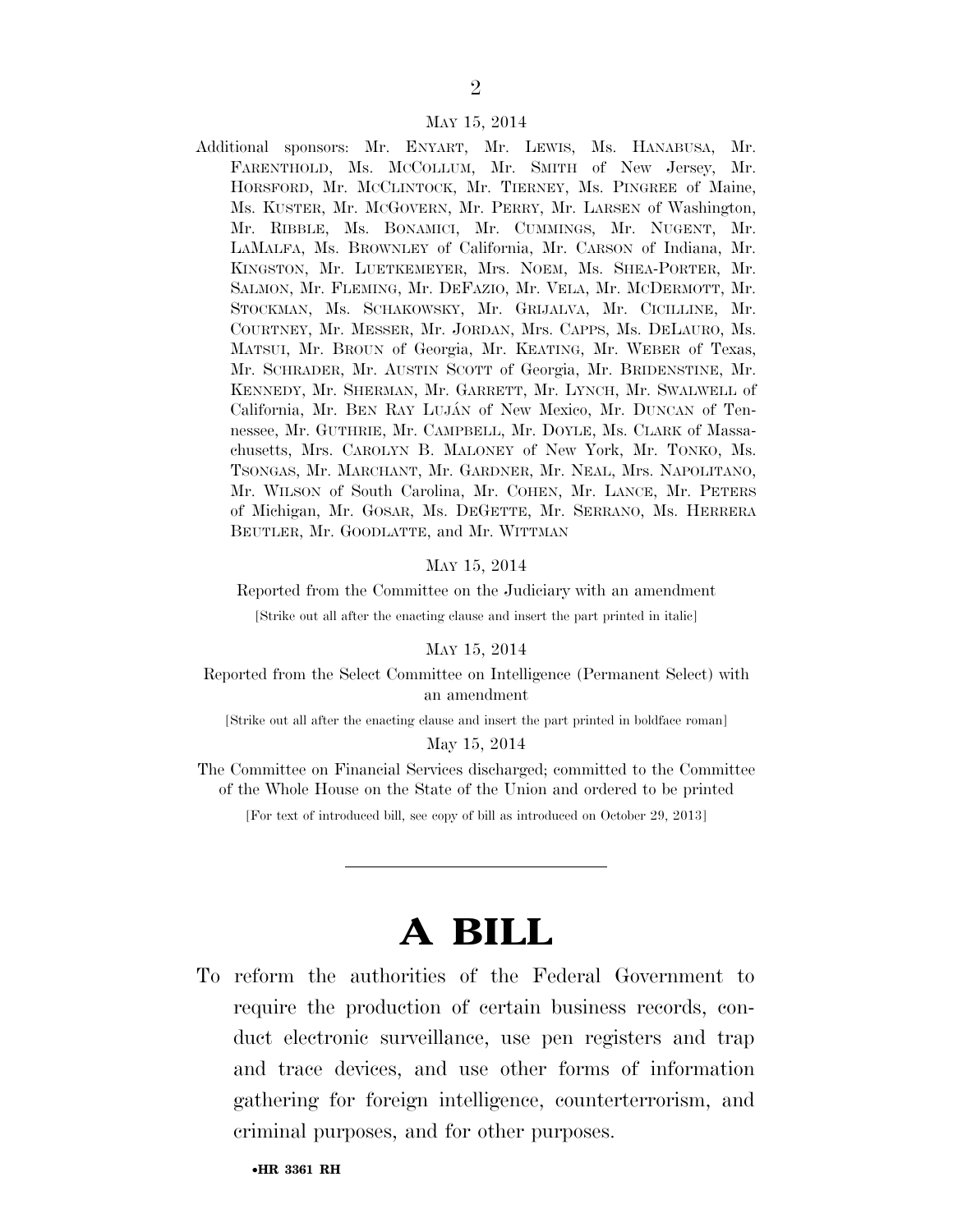MAY 15, 2014

Additional sponsors: Mr. ENYART, Mr. LEWIS, Ms. HANABUSA, Mr. FARENTHOLD, Ms. MCCOLLUM, Mr. SMITH of New Jersey, Mr. HORSFORD, Mr. MCCLINTOCK, Mr. TIERNEY, Ms. PINGREE of Maine, Ms. KUSTER, Mr. MCGOVERN, Mr. PERRY, Mr. LARSEN of Washington, Mr. RIBBLE, Ms. BONAMICI, Mr. CUMMINGS, Mr. NUGENT, Mr. LAMALFA, Ms. BROWNLEY of California, Mr. CARSON of Indiana, Mr. KINGSTON, Mr. LUETKEMEYER, Mrs. NOEM, Ms. SHEA-PORTER, Mr. SALMON, Mr. FLEMING, Mr. DEFAZIO, Mr. VELA, Mr. MCDERMOTT, Mr. STOCKMAN, Ms. SCHAKOWSKY, Mr. GRIJALVA, Mr. CICILLINE, Mr. COURTNEY, Mr. MESSER, Mr. JORDAN, Mrs. CAPPS, Ms. DELAURO, Ms. MATSUI, Mr. BROUN of Georgia, Mr. KEATING, Mr. WEBER of Texas, Mr. SCHRADER, Mr. AUSTIN SCOTT of Georgia, Mr. BRIDENSTINE, Mr. KENNEDY, Mr. SHERMAN, Mr. GARRETT, Mr. LYNCH, Mr. SWALWELL of California, Mr. BEN RAY LUJÁN of New Mexico, Mr. DUNCAN of Tennessee, Mr. GUTHRIE, Mr. CAMPBELL, Mr. DOYLE, Ms. CLARK of Massachusetts, Mrs. CAROLYN B. MALONEY of New York, Mr. TONKO, Ms. TSONGAS, Mr. MARCHANT, Mr. GARDNER, Mr. NEAL, Mrs. NAPOLITANO, Mr. WILSON of South Carolina, Mr. COHEN, Mr. LANCE, Mr. PETERS of Michigan, Mr. GOSAR, Ms. DEGETTE, Mr. SERRANO, Ms. HERRERA BEUTLER, Mr. GOODLATTE, and Mr. WITTMAN

MAY 15, 2014

Reported from the Committee on the Judiciary with an amendment

[Strike out all after the enacting clause and insert the part printed in italic]

MAY 15, 2014

Reported from the Select Committee on Intelligence (Permanent Select) with an amendment

[Strike out all after the enacting clause and insert the part printed in boldface roman]

May 15, 2014

The Committee on Financial Services discharged; committed to the Committee of the Whole House on the State of the Union and ordered to be printed

[For text of introduced bill, see copy of bill as introduced on October 29, 2013]

---

# A BILL

To reform the authorities of the Federal Government to require the production of certain business records, conduct electronic surveillance, use pen registers and trap and trace devices, and use other forms of information gathering for foreign intelligence, counterterrorism, and criminal purposes, and for other purposes.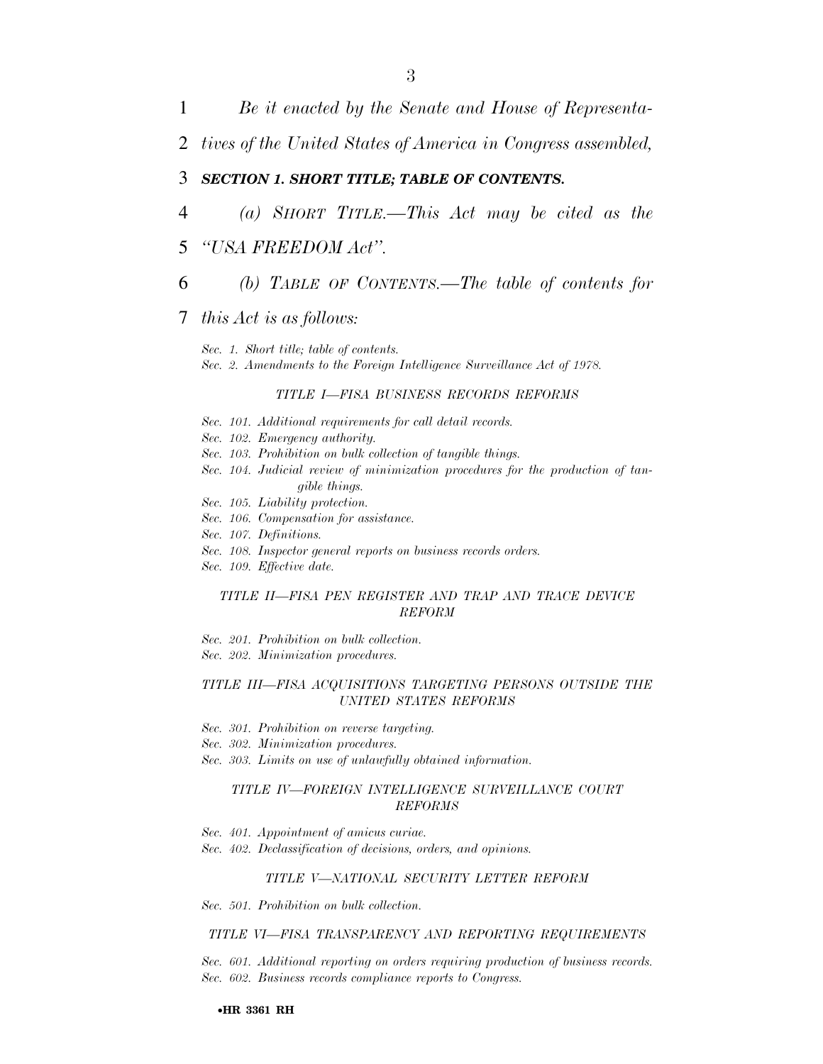*Be it enacted by the Senate and House of Representatives of the United States of America in Congress assembled,*

***SECTION 1. SHORT TITLE; TABLE OF CONTENTS.***

*(a) SHORT TITLE.—This Act may be cited as the "USA FREEDOM Act".*

*(b) TABLE OF CONTENTS.—The table of contents for this Act is as follows:*

*Sec. 1. Short title; table of contents.*
*Sec. 2. Amendments to the Foreign Intelligence Surveillance Act of 1978.*

*TITLE I—FISA BUSINESS RECORDS REFORMS*

*Sec. 101. Additional requirements for call detail records.*
*Sec. 102. Emergency authority.*
*Sec. 103. Prohibition on bulk collection of tangible things.*
*Sec. 104. Judicial review of minimization procedures for the production of tangible things.*
*Sec. 105. Liability protection.*
*Sec. 106. Compensation for assistance.*
*Sec. 107. Definitions.*
*Sec. 108. Inspector general reports on business records orders.*
*Sec. 109. Effective date.*

*TITLE II—FISA PEN REGISTER AND TRAP AND TRACE DEVICE REFORM*

*Sec. 201. Prohibition on bulk collection.*
*Sec. 202. Minimization procedures.*

*TITLE III—FISA ACQUISITIONS TARGETING PERSONS OUTSIDE THE UNITED STATES REFORMS*

*Sec. 301. Prohibition on reverse targeting.*
*Sec. 302. Minimization procedures.*
*Sec. 303. Limits on use of unlawfully obtained information.*

*TITLE IV—FOREIGN INTELLIGENCE SURVEILLANCE COURT REFORMS*

*Sec. 401. Appointment of amicus curiae.*
*Sec. 402. Declassification of decisions, orders, and opinions.*

*TITLE V—NATIONAL SECURITY LETTER REFORM*

*Sec. 501. Prohibition on bulk collection.*

*TITLE VI—FISA TRANSPARENCY AND REPORTING REQUIREMENTS*

*Sec. 601. Additional reporting on orders requiring production of business records.*
*Sec. 602. Business records compliance reports to Congress.*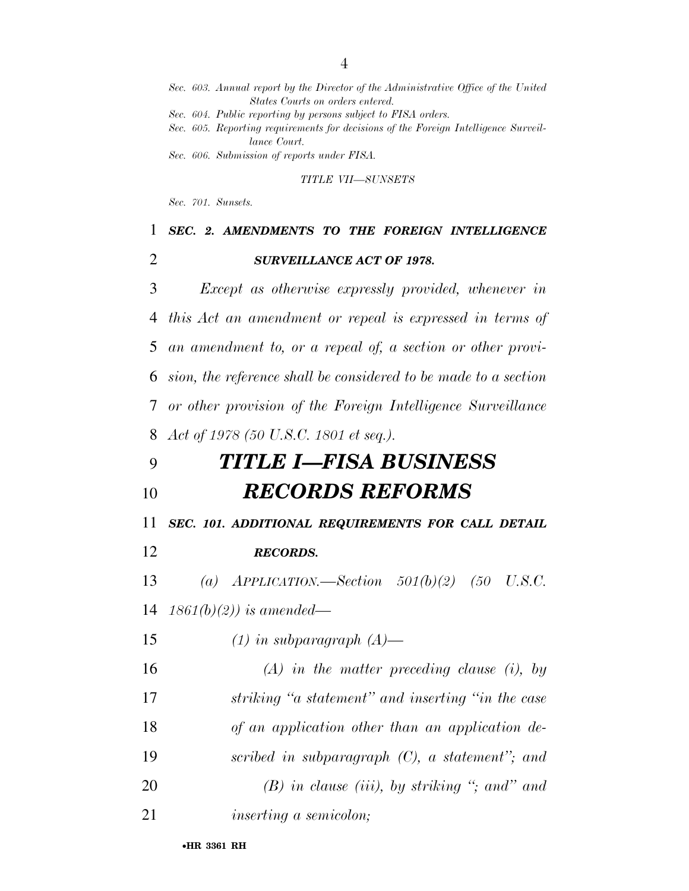*Sec. 603. Annual report by the Director of the Administrative Office of the United States Courts on orders entered.*

*Sec. 604. Public reporting by persons subject to FISA orders.*

*Sec. 605. Reporting requirements for decisions of the Foreign Intelligence Surveillance Court.*

*Sec. 606. Submission of reports under FISA.*

*TITLE VII—SUNSETS*

*Sec. 701. Sunsets.*

### *SEC. 2. AMENDMENTS TO THE FOREIGN INTELLIGENCE SURVEILLANCE ACT OF 1978.*

*Except as otherwise expressly provided, whenever in this Act an amendment or repeal is expressed in terms of an amendment to, or a repeal of, a section or other provision, the reference shall be considered to be made to a section or other provision of the Foreign Intelligence Surveillance Act of 1978 (50 U.S.C. 1801 et seq.).*

# *TITLE I—FISA BUSINESS RECORDS REFORMS*

### *SEC. 101. ADDITIONAL REQUIREMENTS FOR CALL DETAIL RECORDS.*

*(a) APPLICATION.—Section 501(b)(2) (50 U.S.C. 1861(b)(2)) is amended—*

*(1) in subparagraph (A)—*

*(A) in the matter preceding clause (i), by striking "a statement" and inserting "in the case of an application other than an application described in subparagraph (C), a statement"; and*

*(B) in clause (iii), by striking "; and" and inserting a semicolon;*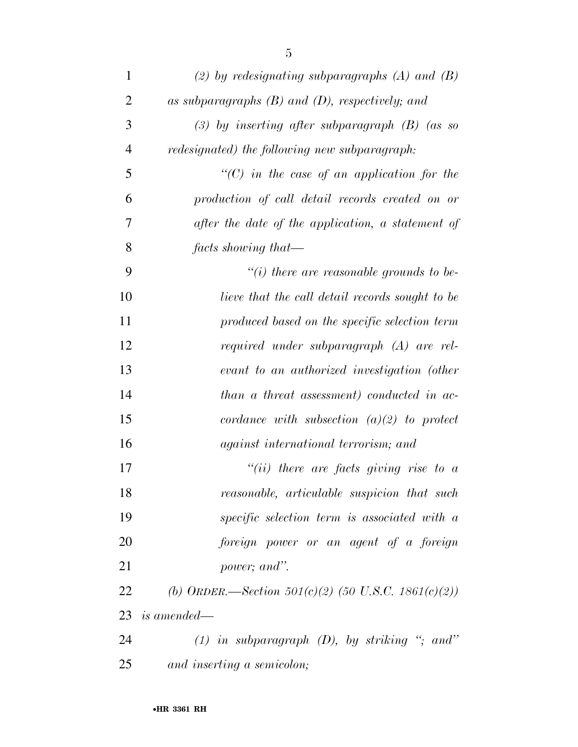*(2) by redesignating subparagraphs (A) and (B) as subparagraphs (B) and (D), respectively; and*

*(3) by inserting after subparagraph (B) (as so redesignated) the following new subparagraph:*

*"(C) in the case of an application for the production of call detail records created on or after the date of the application, a statement of facts showing that—*

*"(i) there are reasonable grounds to believe that the call detail records sought to be produced based on the specific selection term required under subparagraph (A) are relevant to an authorized investigation (other than a threat assessment) conducted in accordance with subsection (a)(2) to protect against international terrorism; and*

*"(ii) there are facts giving rise to a reasonable, articulable suspicion that such specific selection term is associated with a foreign power or an agent of a foreign power; and".*

*(b) ORDER.—Section 501(c)(2) (50 U.S.C. 1861(c)(2)) is amended—*

*(1) in subparagraph (D), by striking "; and" and inserting a semicolon;*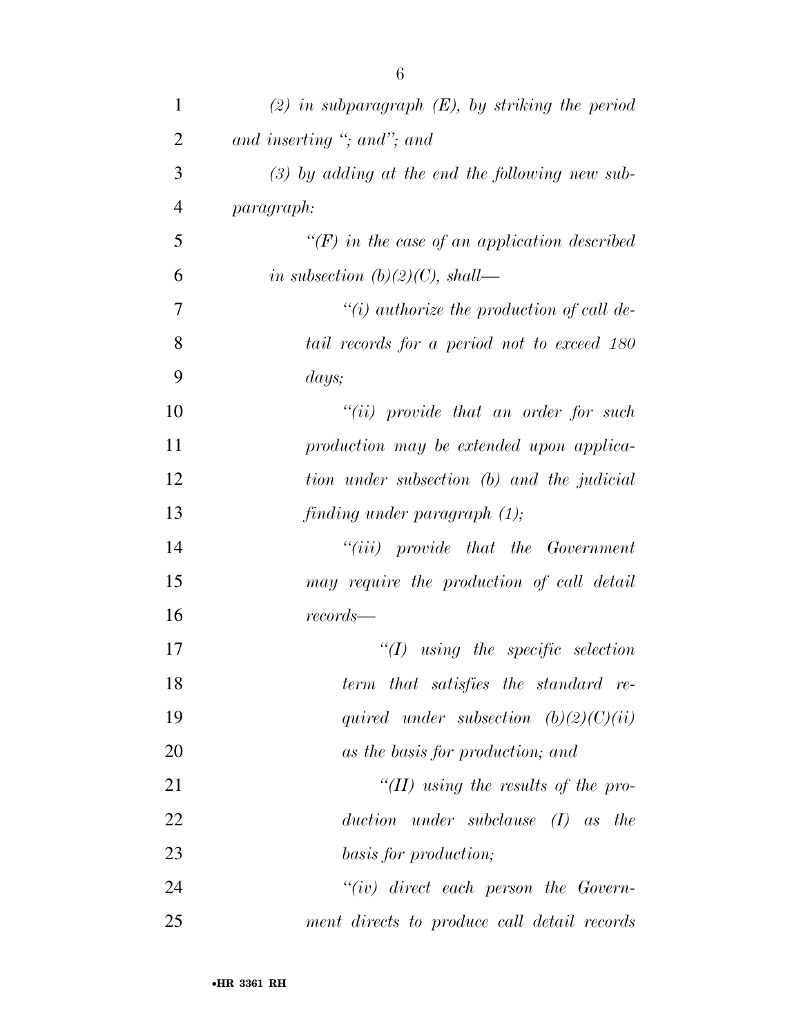*(2) in subparagraph (E), by striking the period and inserting "; and"; and*

*(3) by adding at the end the following new subparagraph:*

*"(F) in the case of an application described in subsection (b)(2)(C), shall—*

*"(i) authorize the production of call detail records for a period not to exceed 180 days;*

*"(ii) provide that an order for such production may be extended upon application under subsection (b) and the judicial finding under paragraph (1);*

*"(iii) provide that the Government may require the production of call detail records—*

*"(I) using the specific selection term that satisfies the standard required under subsection (b)(2)(C)(ii) as the basis for production; and*

*"(II) using the results of the production under subclause (I) as the basis for production;*

*"(iv) direct each person the Government directs to produce call detail records*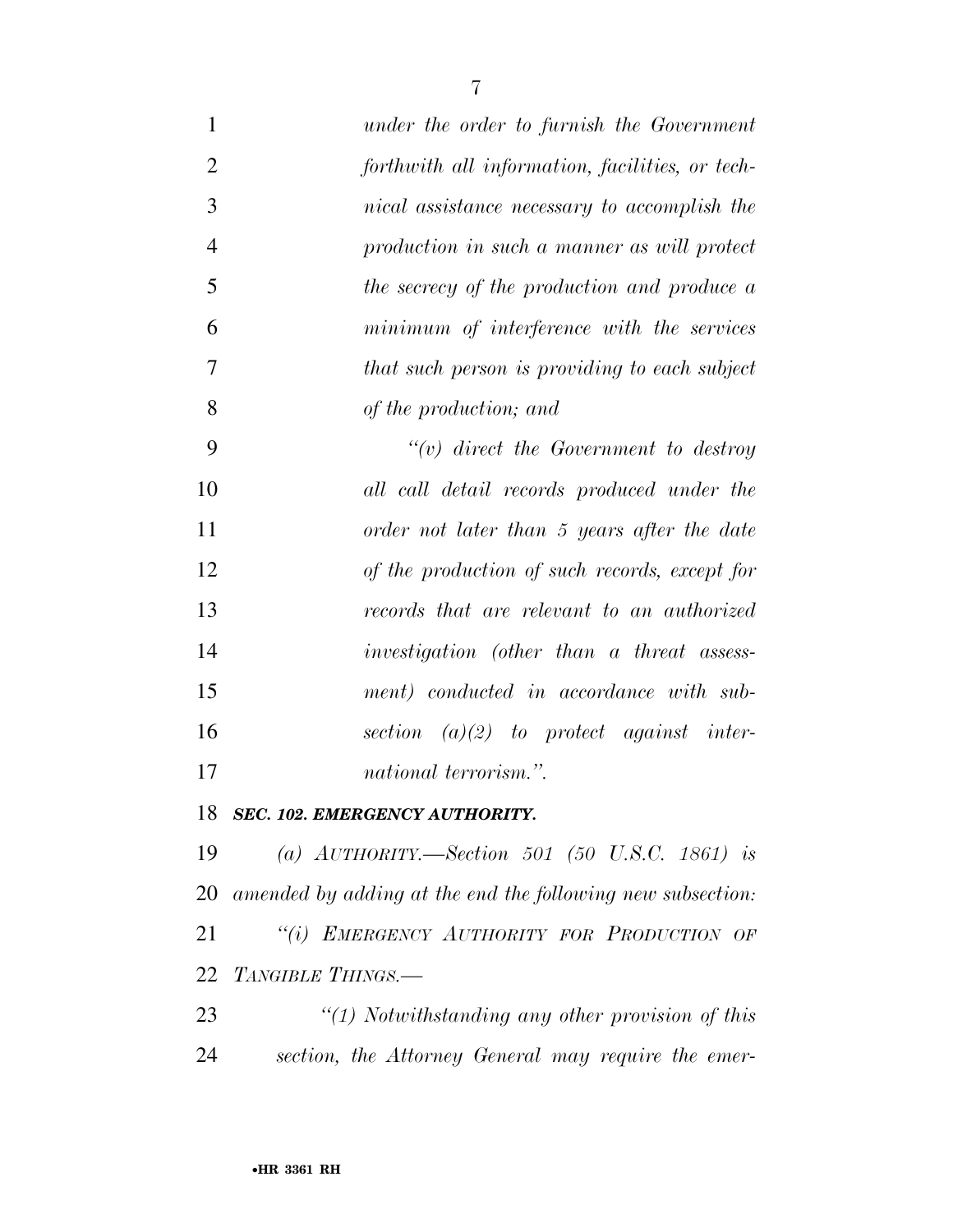*under the order to furnish the Government forthwith all information, facilities, or technical assistance necessary to accomplish the production in such a manner as will protect the secrecy of the production and produce a minimum of interference with the services that such person is providing to each subject of the production; and*

*"(v) direct the Government to destroy all call detail records produced under the order not later than 5 years after the date of the production of such records, except for records that are relevant to an authorized investigation (other than a threat assessment) conducted in accordance with subsection (a)(2) to protect against international terrorism.".*

***SEC. 102. EMERGENCY AUTHORITY.***

*(a) AUTHORITY.—Section 501 (50 U.S.C. 1861) is amended by adding at the end the following new subsection:*

*"(i) EMERGENCY AUTHORITY FOR PRODUCTION OF TANGIBLE THINGS.—*

*"(1) Notwithstanding any other provision of this section, the Attorney General may require the emer-*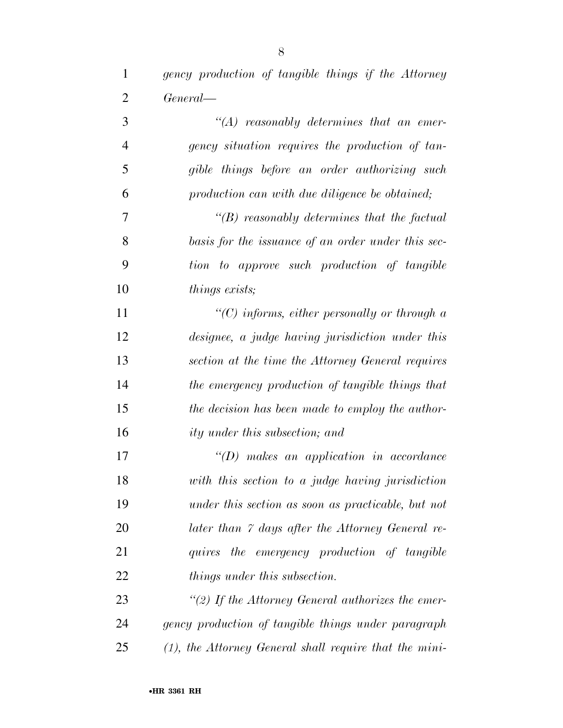*gency production of tangible things if the Attorney General—*

*"(A) reasonably determines that an emergency situation requires the production of tangible things before an order authorizing such production can with due diligence be obtained;*

*"(B) reasonably determines that the factual basis for the issuance of an order under this section to approve such production of tangible things exists;*

*"(C) informs, either personally or through a designee, a judge having jurisdiction under this section at the time the Attorney General requires the emergency production of tangible things that the decision has been made to employ the authority under this subsection; and*

*"(D) makes an application in accordance with this section to a judge having jurisdiction under this section as soon as practicable, but not later than 7 days after the Attorney General requires the emergency production of tangible things under this subsection.*

*"(2) If the Attorney General authorizes the emergency production of tangible things under paragraph (1), the Attorney General shall require that the mini-*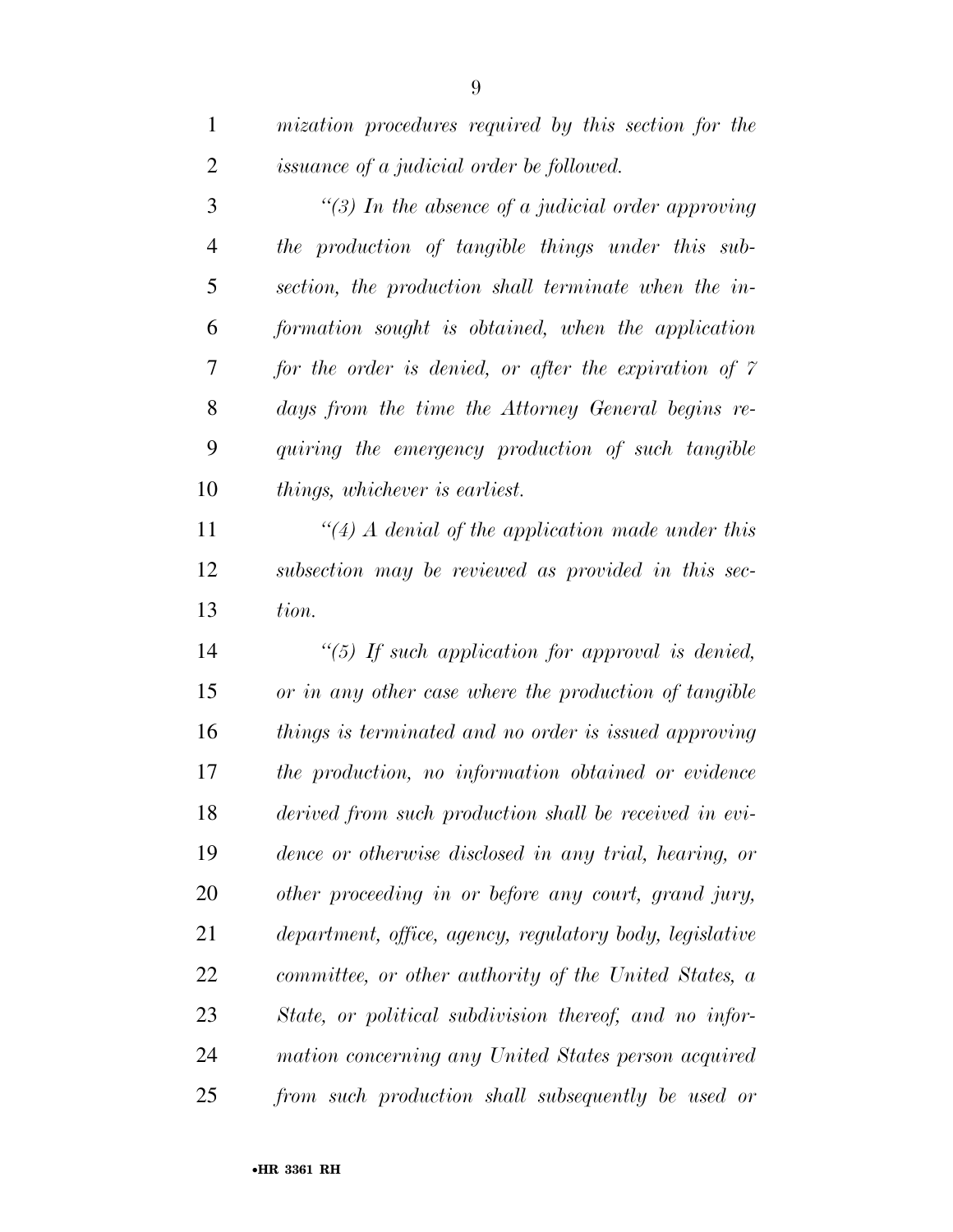*mization procedures required by this section for the issuance of a judicial order be followed.*

*"(3) In the absence of a judicial order approving the production of tangible things under this subsection, the production shall terminate when the information sought is obtained, when the application for the order is denied, or after the expiration of 7 days from the time the Attorney General begins requiring the emergency production of such tangible things, whichever is earliest.*

*"(4) A denial of the application made under this subsection may be reviewed as provided in this section.*

*"(5) If such application for approval is denied, or in any other case where the production of tangible things is terminated and no order is issued approving the production, no information obtained or evidence derived from such production shall be received in evidence or otherwise disclosed in any trial, hearing, or other proceeding in or before any court, grand jury, department, office, agency, regulatory body, legislative committee, or other authority of the United States, a State, or political subdivision thereof, and no information concerning any United States person acquired from such production shall subsequently be used or*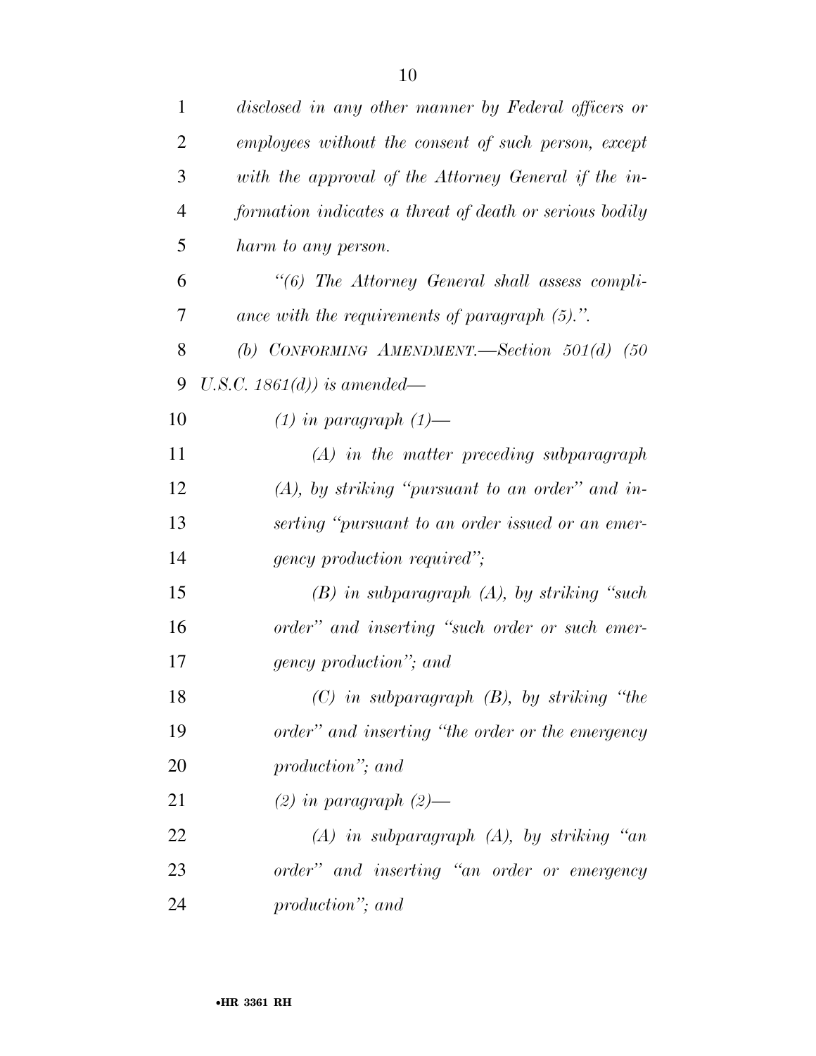*disclosed in any other manner by Federal officers or employees without the consent of such person, except with the approval of the Attorney General if the information indicates a threat of death or serious bodily harm to any person.*

*"(6) The Attorney General shall assess compliance with the requirements of paragraph (5).".*

*(b) CONFORMING AMENDMENT.—Section 501(d) (50 U.S.C. 1861(d)) is amended—*

*(1) in paragraph (1)—*

*(A) in the matter preceding subparagraph (A), by striking "pursuant to an order" and inserting "pursuant to an order issued or an emergency production required";*

*(B) in subparagraph (A), by striking "such order" and inserting "such order or such emergency production"; and*

*(C) in subparagraph (B), by striking "the order" and inserting "the order or the emergency production"; and*

*(2) in paragraph (2)—*

*(A) in subparagraph (A), by striking "an order" and inserting "an order or emergency production"; and*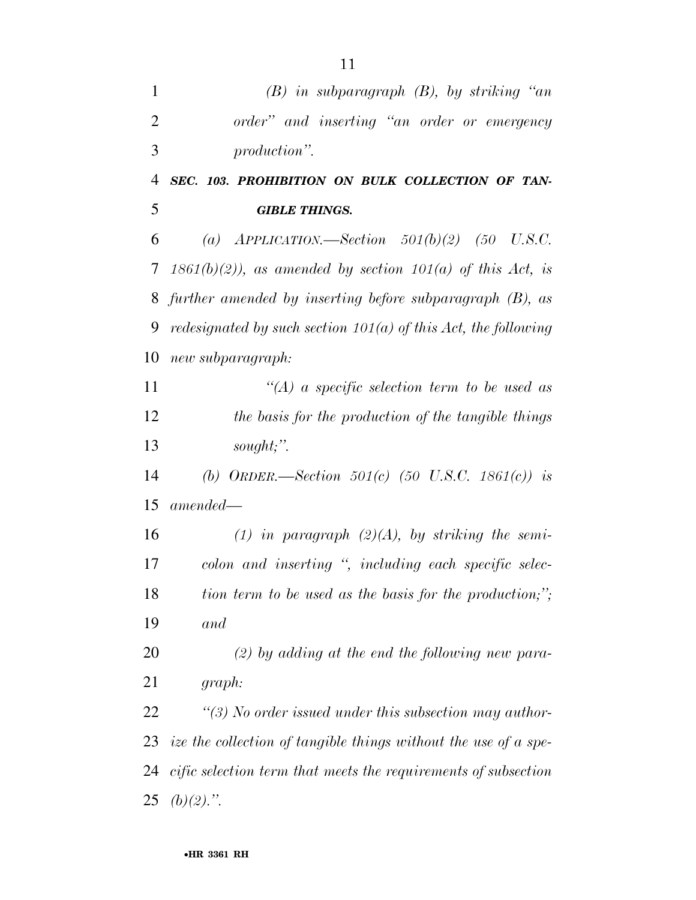*(B) in subparagraph (B), by striking "an order" and inserting "an order or emergency production".*

***SEC. 103. PROHIBITION ON BULK COLLECTION OF TANGIBLE THINGS.***

*(a) APPLICATION.—Section 501(b)(2) (50 U.S.C. 1861(b)(2)), as amended by section 101(a) of this Act, is further amended by inserting before subparagraph (B), as redesignated by such section 101(a) of this Act, the following new subparagraph:*

*"(A) a specific selection term to be used as the basis for the production of the tangible things sought;".*

*(b) ORDER.—Section 501(c) (50 U.S.C. 1861(c)) is amended—*

*(1) in paragraph (2)(A), by striking the semicolon and inserting ", including each specific selection term to be used as the basis for the production;"; and*

*(2) by adding at the end the following new paragraph:*

*"(3) No order issued under this subsection may authorize the collection of tangible things without the use of a specific selection term that meets the requirements of subsection (b)(2).".*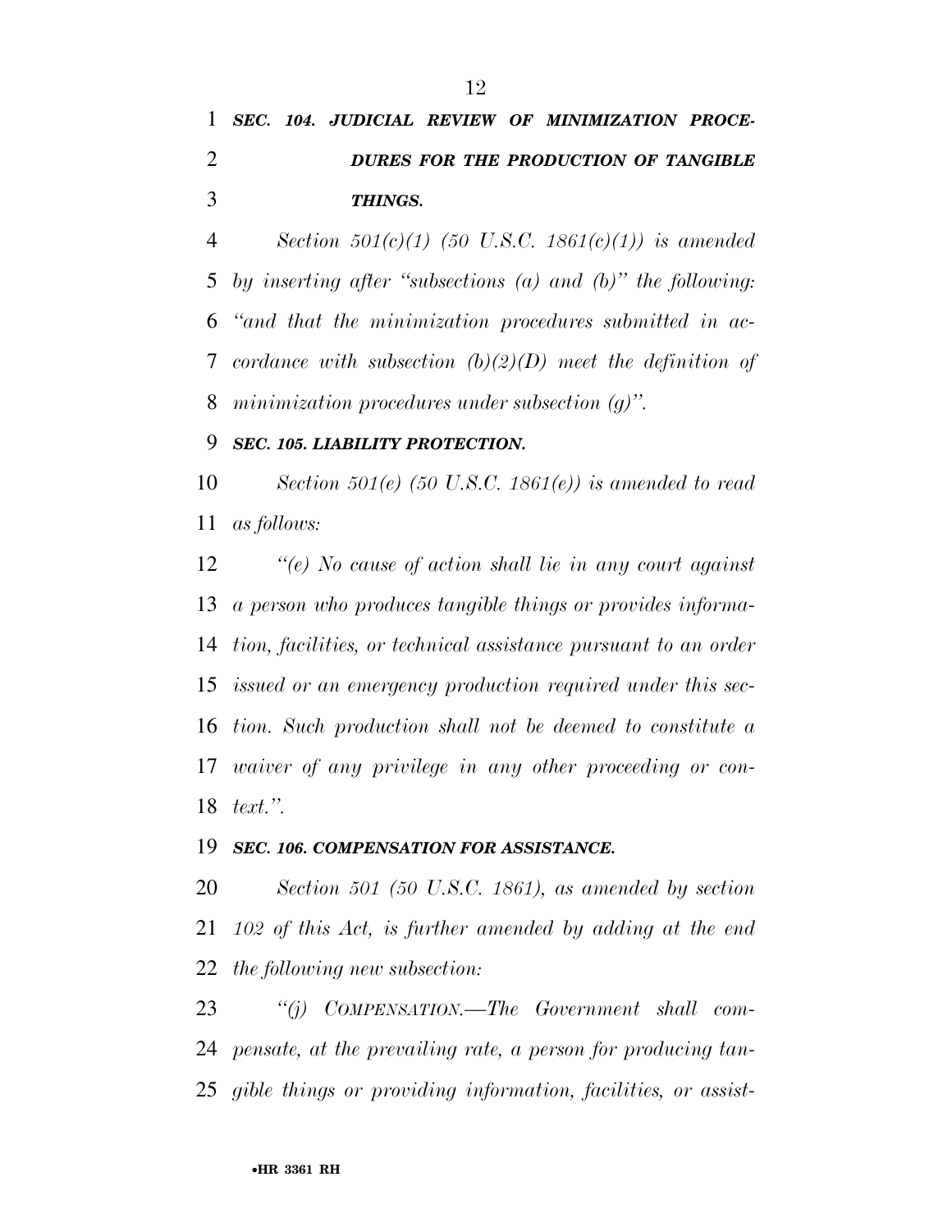***SEC. 104. JUDICIAL REVIEW OF MINIMIZATION PROCEDURES FOR THE PRODUCTION OF TANGIBLE THINGS.***

*Section 501(c)(1) (50 U.S.C. 1861(c)(1)) is amended by inserting after "subsections (a) and (b)" the following: "and that the minimization procedures submitted in accordance with subsection (b)(2)(D) meet the definition of minimization procedures under subsection (g)".*

***SEC. 105. LIABILITY PROTECTION.***

*Section 501(e) (50 U.S.C. 1861(e)) is amended to read as follows:*

*"(e) No cause of action shall lie in any court against a person who produces tangible things or provides information, facilities, or technical assistance pursuant to an order issued or an emergency production required under this section. Such production shall not be deemed to constitute a waiver of any privilege in any other proceeding or context.".*

***SEC. 106. COMPENSATION FOR ASSISTANCE.***

*Section 501 (50 U.S.C. 1861), as amended by section 102 of this Act, is further amended by adding at the end the following new subsection:*

*"(j) COMPENSATION.—The Government shall compensate, at the prevailing rate, a person for producing tangible things or providing information, facilities, or assist-*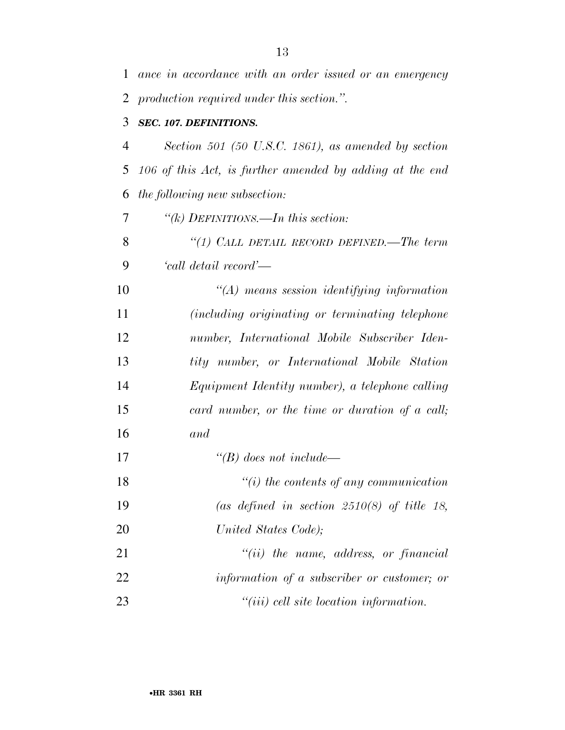*ance in accordance with an order issued or an emergency production required under this section.''.*

***SEC. 107. DEFINITIONS.***

*Section 501 (50 U.S.C. 1861), as amended by section 106 of this Act, is further amended by adding at the end the following new subsection:*

*''(k) DEFINITIONS.—In this section:*

*''(1) CALL DETAIL RECORD DEFINED.—The term 'call detail record'—*

*''(A) means session identifying information (including originating or terminating telephone number, International Mobile Subscriber Identity number, or International Mobile Station Equipment Identity number), a telephone calling card number, or the time or duration of a call; and*

*''(B) does not include—*

*''(i) the contents of any communication (as defined in section 2510(8) of title 18, United States Code);*

*''(ii) the name, address, or financial information of a subscriber or customer; or*

*''(iii) cell site location information.*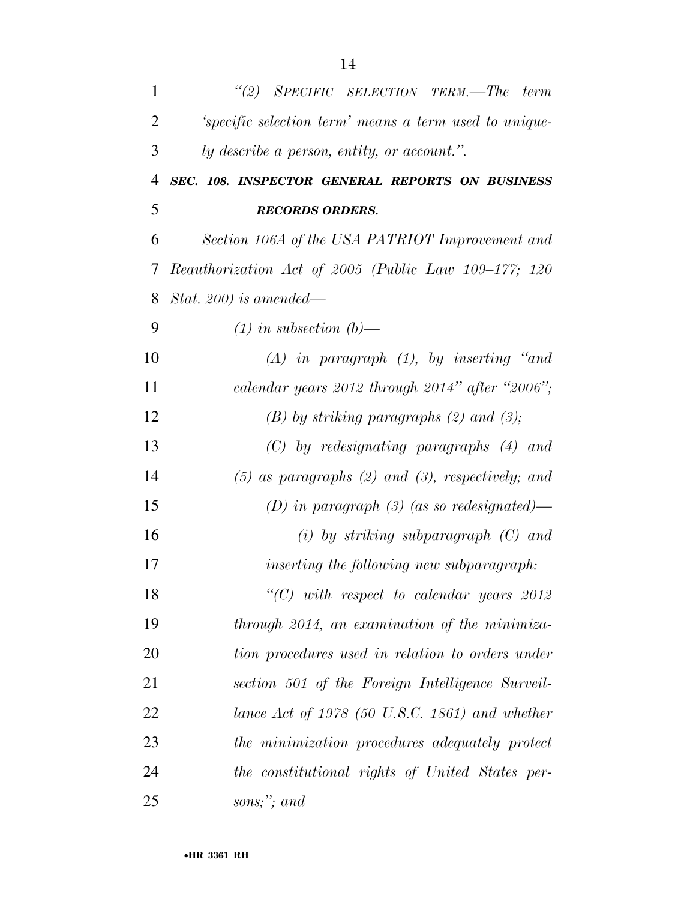*"(2) SPECIFIC SELECTION TERM.—The term 'specific selection term' means a term used to uniquely describe a person, entity, or account.".*

***SEC. 108. INSPECTOR GENERAL REPORTS ON BUSINESS RECORDS ORDERS.***

*Section 106A of the USA PATRIOT Improvement and Reauthorization Act of 2005 (Public Law 109–177; 120 Stat. 200) is amended—*

*(1) in subsection (b)—*

*(A) in paragraph (1), by inserting "and calendar years 2012 through 2014" after "2006";*

*(B) by striking paragraphs (2) and (3);*

*(C) by redesignating paragraphs (4) and (5) as paragraphs (2) and (3), respectively; and*

*(D) in paragraph (3) (as so redesignated)—*

*(i) by striking subparagraph (C) and inserting the following new subparagraph:*

*"(C) with respect to calendar years 2012 through 2014, an examination of the minimization procedures used in relation to orders under section 501 of the Foreign Intelligence Surveillance Act of 1978 (50 U.S.C. 1861) and whether the minimization procedures adequately protect the constitutional rights of United States persons;"; and*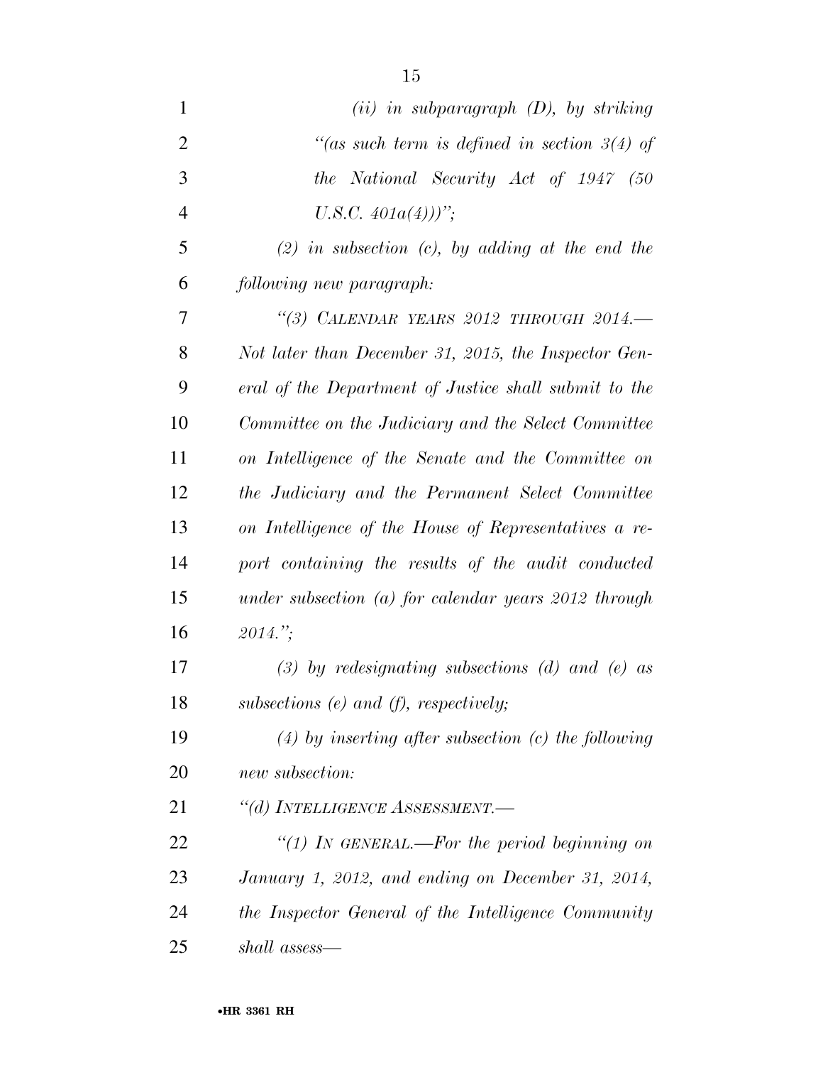*(ii) in subparagraph (D), by striking "(as such term is defined in section 3(4) of the National Security Act of 1947 (50 U.S.C. 401a(4)))";*

*(2) in subsection (c), by adding at the end the following new paragraph:*

*"(3) CALENDAR YEARS 2012 THROUGH 2014.—Not later than December 31, 2015, the Inspector General of the Department of Justice shall submit to the Committee on the Judiciary and the Select Committee on Intelligence of the Senate and the Committee on the Judiciary and the Permanent Select Committee on Intelligence of the House of Representatives a report containing the results of the audit conducted under subsection (a) for calendar years 2012 through 2014.";*

*(3) by redesignating subsections (d) and (e) as subsections (e) and (f), respectively;*

*(4) by inserting after subsection (c) the following new subsection:*

*"(d) INTELLIGENCE ASSESSMENT.—*

*"(1) IN GENERAL.—For the period beginning on January 1, 2012, and ending on December 31, 2014, the Inspector General of the Intelligence Community shall assess—*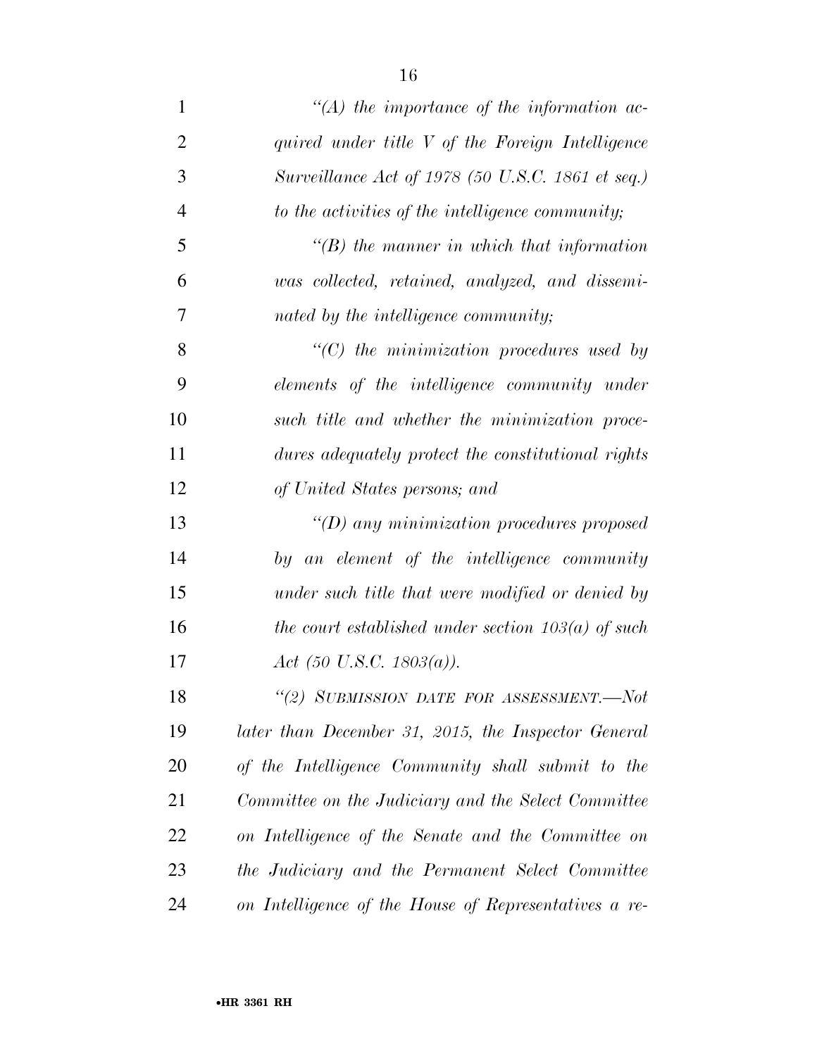*''(A) the importance of the information acquired under title V of the Foreign Intelligence Surveillance Act of 1978 (50 U.S.C. 1861 et seq.) to the activities of the intelligence community;*

*''(B) the manner in which that information was collected, retained, analyzed, and disseminated by the intelligence community;*

*''(C) the minimization procedures used by elements of the intelligence community under such title and whether the minimization procedures adequately protect the constitutional rights of United States persons; and*

*''(D) any minimization procedures proposed by an element of the intelligence community under such title that were modified or denied by the court established under section 103(a) of such Act (50 U.S.C. 1803(a)).*

*''(2) SUBMISSION DATE FOR ASSESSMENT.—Not later than December 31, 2015, the Inspector General of the Intelligence Community shall submit to the Committee on the Judiciary and the Select Committee on Intelligence of the Senate and the Committee on the Judiciary and the Permanent Select Committee on Intelligence of the House of Representatives a re-*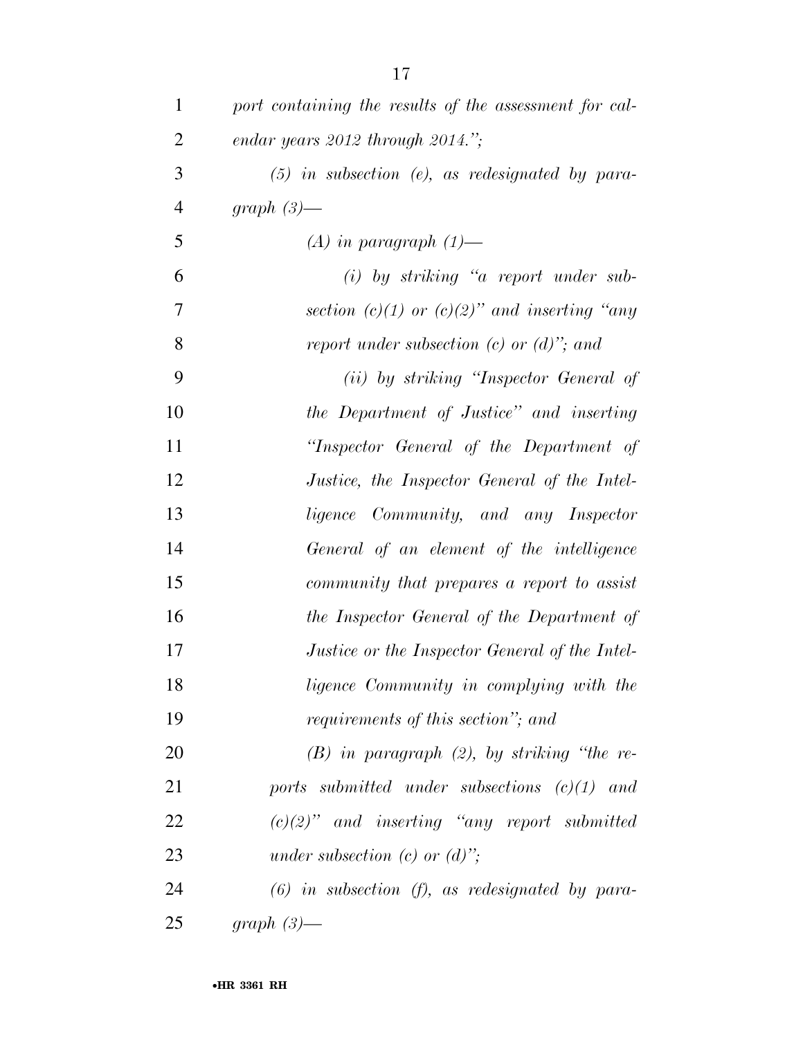*port containing the results of the assessment for calendar years 2012 through 2014.";*

*(5) in subsection (e), as redesignated by paragraph (3)—*

*(A) in paragraph (1)—*

*(i) by striking "a report under subsection (c)(1) or (c)(2)" and inserting "any report under subsection (c) or (d)"; and*

*(ii) by striking "Inspector General of the Department of Justice" and inserting "Inspector General of the Department of Justice, the Inspector General of the Intelligence Community, and any Inspector General of an element of the intelligence community that prepares a report to assist the Inspector General of the Department of Justice or the Inspector General of the Intelligence Community in complying with the requirements of this section"; and*

*(B) in paragraph (2), by striking "the reports submitted under subsections (c)(1) and (c)(2)" and inserting "any report submitted under subsection (c) or (d)";*

*(6) in subsection (f), as redesignated by paragraph (3)—*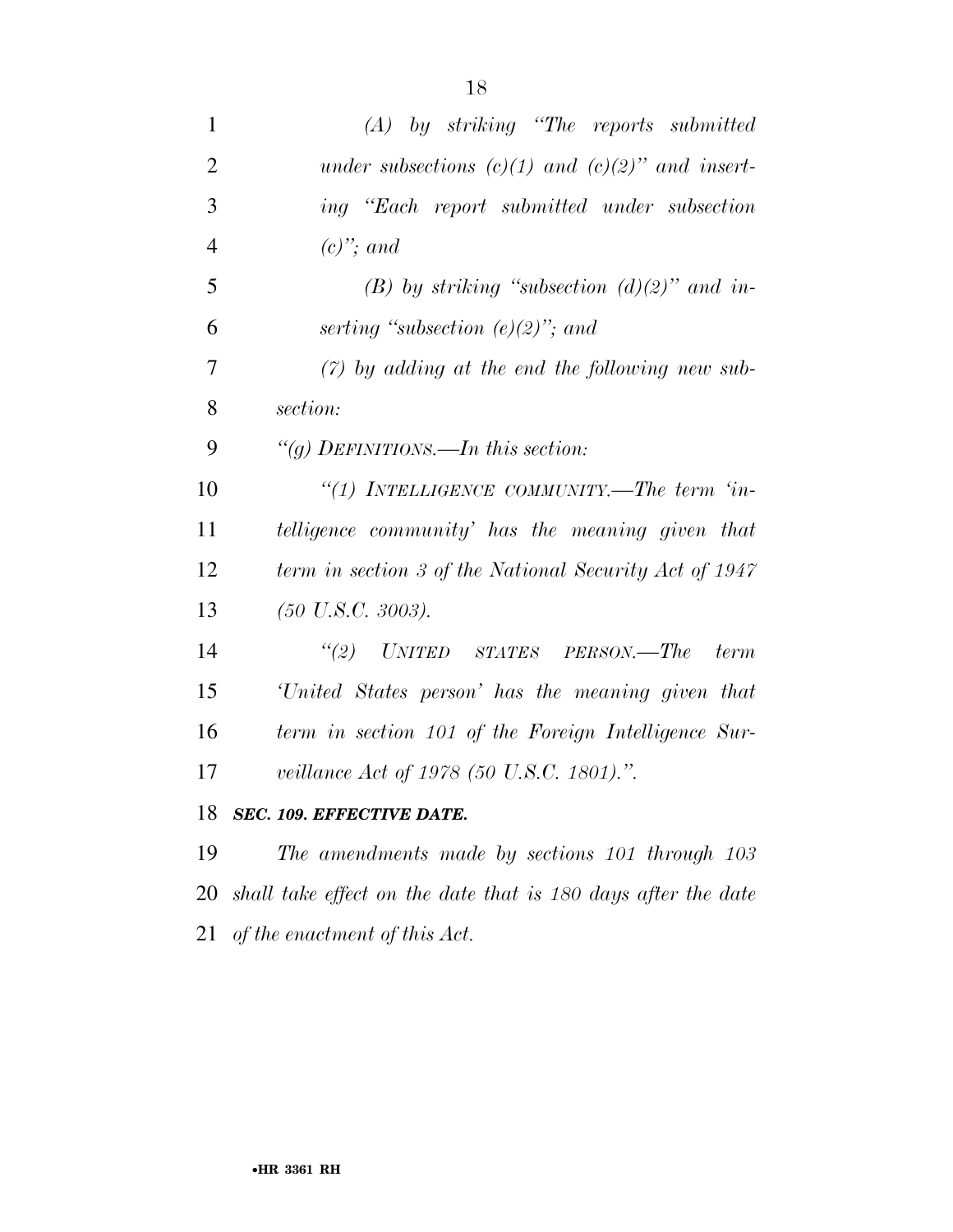*(A) by striking "The reports submitted under subsections (c)(1) and (c)(2)" and inserting "Each report submitted under subsection (c)"; and*

*(B) by striking "subsection (d)(2)" and inserting "subsection (e)(2)"; and*

*(7) by adding at the end the following new subsection:*

*"(g) DEFINITIONS.—In this section:*

*"(1) INTELLIGENCE COMMUNITY.—The term 'intelligence community' has the meaning given that term in section 3 of the National Security Act of 1947 (50 U.S.C. 3003).*

*"(2) UNITED STATES PERSON.—The term 'United States person' has the meaning given that term in section 101 of the Foreign Intelligence Surveillance Act of 1978 (50 U.S.C. 1801).".*

***SEC. 109. EFFECTIVE DATE.***

*The amendments made by sections 101 through 103 shall take effect on the date that is 180 days after the date of the enactment of this Act.*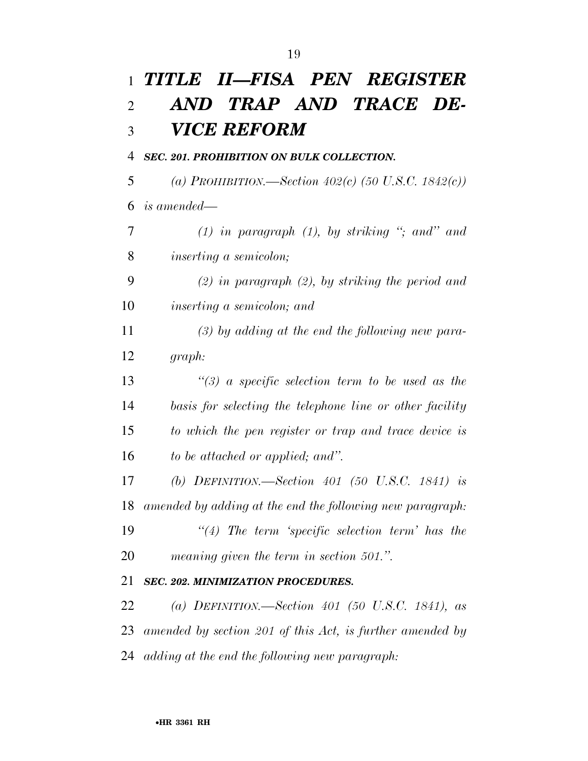# *TITLE II—FISA PEN REGISTER AND TRAP AND TRACE DEVICE REFORM*

### *SEC. 201. PROHIBITION ON BULK COLLECTION.*

*(a) PROHIBITION.—Section 402(c) (50 U.S.C. 1842(c)) is amended—*

*(1) in paragraph (1), by striking "; and" and inserting a semicolon;*

*(2) in paragraph (2), by striking the period and inserting a semicolon; and*

*(3) by adding at the end the following new paragraph:*

*"(3) a specific selection term to be used as the basis for selecting the telephone line or other facility to which the pen register or trap and trace device is to be attached or applied; and".*

*(b) DEFINITION.—Section 401 (50 U.S.C. 1841) is amended by adding at the end the following new paragraph:*

*"(4) The term 'specific selection term' has the meaning given the term in section 501.".*

### *SEC. 202. MINIMIZATION PROCEDURES.*

*(a) DEFINITION.—Section 401 (50 U.S.C. 1841), as amended by section 201 of this Act, is further amended by adding at the end the following new paragraph:*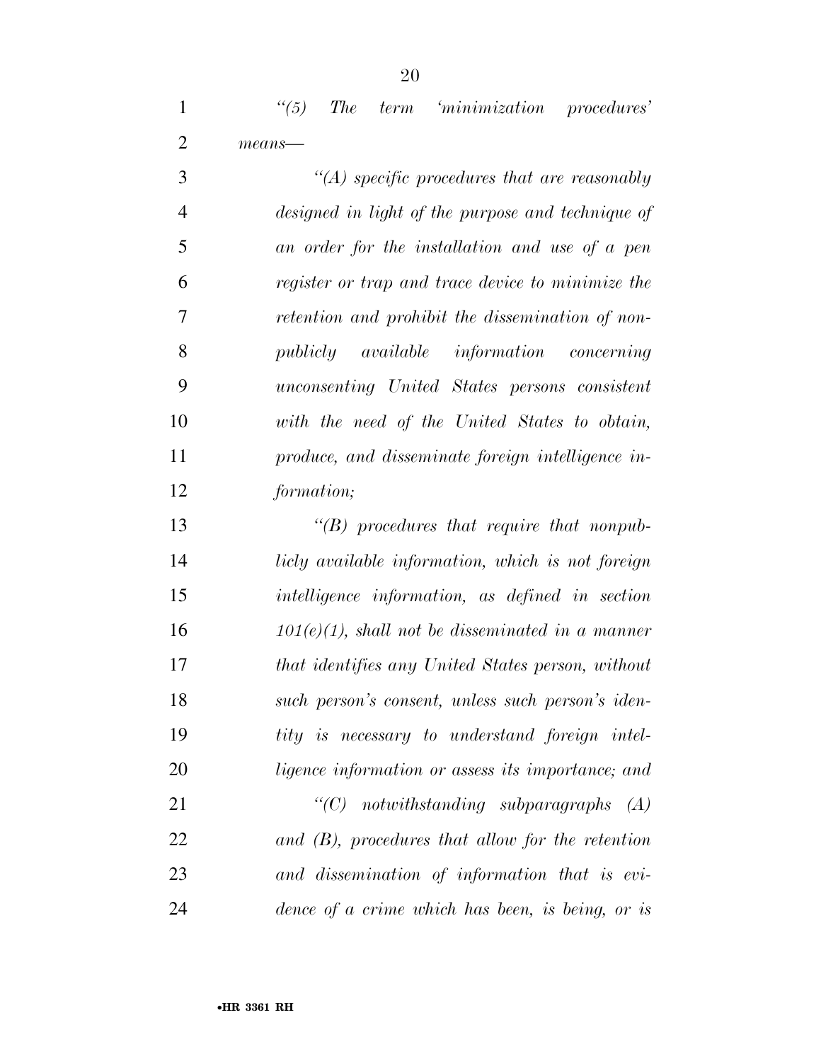*"(5) The term 'minimization procedures' means—*

*"(A) specific procedures that are reasonably designed in light of the purpose and technique of an order for the installation and use of a pen register or trap and trace device to minimize the retention and prohibit the dissemination of non-publicly available information concerning unconsenting United States persons consistent with the need of the United States to obtain, produce, and disseminate foreign intelligence information;*

*"(B) procedures that require that nonpublicly available information, which is not foreign intelligence information, as defined in section 101(e)(1), shall not be disseminated in a manner that identifies any United States person, without such person's consent, unless such person's identity is necessary to understand foreign intelligence information or assess its importance; and*

*"(C) notwithstanding subparagraphs (A) and (B), procedures that allow for the retention and dissemination of information that is evidence of a crime which has been, is being, or is*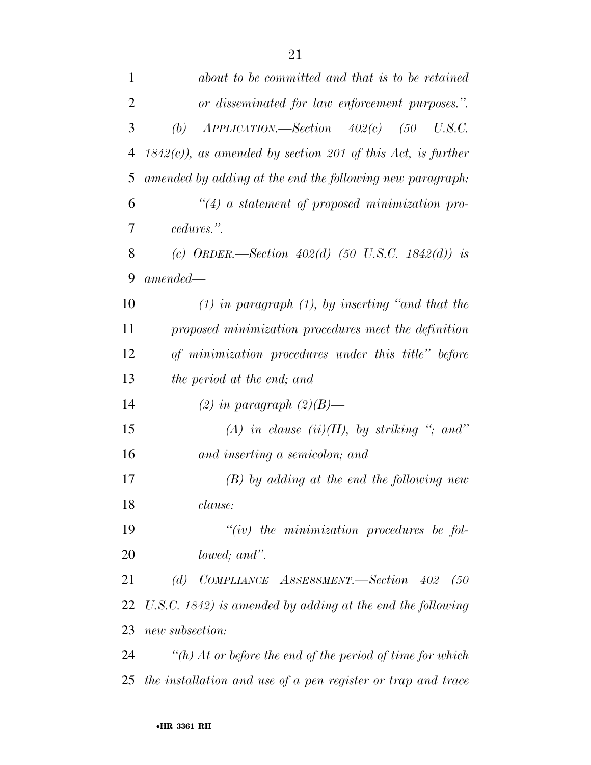*about to be committed and that is to be retained or disseminated for law enforcement purposes.''.*

*(b) APPLICATION.—Section 402(c) (50 U.S.C. 1842(c)), as amended by section 201 of this Act, is further amended by adding at the end the following new paragraph:*

*''(4) a statement of proposed minimization procedures.''.*

*(c) ORDER.—Section 402(d) (50 U.S.C. 1842(d)) is amended—*

*(1) in paragraph (1), by inserting ''and that the proposed minimization procedures meet the definition of minimization procedures under this title'' before the period at the end; and*

*(2) in paragraph (2)(B)—*

*(A) in clause (ii)(II), by striking ''; and'' and inserting a semicolon; and*

*(B) by adding at the end the following new clause:*

*''(iv) the minimization procedures be followed; and''.*

*(d) COMPLIANCE ASSESSMENT.—Section 402 (50 U.S.C. 1842) is amended by adding at the end the following new subsection:*

*''(h) At or before the end of the period of time for which the installation and use of a pen register or trap and trace*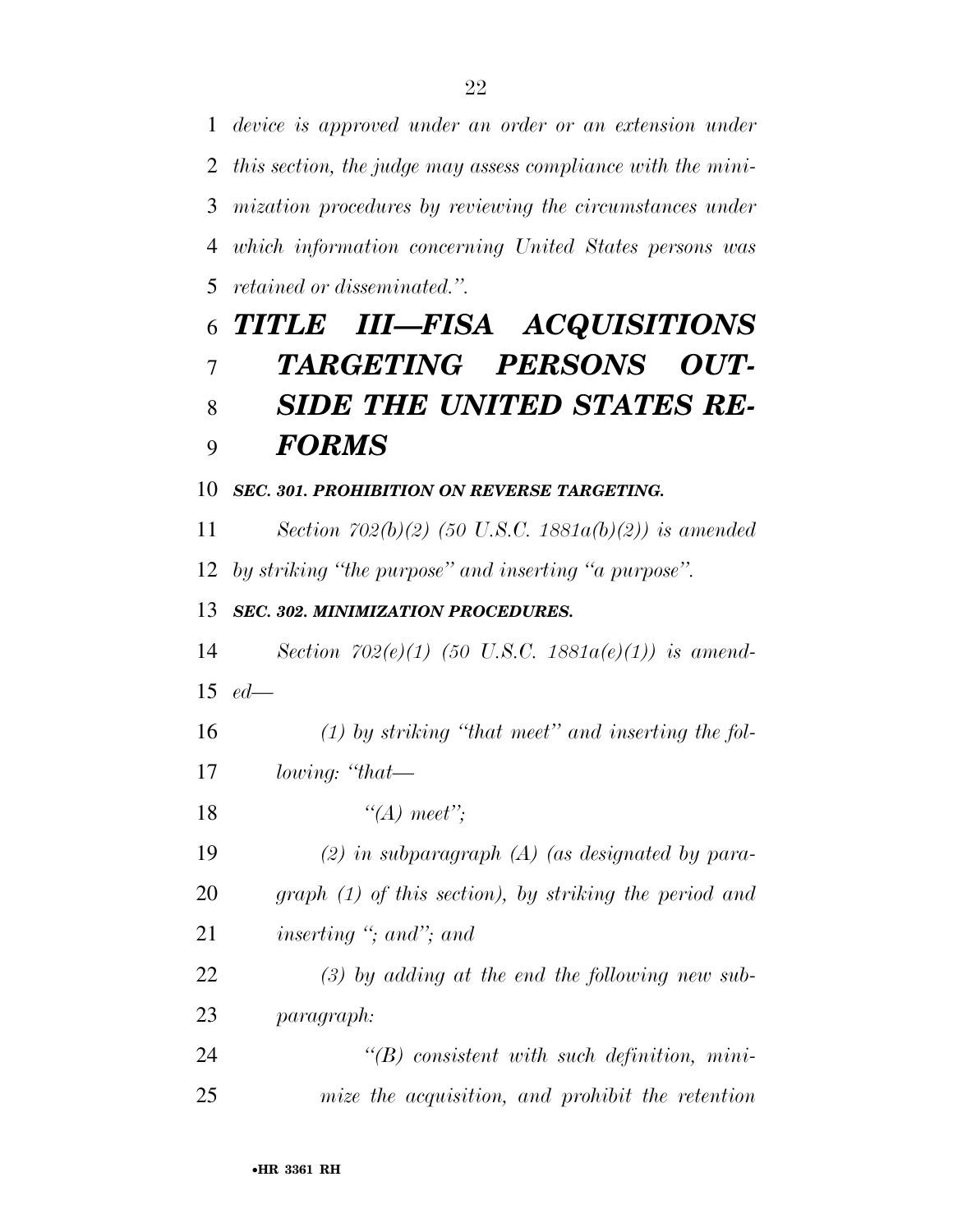*device is approved under an order or an extension under this section, the judge may assess compliance with the minimization procedures by reviewing the circumstances under which information concerning United States persons was retained or disseminated.''.*

# *TITLE III—FISA ACQUISITIONS TARGETING PERSONS OUTSIDE THE UNITED STATES REFORMS*

### *SEC. 301. PROHIBITION ON REVERSE TARGETING.*

*Section 702(b)(2) (50 U.S.C. 1881a(b)(2)) is amended by striking ''the purpose'' and inserting ''a purpose''.*

### *SEC. 302. MINIMIZATION PROCEDURES.*

*Section 702(e)(1) (50 U.S.C. 1881a(e)(1)) is amended—*

*(1) by striking ''that meet'' and inserting the following: ''that—*

*''(A) meet'';*

*(2) in subparagraph (A) (as designated by paragraph (1) of this section), by striking the period and inserting ''; and''; and*

*(3) by adding at the end the following new subparagraph:*

*''(B) consistent with such definition, minimize the acquisition, and prohibit the retention*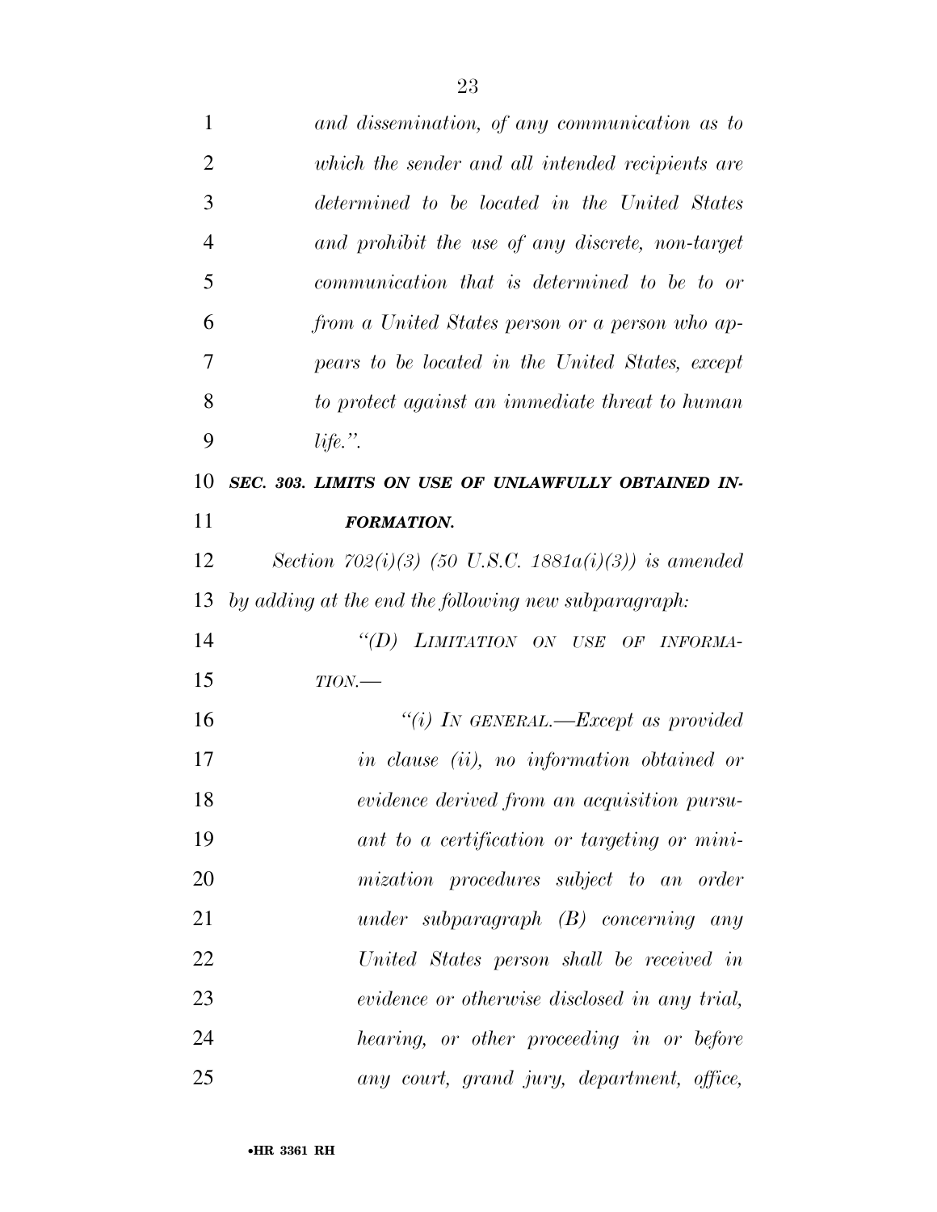*and dissemination, of any communication as to which the sender and all intended recipients are determined to be located in the United States and prohibit the use of any discrete, non-target communication that is determined to be to or from a United States person or a person who appears to be located in the United States, except to protect against an immediate threat to human life.".*

***SEC. 303. LIMITS ON USE OF UNLAWFULLY OBTAINED INFORMATION.***

*Section 702(i)(3) (50 U.S.C. 1881a(i)(3)) is amended by adding at the end the following new subparagraph:*

*"(D) LIMITATION ON USE OF INFORMATION.—*

*"(i) IN GENERAL.—Except as provided in clause (ii), no information obtained or evidence derived from an acquisition pursuant to a certification or targeting or minimization procedures subject to an order under subparagraph (B) concerning any United States person shall be received in evidence or otherwise disclosed in any trial, hearing, or other proceeding in or before any court, grand jury, department, office,*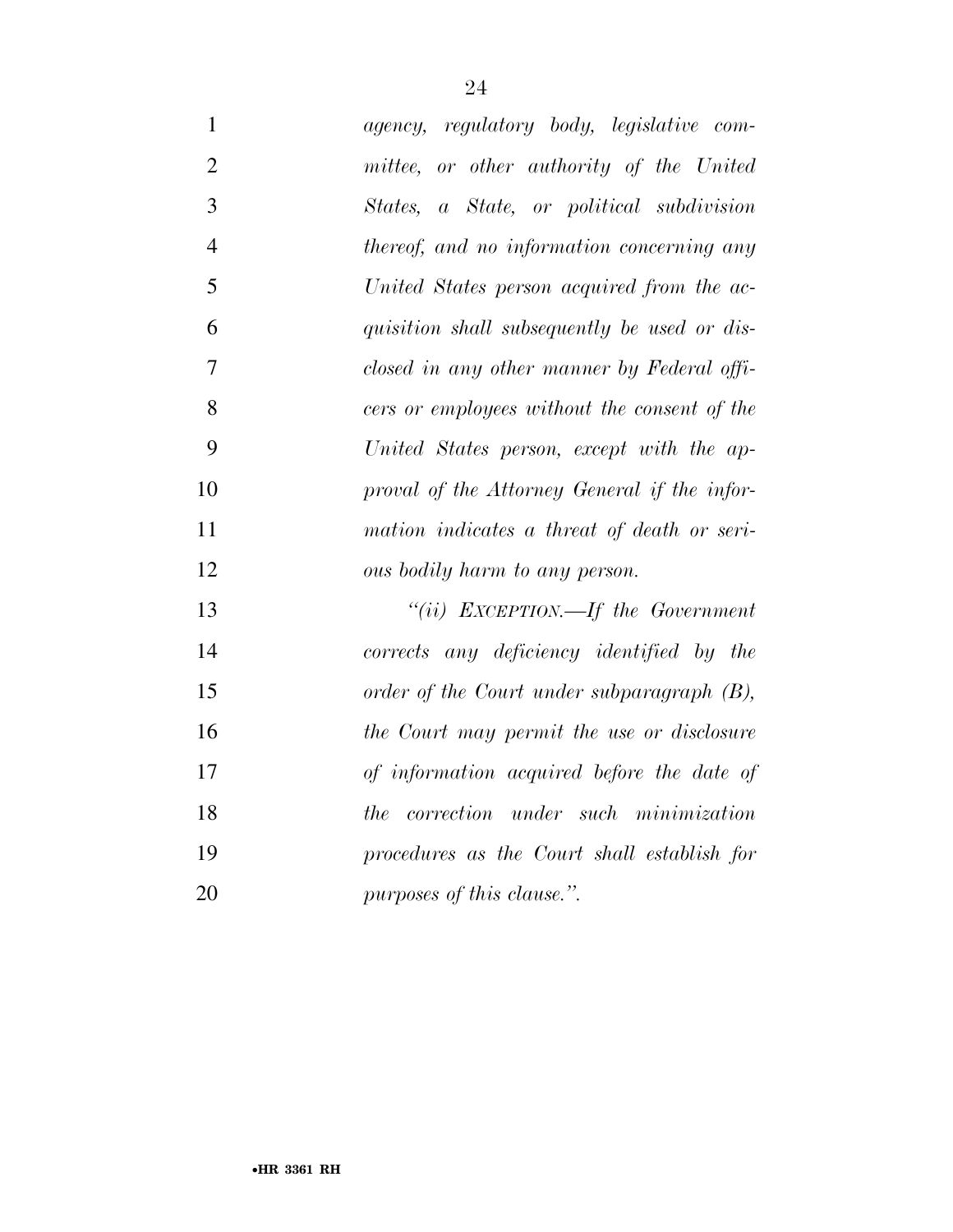*agency, regulatory body, legislative committee, or other authority of the United States, a State, or political subdivision thereof, and no information concerning any United States person acquired from the acquisition shall subsequently be used or disclosed in any other manner by Federal officers or employees without the consent of the United States person, except with the approval of the Attorney General if the information indicates a threat of death or serious bodily harm to any person.*

*"(ii) EXCEPTION.—If the Government corrects any deficiency identified by the order of the Court under subparagraph (B), the Court may permit the use or disclosure of information acquired before the date of the correction under such minimization procedures as the Court shall establish for purposes of this clause.".*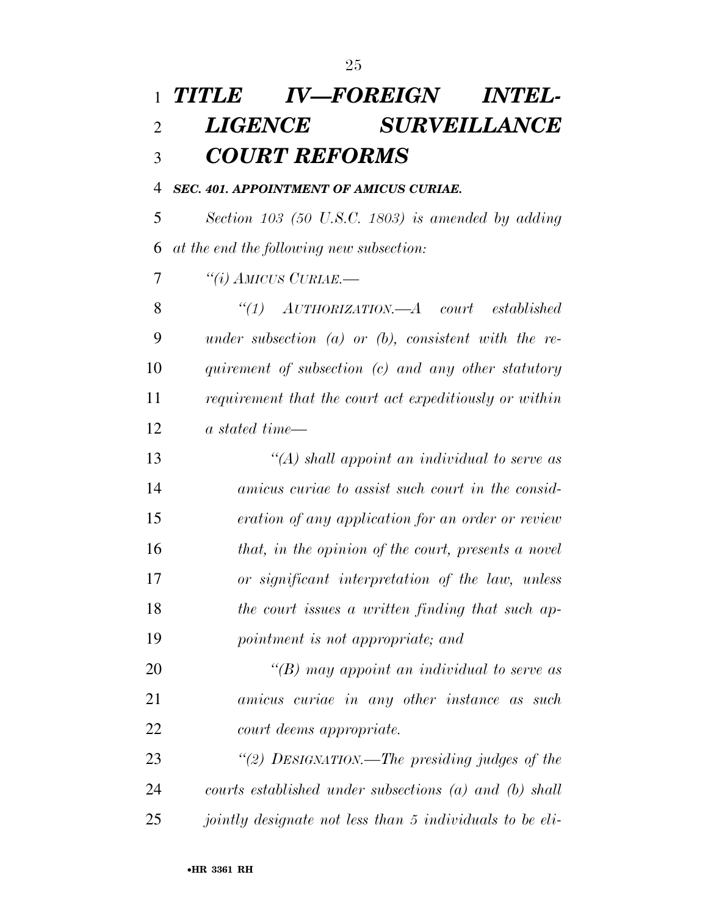# *TITLE IV—FOREIGN INTELLIGENCE SURVEILLANCE COURT REFORMS*

### *SEC. 401. APPOINTMENT OF AMICUS CURIAE.*

*Section 103 (50 U.S.C. 1803) is amended by adding at the end the following new subsection:*

*"(i) AMICUS CURIAE.—*

*"(1) AUTHORIZATION.—A court established under subsection (a) or (b), consistent with the requirement of subsection (c) and any other statutory requirement that the court act expeditiously or within a stated time—*

*"(A) shall appoint an individual to serve as amicus curiae to assist such court in the consideration of any application for an order or review that, in the opinion of the court, presents a novel or significant interpretation of the law, unless the court issues a written finding that such appointment is not appropriate; and*

*"(B) may appoint an individual to serve as amicus curiae in any other instance as such court deems appropriate.*

*"(2) DESIGNATION.—The presiding judges of the courts established under subsections (a) and (b) shall jointly designate not less than 5 individuals to be eli-*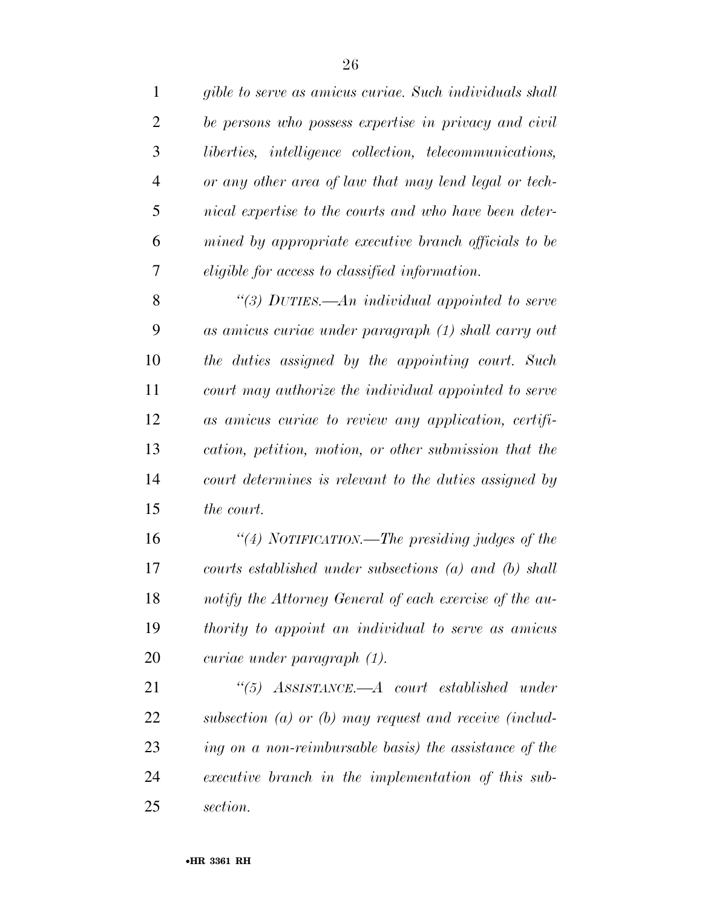*gible to serve as amicus curiae. Such individuals shall be persons who possess expertise in privacy and civil liberties, intelligence collection, telecommunications, or any other area of law that may lend legal or technical expertise to the courts and who have been determined by appropriate executive branch officials to be eligible for access to classified information.*

*"(3) DUTIES.—An individual appointed to serve as amicus curiae under paragraph (1) shall carry out the duties assigned by the appointing court. Such court may authorize the individual appointed to serve as amicus curiae to review any application, certification, petition, motion, or other submission that the court determines is relevant to the duties assigned by the court.*

*"(4) NOTIFICATION.—The presiding judges of the courts established under subsections (a) and (b) shall notify the Attorney General of each exercise of the authority to appoint an individual to serve as amicus curiae under paragraph (1).*

*"(5) ASSISTANCE.—A court established under subsection (a) or (b) may request and receive (including on a non-reimbursable basis) the assistance of the executive branch in the implementation of this subsection.*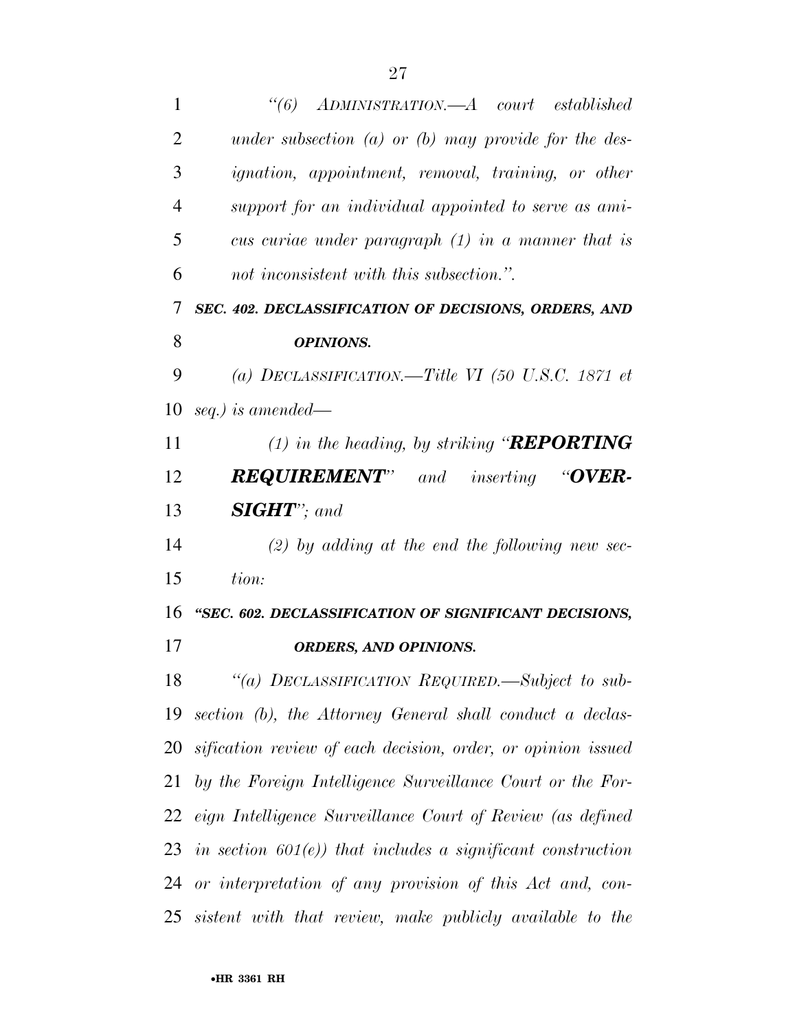*"(6) ADMINISTRATION.—A court established under subsection (a) or (b) may provide for the designation, appointment, removal, training, or other support for an individual appointed to serve as amicus curiae under paragraph (1) in a manner that is not inconsistent with this subsection.".*

***SEC. 402. DECLASSIFICATION OF DECISIONS, ORDERS, AND OPINIONS.***

*(a) DECLASSIFICATION.—Title VI (50 U.S.C. 1871 et seq.) is amended—*

*(1) in the heading, by striking "**REPORTING REQUIREMENT**" and inserting "**OVERSIGHT**"; and*

*(2) by adding at the end the following new section:*

***"SEC. 602. DECLASSIFICATION OF SIGNIFICANT DECISIONS, ORDERS, AND OPINIONS.***

*"(a) DECLASSIFICATION REQUIRED.—Subject to subsection (b), the Attorney General shall conduct a declassification review of each decision, order, or opinion issued by the Foreign Intelligence Surveillance Court or the Foreign Intelligence Surveillance Court of Review (as defined in section 601(e)) that includes a significant construction or interpretation of any provision of this Act and, consistent with that review, make publicly available to the*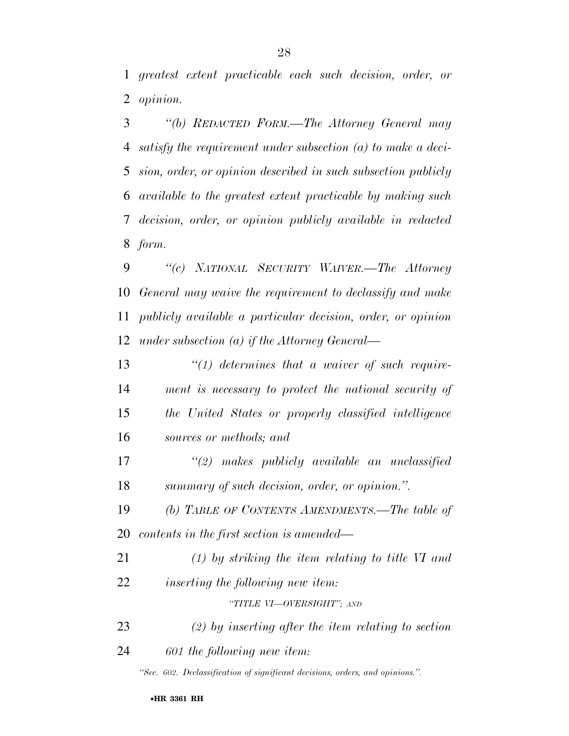*greatest extent practicable each such decision, order, or opinion.*

*"(b) REDACTED FORM.—The Attorney General may satisfy the requirement under subsection (a) to make a decision, order, or opinion described in such subsection publicly available to the greatest extent practicable by making such decision, order, or opinion publicly available in redacted form.*

*"(c) NATIONAL SECURITY WAIVER.—The Attorney General may waive the requirement to declassify and make publicly available a particular decision, order, or opinion under subsection (a) if the Attorney General—*

*"(1) determines that a waiver of such requirement is necessary to protect the national security of the United States or properly classified intelligence sources or methods; and*

*"(2) makes publicly available an unclassified summary of such decision, order, or opinion.".*

*(b) TABLE OF CONTENTS AMENDMENTS.—The table of contents in the first section is amended—*

*(1) by striking the item relating to title VI and inserting the following new item:*

*"TITLE VI—OVERSIGHT"; AND*

*(2) by inserting after the item relating to section 601 the following new item:*

*"Sec. 602. Declassification of significant decisions, orders, and opinions.".*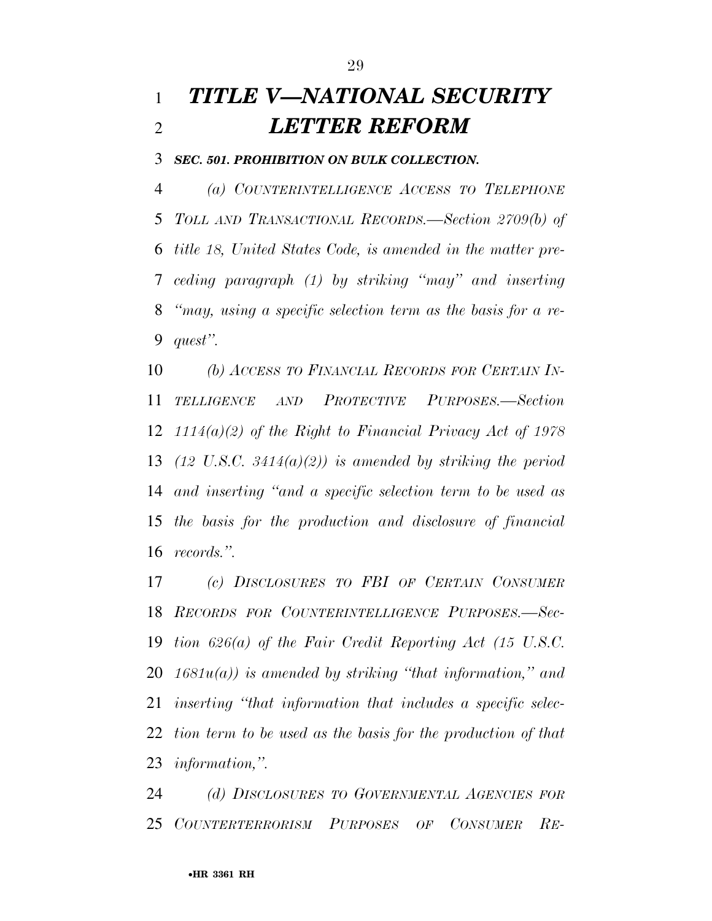# *TITLE V—NATIONAL SECURITY LETTER REFORM*

### *SEC. 501. PROHIBITION ON BULK COLLECTION.*

*(a) COUNTERINTELLIGENCE ACCESS TO TELEPHONE TOLL AND TRANSACTIONAL RECORDS.—Section 2709(b) of title 18, United States Code, is amended in the matter preceding paragraph (1) by striking "may" and inserting "may, using a specific selection term as the basis for a request".*

*(b) ACCESS TO FINANCIAL RECORDS FOR CERTAIN INTELLIGENCE AND PROTECTIVE PURPOSES.—Section 1114(a)(2) of the Right to Financial Privacy Act of 1978 (12 U.S.C. 3414(a)(2)) is amended by striking the period and inserting "and a specific selection term to be used as the basis for the production and disclosure of financial records.".*

*(c) DISCLOSURES TO FBI OF CERTAIN CONSUMER RECORDS FOR COUNTERINTELLIGENCE PURPOSES.—Section 626(a) of the Fair Credit Reporting Act (15 U.S.C. 1681u(a)) is amended by striking "that information," and inserting "that information that includes a specific selection term to be used as the basis for the production of that information,".*

*(d) DISCLOSURES TO GOVERNMENTAL AGENCIES FOR COUNTERTERRORISM PURPOSES OF CONSUMER RE-*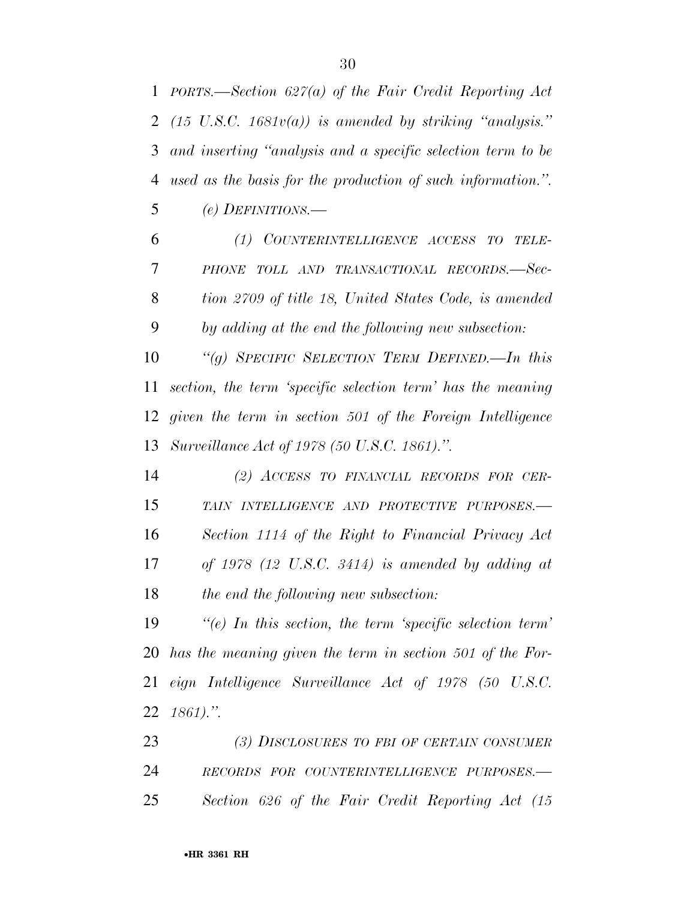*PORTS.—Section 627(a) of the Fair Credit Reporting Act (15 U.S.C. 1681v(a)) is amended by striking "analysis." and inserting "analysis and a specific selection term to be used as the basis for the production of such information.".*

*(e) DEFINITIONS.—*

*(1) COUNTERINTELLIGENCE ACCESS TO TELEPHONE TOLL AND TRANSACTIONAL RECORDS.—Section 2709 of title 18, United States Code, is amended by adding at the end the following new subsection:*

*"(g) SPECIFIC SELECTION TERM DEFINED.—In this section, the term 'specific selection term' has the meaning given the term in section 501 of the Foreign Intelligence Surveillance Act of 1978 (50 U.S.C. 1861).".*

*(2) ACCESS TO FINANCIAL RECORDS FOR CERTAIN INTELLIGENCE AND PROTECTIVE PURPOSES.—Section 1114 of the Right to Financial Privacy Act of 1978 (12 U.S.C. 3414) is amended by adding at the end the following new subsection:*

*"(e) In this section, the term 'specific selection term' has the meaning given the term in section 501 of the Foreign Intelligence Surveillance Act of 1978 (50 U.S.C. 1861).".*

*(3) DISCLOSURES TO FBI OF CERTAIN CONSUMER RECORDS FOR COUNTERINTELLIGENCE PURPOSES.—Section 626 of the Fair Credit Reporting Act (15*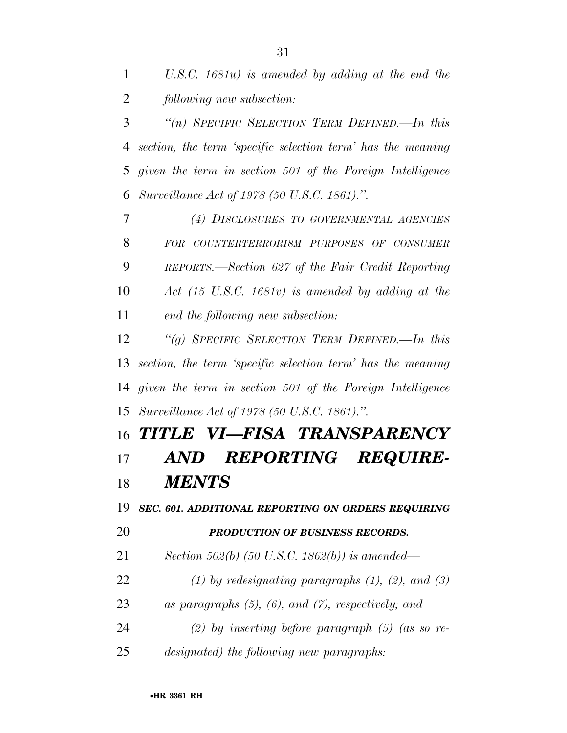*U.S.C. 1681u) is amended by adding at the end the following new subsection:*

*"(n) SPECIFIC SELECTION TERM DEFINED.—In this section, the term 'specific selection term' has the meaning given the term in section 501 of the Foreign Intelligence Surveillance Act of 1978 (50 U.S.C. 1861).".*

*(4) DISCLOSURES TO GOVERNMENTAL AGENCIES FOR COUNTERTERRORISM PURPOSES OF CONSUMER REPORTS.—Section 627 of the Fair Credit Reporting Act (15 U.S.C. 1681v) is amended by adding at the end the following new subsection:*

*"(g) SPECIFIC SELECTION TERM DEFINED.—In this section, the term 'specific selection term' has the meaning given the term in section 501 of the Foreign Intelligence Surveillance Act of 1978 (50 U.S.C. 1861).".*

# *TITLE VI—FISA TRANSPARENCY AND REPORTING REQUIREMENTS*

### *SEC. 601. ADDITIONAL REPORTING ON ORDERS REQUIRING PRODUCTION OF BUSINESS RECORDS.*

*Section 502(b) (50 U.S.C. 1862(b)) is amended—*

*(1) by redesignating paragraphs (1), (2), and (3) as paragraphs (5), (6), and (7), respectively; and*

*(2) by inserting before paragraph (5) (as so redesignated) the following new paragraphs:*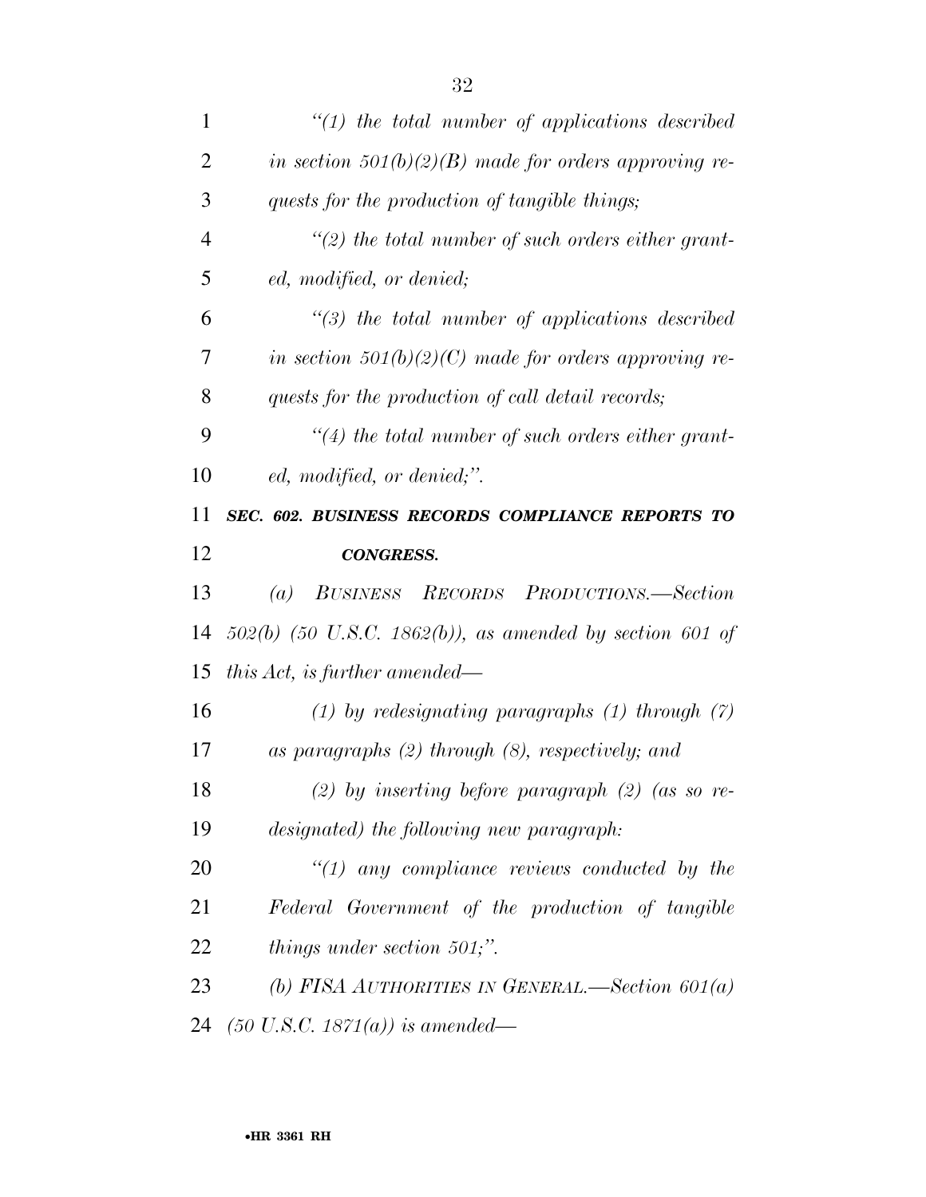*"(1) the total number of applications described in section 501(b)(2)(B) made for orders approving requests for the production of tangible things;*

*"(2) the total number of such orders either granted, modified, or denied;*

*"(3) the total number of applications described in section 501(b)(2)(C) made for orders approving requests for the production of call detail records;*

*"(4) the total number of such orders either granted, modified, or denied;".*

***SEC. 602. BUSINESS RECORDS COMPLIANCE REPORTS TO CONGRESS.***

*(a) BUSINESS RECORDS PRODUCTIONS.—Section 502(b) (50 U.S.C. 1862(b)), as amended by section 601 of this Act, is further amended—*

*(1) by redesignating paragraphs (1) through (7) as paragraphs (2) through (8), respectively; and*

*(2) by inserting before paragraph (2) (as so redesignated) the following new paragraph:*

*"(1) any compliance reviews conducted by the Federal Government of the production of tangible things under section 501;".*

*(b) FISA AUTHORITIES IN GENERAL.—Section 601(a) (50 U.S.C. 1871(a)) is amended—*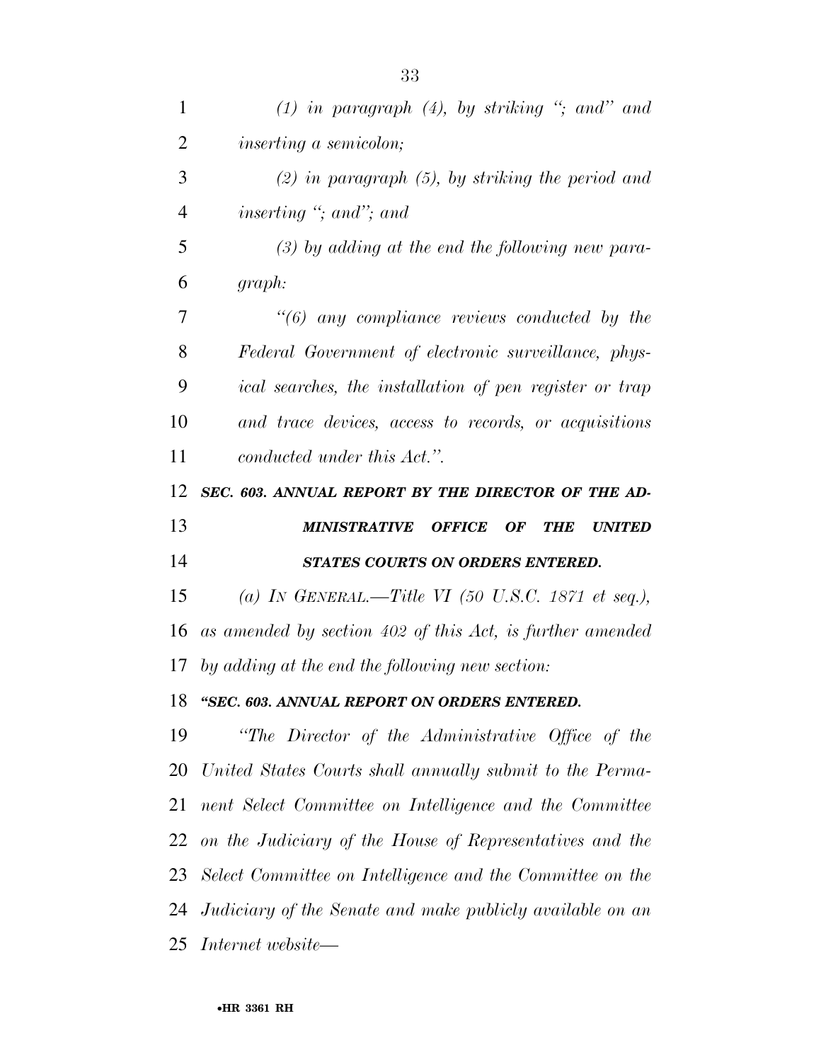*(1) in paragraph (4), by striking "; and" and inserting a semicolon;*

*(2) in paragraph (5), by striking the period and inserting "; and"; and*

*(3) by adding at the end the following new paragraph:*

*"(6) any compliance reviews conducted by the Federal Government of electronic surveillance, physical searches, the installation of pen register or trap and trace devices, access to records, or acquisitions conducted under this Act.".*

***SEC. 603. ANNUAL REPORT BY THE DIRECTOR OF THE ADMINISTRATIVE OFFICE OF THE UNITED STATES COURTS ON ORDERS ENTERED.***

*(a) IN GENERAL.—Title VI (50 U.S.C. 1871 et seq.), as amended by section 402 of this Act, is further amended by adding at the end the following new section:*

***"SEC. 603. ANNUAL REPORT ON ORDERS ENTERED.***

*"The Director of the Administrative Office of the United States Courts shall annually submit to the Permanent Select Committee on Intelligence and the Committee on the Judiciary of the House of Representatives and the Select Committee on Intelligence and the Committee on the Judiciary of the Senate and make publicly available on an Internet website—*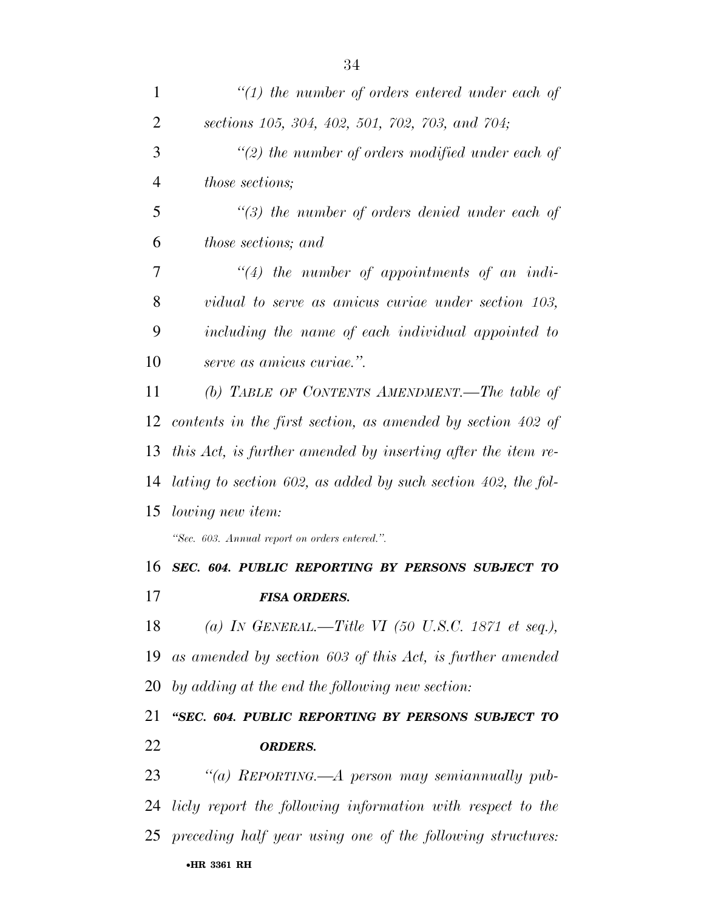*"(1) the number of orders entered under each of sections 105, 304, 402, 501, 702, 703, and 704;*

*"(2) the number of orders modified under each of those sections;*

*"(3) the number of orders denied under each of those sections; and*

*"(4) the number of appointments of an individual to serve as amicus curiae under section 103, including the name of each individual appointed to serve as amicus curiae.".*

*(b) TABLE OF CONTENTS AMENDMENT.—The table of contents in the first section, as amended by section 402 of this Act, is further amended by inserting after the item relating to section 602, as added by such section 402, the following new item:*

*"Sec. 603. Annual report on orders entered.".*

***SEC. 604. PUBLIC REPORTING BY PERSONS SUBJECT TO FISA ORDERS.***

*(a) IN GENERAL.—Title VI (50 U.S.C. 1871 et seq.), as amended by section 603 of this Act, is further amended by adding at the end the following new section:*

***"SEC. 604. PUBLIC REPORTING BY PERSONS SUBJECT TO ORDERS.***

*"(a) REPORTING.—A person may semiannually publicly report the following information with respect to the preceding half year using one of the following structures:*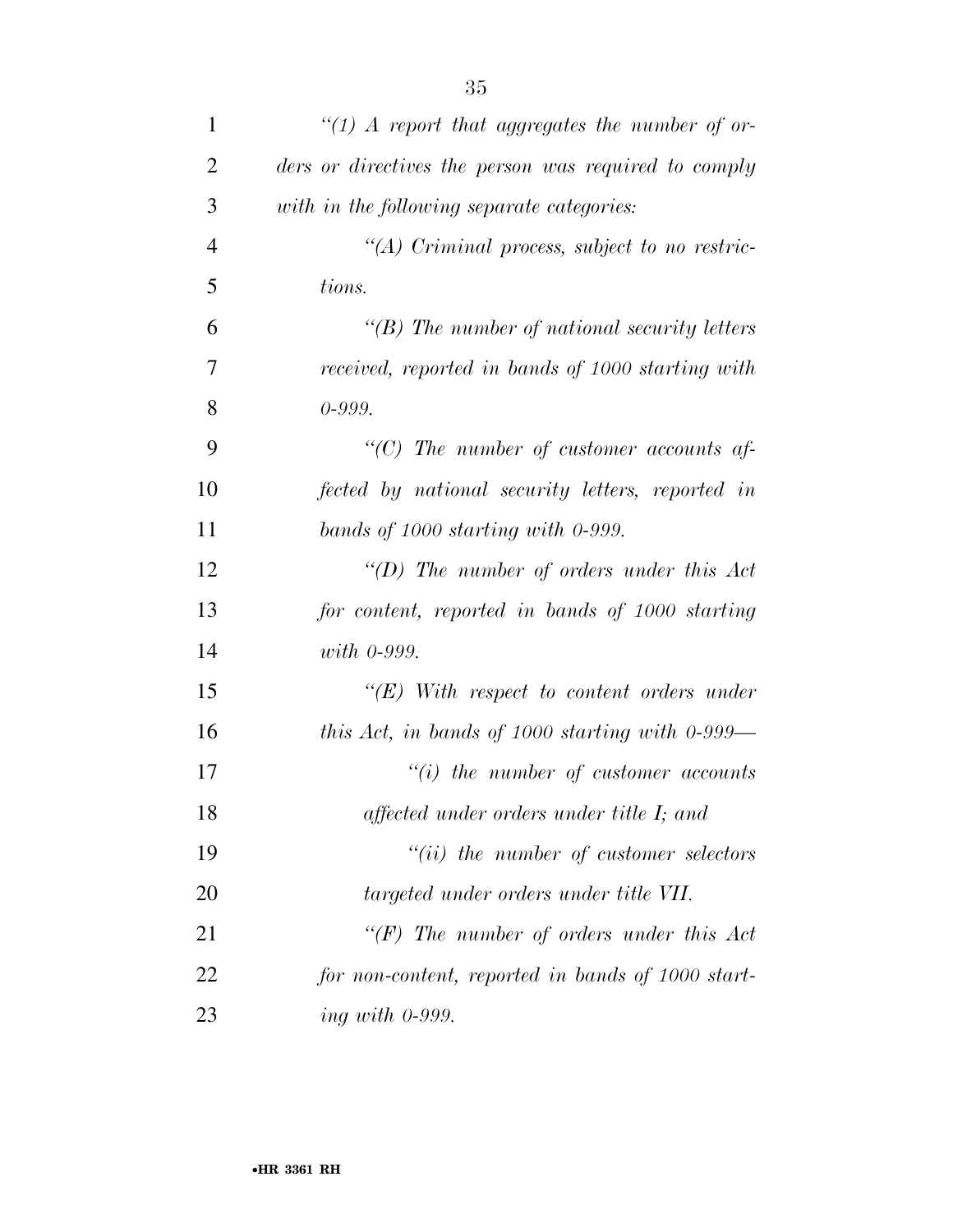*"(1) A report that aggregates the number of orders or directives the person was required to comply with in the following separate categories:*

*"(A) Criminal process, subject to no restrictions.*

*"(B) The number of national security letters received, reported in bands of 1000 starting with 0-999.*

*"(C) The number of customer accounts affected by national security letters, reported in bands of 1000 starting with 0-999.*

*"(D) The number of orders under this Act for content, reported in bands of 1000 starting with 0-999.*

*"(E) With respect to content orders under this Act, in bands of 1000 starting with 0-999—*

*"(i) the number of customer accounts affected under orders under title I; and*

*"(ii) the number of customer selectors targeted under orders under title VII.*

*"(F) The number of orders under this Act for non-content, reported in bands of 1000 starting with 0-999.*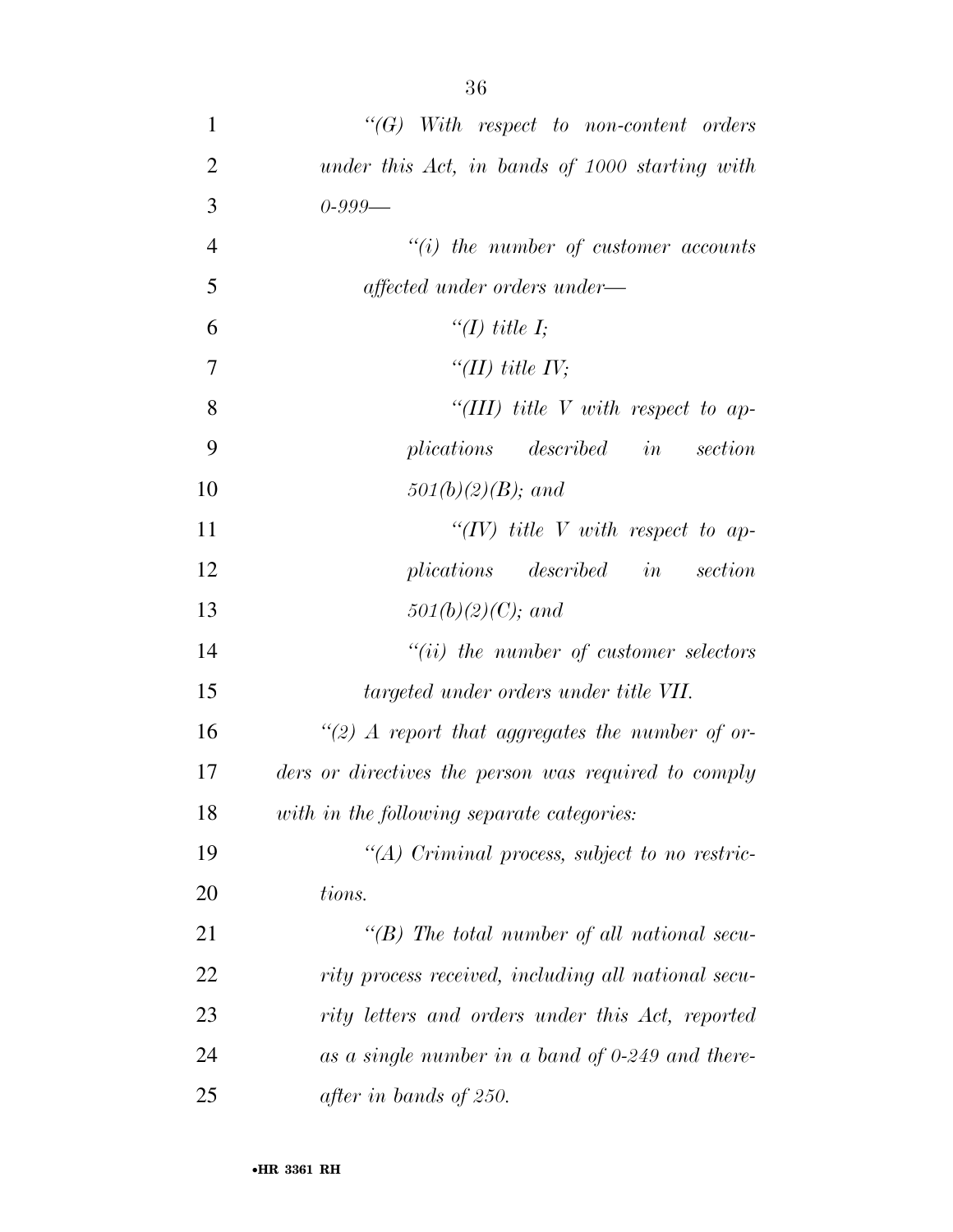*"(G) With respect to non-content orders under this Act, in bands of 1000 starting with 0-999—*

*"(i) the number of customer accounts affected under orders under—*

*"(I) title I;*

*"(II) title IV;*

*"(III) title V with respect to applications described in section 501(b)(2)(B); and*

*"(IV) title V with respect to applications described in section 501(b)(2)(C); and*

*"(ii) the number of customer selectors targeted under orders under title VII.*

*"(2) A report that aggregates the number of orders or directives the person was required to comply with in the following separate categories:*

*"(A) Criminal process, subject to no restrictions.*

*"(B) The total number of all national security process received, including all national security letters and orders under this Act, reported as a single number in a band of 0-249 and thereafter in bands of 250.*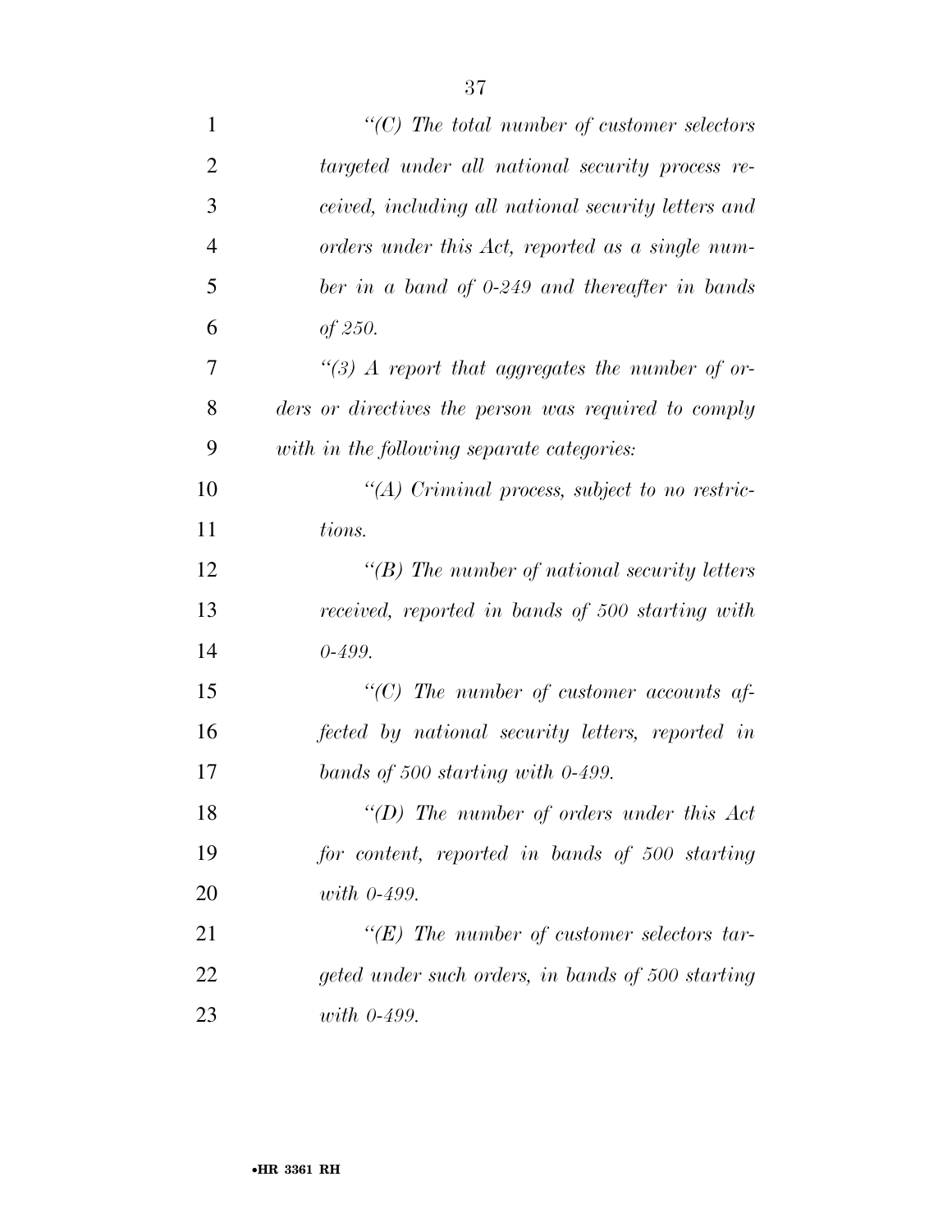*"(C) The total number of customer selectors targeted under all national security process received, including all national security letters and orders under this Act, reported as a single number in a band of 0-249 and thereafter in bands of 250.*

*"(3) A report that aggregates the number of orders or directives the person was required to comply with in the following separate categories:*

*"(A) Criminal process, subject to no restrictions.*

*"(B) The number of national security letters received, reported in bands of 500 starting with 0-499.*

*"(C) The number of customer accounts affected by national security letters, reported in bands of 500 starting with 0-499.*

*"(D) The number of orders under this Act for content, reported in bands of 500 starting with 0-499.*

*"(E) The number of customer selectors targeted under such orders, in bands of 500 starting with 0-499.*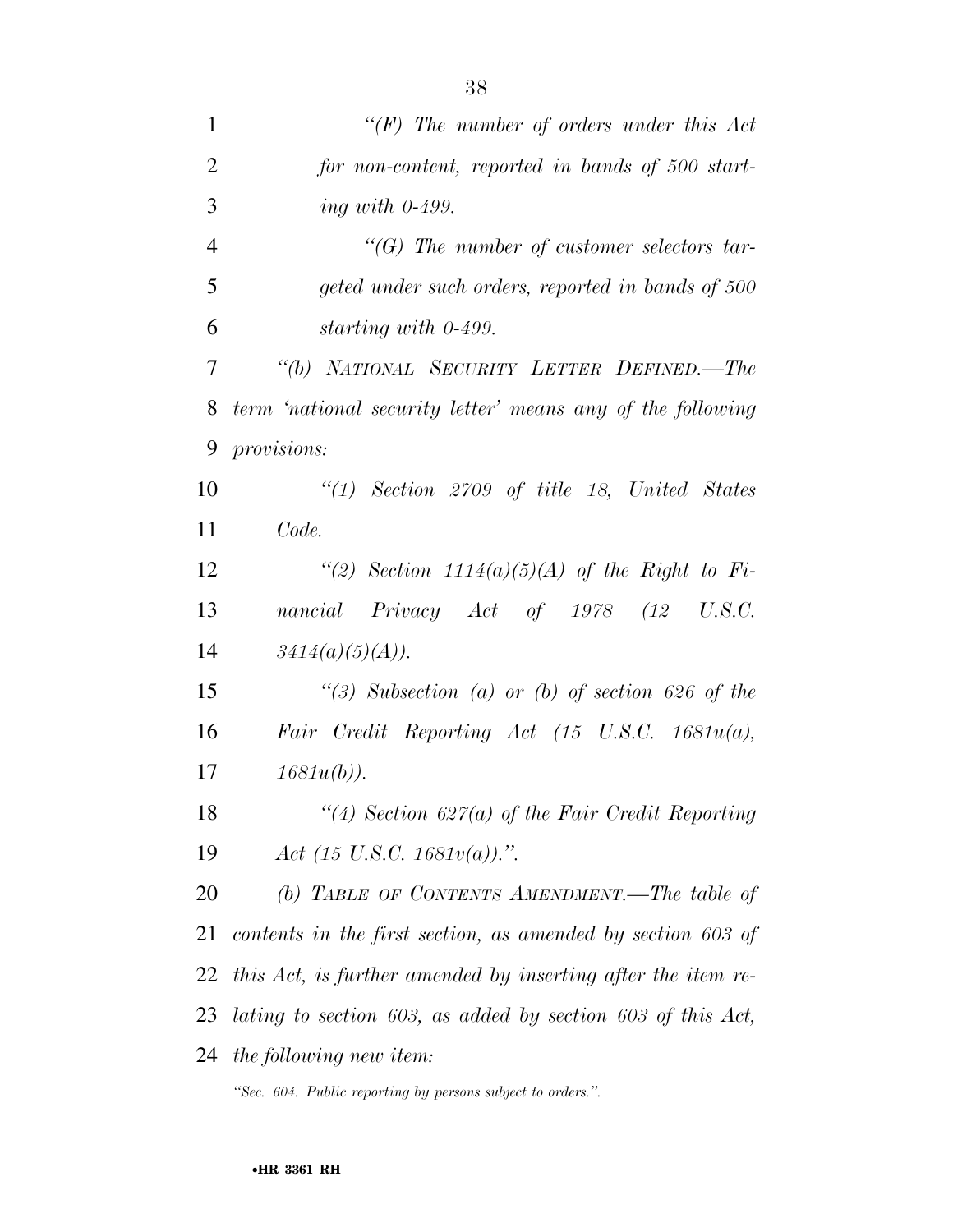*"(F) The number of orders under this Act for non-content, reported in bands of 500 starting with 0-499.*

*"(G) The number of customer selectors targeted under such orders, reported in bands of 500 starting with 0-499.*

*"(b) NATIONAL SECURITY LETTER DEFINED.—The term 'national security letter' means any of the following provisions:*

*"(1) Section 2709 of title 18, United States Code.*

*"(2) Section 1114(a)(5)(A) of the Right to Financial Privacy Act of 1978 (12 U.S.C. 3414(a)(5)(A)).*

*"(3) Subsection (a) or (b) of section 626 of the Fair Credit Reporting Act (15 U.S.C. 1681u(a), 1681u(b)).*

*"(4) Section 627(a) of the Fair Credit Reporting Act (15 U.S.C. 1681v(a)).".*

*(b) TABLE OF CONTENTS AMENDMENT.—The table of contents in the first section, as amended by section 603 of this Act, is further amended by inserting after the item relating to section 603, as added by section 603 of this Act, the following new item:*

*"Sec. 604. Public reporting by persons subject to orders.".*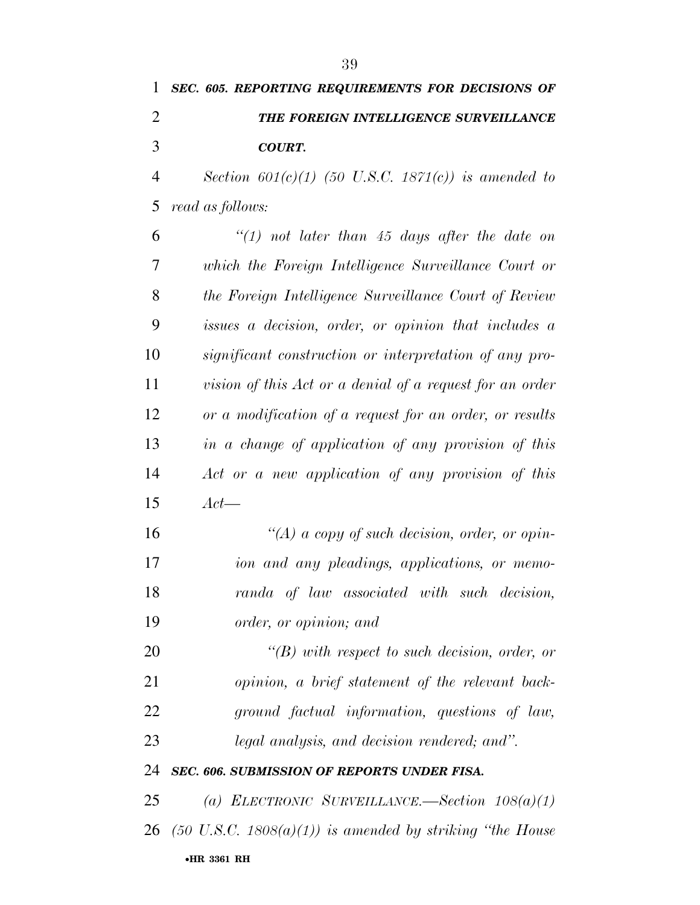***SEC. 605. REPORTING REQUIREMENTS FOR DECISIONS OF THE FOREIGN INTELLIGENCE SURVEILLANCE COURT.***

*Section 601(c)(1) (50 U.S.C. 1871(c)) is amended to read as follows:*

*"(1) not later than 45 days after the date on which the Foreign Intelligence Surveillance Court or the Foreign Intelligence Surveillance Court of Review issues a decision, order, or opinion that includes a significant construction or interpretation of any provision of this Act or a denial of a request for an order or a modification of a request for an order, or results in a change of application of any provision of this Act or a new application of any provision of this Act—*

*"(A) a copy of such decision, order, or opinion and any pleadings, applications, or memoranda of law associated with such decision, order, or opinion; and*

*"(B) with respect to such decision, order, or opinion, a brief statement of the relevant background factual information, questions of law, legal analysis, and decision rendered; and".*

***SEC. 606. SUBMISSION OF REPORTS UNDER FISA.***

*(a) ELECTRONIC SURVEILLANCE.—Section 108(a)(1) (50 U.S.C. 1808(a)(1)) is amended by striking "the House*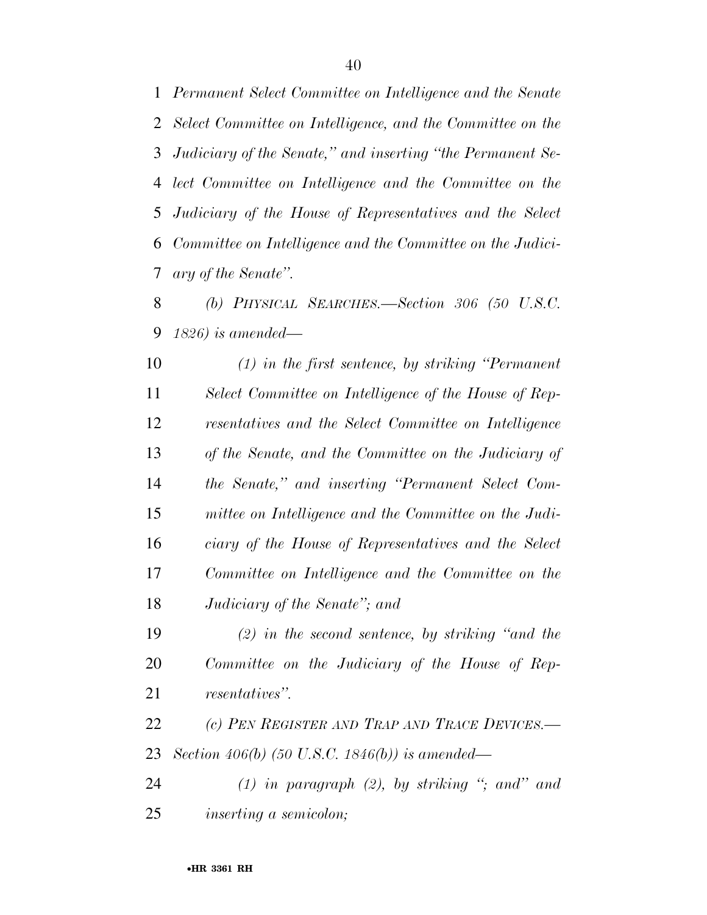*Permanent Select Committee on Intelligence and the Senate Select Committee on Intelligence, and the Committee on the Judiciary of the Senate,'' and inserting ''the Permanent Select Committee on Intelligence and the Committee on the Judiciary of the House of Representatives and the Select Committee on Intelligence and the Committee on the Judiciary of the Senate''.*

*(b) PHYSICAL SEARCHES.—Section 306 (50 U.S.C. 1826) is amended—*

*(1) in the first sentence, by striking ''Permanent Select Committee on Intelligence of the House of Representatives and the Select Committee on Intelligence of the Senate, and the Committee on the Judiciary of the Senate,'' and inserting ''Permanent Select Committee on Intelligence and the Committee on the Judiciary of the House of Representatives and the Select Committee on Intelligence and the Committee on the Judiciary of the Senate''; and*

*(2) in the second sentence, by striking ''and the Committee on the Judiciary of the House of Representatives''.*

*(c) PEN REGISTER AND TRAP AND TRACE DEVICES.—Section 406(b) (50 U.S.C. 1846(b)) is amended—*

*(1) in paragraph (2), by striking ''; and'' and inserting a semicolon;*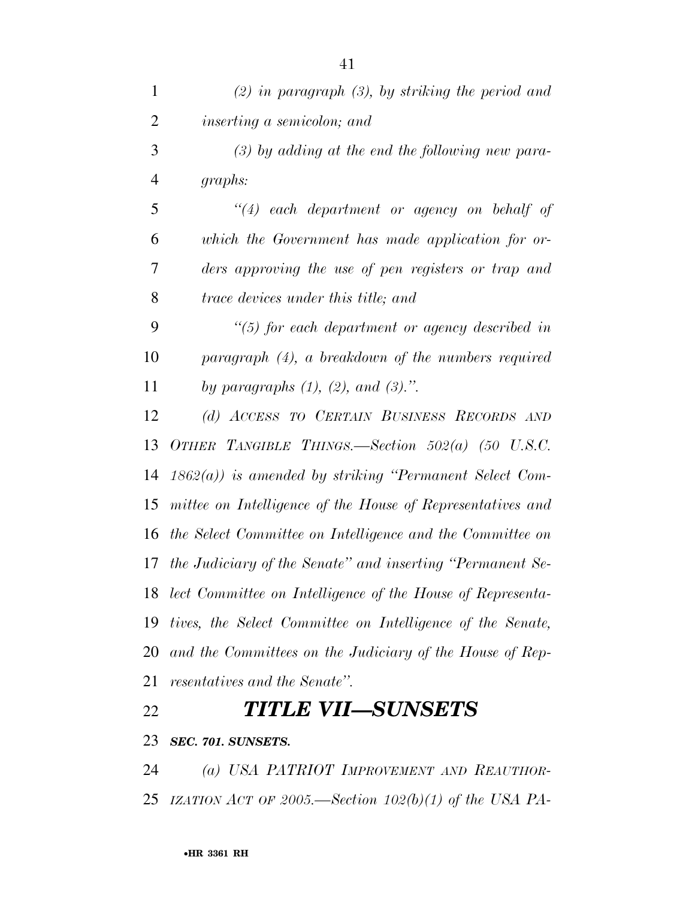*(2) in paragraph (3), by striking the period and inserting a semicolon; and*

*(3) by adding at the end the following new paragraphs:*

*"(4) each department or agency on behalf of which the Government has made application for orders approving the use of pen registers or trap and trace devices under this title; and*

*"(5) for each department or agency described in paragraph (4), a breakdown of the numbers required by paragraphs (1), (2), and (3).".*

*(d) ACCESS TO CERTAIN BUSINESS RECORDS AND OTHER TANGIBLE THINGS.—Section 502(a) (50 U.S.C. 1862(a)) is amended by striking "Permanent Select Committee on Intelligence of the House of Representatives and the Select Committee on Intelligence and the Committee on the Judiciary of the Senate" and inserting "Permanent Select Committee on Intelligence of the House of Representatives, the Select Committee on Intelligence of the Senate, and the Committees on the Judiciary of the House of Representatives and the Senate".*

## *TITLE VII—SUNSETS*

***SEC. 701. SUNSETS.***

*(a) USA PATRIOT IMPROVEMENT AND REAUTHORIZATION ACT OF 2005.—Section 102(b)(1) of the USA PA-*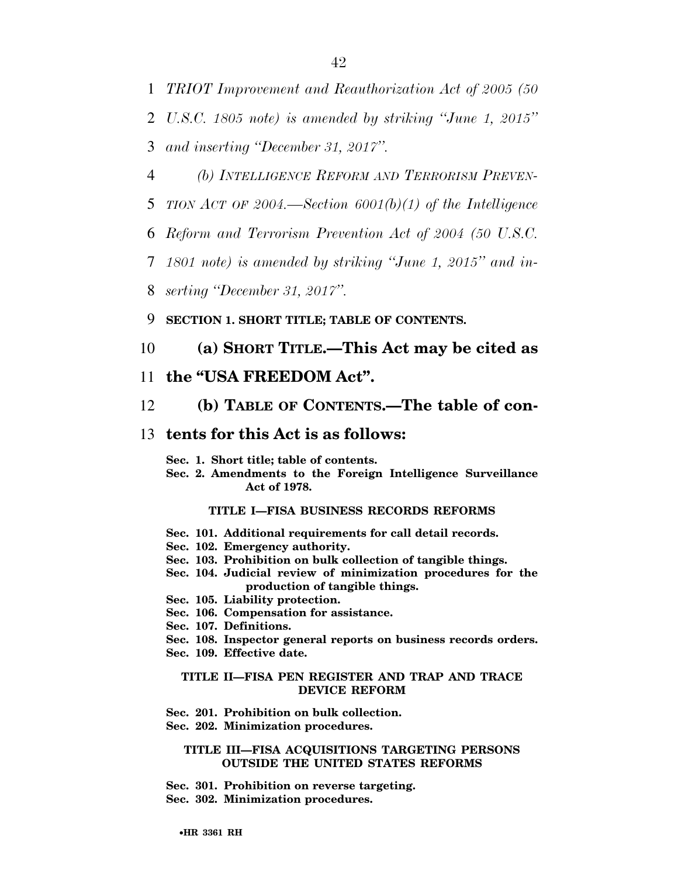*TRIOT Improvement and Reauthorization Act of 2005 (50 U.S.C. 1805 note) is amended by striking "June 1, 2015" and inserting "December 31, 2017".*

*(b) INTELLIGENCE REFORM AND TERRORISM PREVENTION ACT OF 2004.—Section 6001(b)(1) of the Intelligence Reform and Terrorism Prevention Act of 2004 (50 U.S.C. 1801 note) is amended by striking "June 1, 2015" and inserting "December 31, 2017".*

**SECTION 1. SHORT TITLE; TABLE OF CONTENTS.**

**(a) SHORT TITLE.—This Act may be cited as the "USA FREEDOM Act".**

**(b) TABLE OF CONTENTS.—The table of contents for this Act is as follows:**

**Sec. 1. Short title; table of contents.**
**Sec. 2. Amendments to the Foreign Intelligence Surveillance Act of 1978.**

**TITLE I—FISA BUSINESS RECORDS REFORMS**

**Sec. 101. Additional requirements for call detail records.**
**Sec. 102. Emergency authority.**
**Sec. 103. Prohibition on bulk collection of tangible things.**
**Sec. 104. Judicial review of minimization procedures for the production of tangible things.**
**Sec. 105. Liability protection.**
**Sec. 106. Compensation for assistance.**
**Sec. 107. Definitions.**
**Sec. 108. Inspector general reports on business records orders.**
**Sec. 109. Effective date.**

**TITLE II—FISA PEN REGISTER AND TRAP AND TRACE DEVICE REFORM**

**Sec. 201. Prohibition on bulk collection.**
**Sec. 202. Minimization procedures.**

**TITLE III—FISA ACQUISITIONS TARGETING PERSONS OUTSIDE THE UNITED STATES REFORMS**

**Sec. 301. Prohibition on reverse targeting.**
**Sec. 302. Minimization procedures.**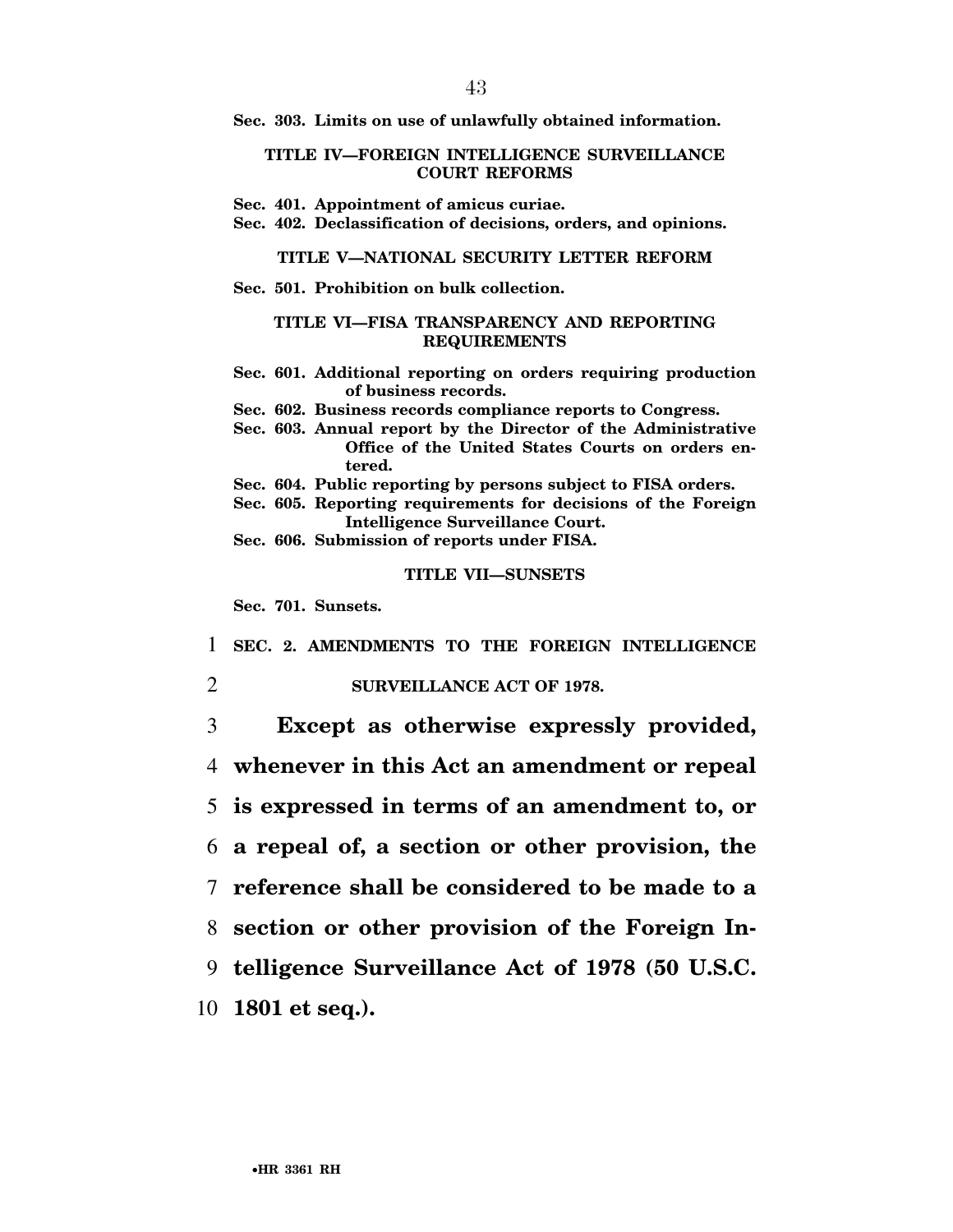**Sec. 303. Limits on use of unlawfully obtained information.**

**TITLE IV—FOREIGN INTELLIGENCE SURVEILLANCE COURT REFORMS**

**Sec. 401. Appointment of amicus curiae.**
**Sec. 402. Declassification of decisions, orders, and opinions.**

**TITLE V—NATIONAL SECURITY LETTER REFORM**

**Sec. 501. Prohibition on bulk collection.**

**TITLE VI—FISA TRANSPARENCY AND REPORTING REQUIREMENTS**

**Sec. 601. Additional reporting on orders requiring production of business records.**
**Sec. 602. Business records compliance reports to Congress.**
**Sec. 603. Annual report by the Director of the Administrative Office of the United States Courts on orders entered.**
**Sec. 604. Public reporting by persons subject to FISA orders.**
**Sec. 605. Reporting requirements for decisions of the Foreign Intelligence Surveillance Court.**
**Sec. 606. Submission of reports under FISA.**

**TITLE VII—SUNSETS**

**Sec. 701. Sunsets.**

**SEC. 2. AMENDMENTS TO THE FOREIGN INTELLIGENCE SURVEILLANCE ACT OF 1978.**

**Except as otherwise expressly provided, whenever in this Act an amendment or repeal is expressed in terms of an amendment to, or a repeal of, a section or other provision, the reference shall be considered to be made to a section or other provision of the Foreign Intelligence Surveillance Act of 1978 (50 U.S.C. 1801 et seq.).**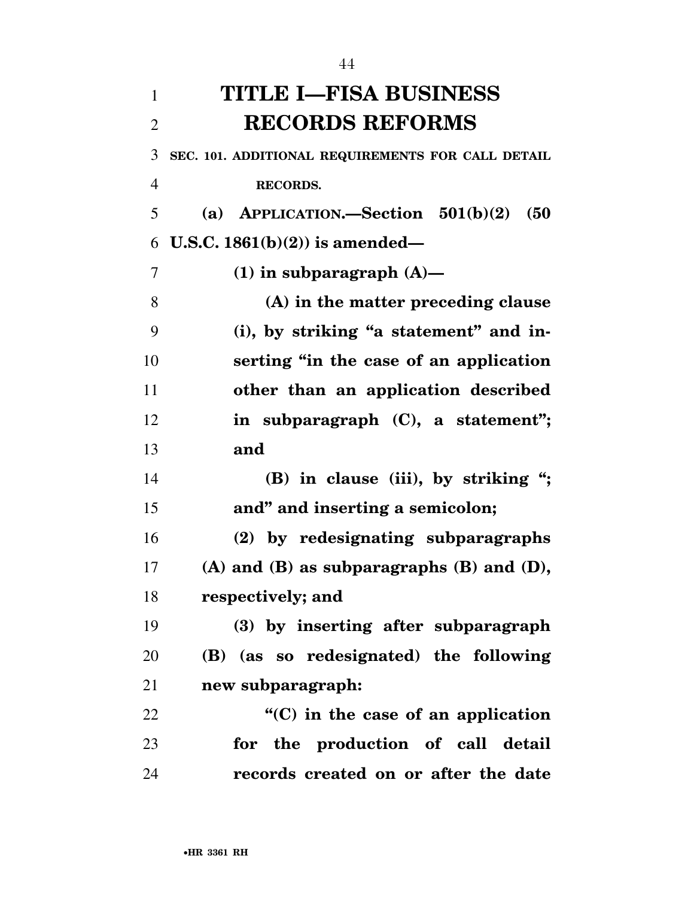# TITLE I—FISA BUSINESS RECORDS REFORMS

**SEC. 101. ADDITIONAL REQUIREMENTS FOR CALL DETAIL RECORDS.**

**(a) APPLICATION.—Section 501(b)(2) (50 U.S.C. 1861(b)(2)) is amended—**

**(1) in subparagraph (A)—**

**(A) in the matter preceding clause (i), by striking "a statement" and inserting "in the case of an application other than an application described in subparagraph (C), a statement"; and**

**(B) in clause (iii), by striking "; and" and inserting a semicolon;**

**(2) by redesignating subparagraphs (A) and (B) as subparagraphs (B) and (D), respectively; and**

**(3) by inserting after subparagraph (B) (as so redesignated) the following new subparagraph:**

**"(C) in the case of an application for the production of call detail records created on or after the date**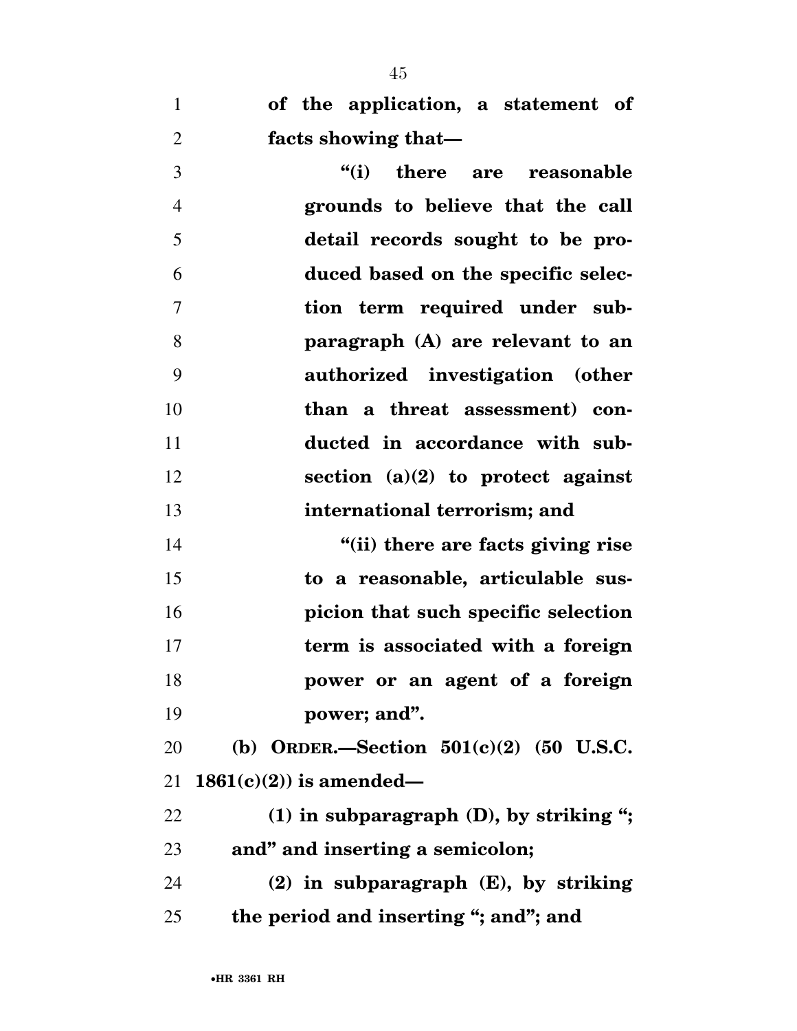**of the application, a statement of facts showing that—**

**"(i) there are reasonable grounds to believe that the call detail records sought to be produced based on the specific selection term required under subparagraph (A) are relevant to an authorized investigation (other than a threat assessment) conducted in accordance with subsection (a)(2) to protect against international terrorism; and**

**"(ii) there are facts giving rise to a reasonable, articulable suspicion that such specific selection term is associated with a foreign power or an agent of a foreign power; and".**

**(b) ORDER.—Section 501(c)(2) (50 U.S.C. 1861(c)(2)) is amended—**

**(1) in subparagraph (D), by striking "; and" and inserting a semicolon;**

**(2) in subparagraph (E), by striking the period and inserting "; and"; and**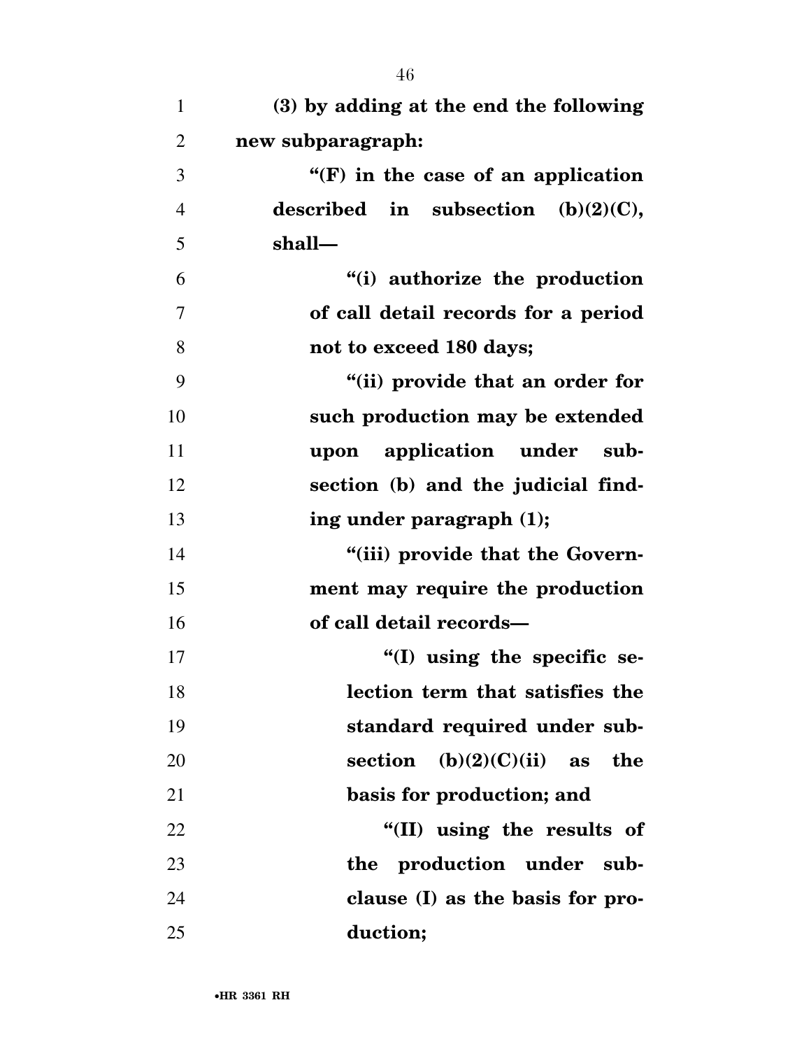**(3) by adding at the end the following new subparagraph:**

**"(F) in the case of an application described in subsection (b)(2)(C), shall—**

**"(i) authorize the production of call detail records for a period not to exceed 180 days;**

**"(ii) provide that an order for such production may be extended upon application under subsection (b) and the judicial finding under paragraph (1);**

**"(iii) provide that the Government may require the production of call detail records—**

**"(I) using the specific selection term that satisfies the standard required under subsection (b)(2)(C)(ii) as the basis for production; and**

**"(II) using the results of the production under subclause (I) as the basis for production;**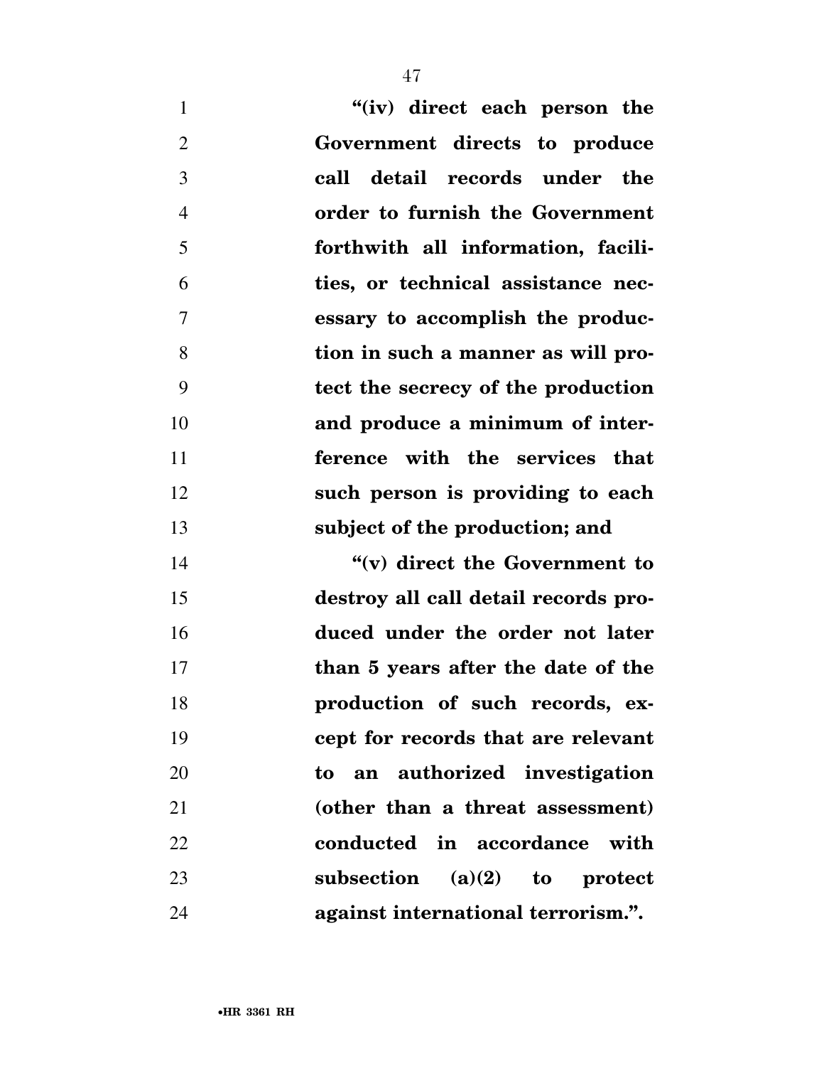**"(iv) direct each person the Government directs to produce call detail records under the order to furnish the Government forthwith all information, facilities, or technical assistance necessary to accomplish the production in such a manner as will protect the secrecy of the production and produce a minimum of interference with the services that such person is providing to each subject of the production; and**

**"(v) direct the Government to destroy all call detail records produced under the order not later than 5 years after the date of the production of such records, except for records that are relevant to an authorized investigation (other than a threat assessment) conducted in accordance with subsection (a)(2) to protect against international terrorism.".**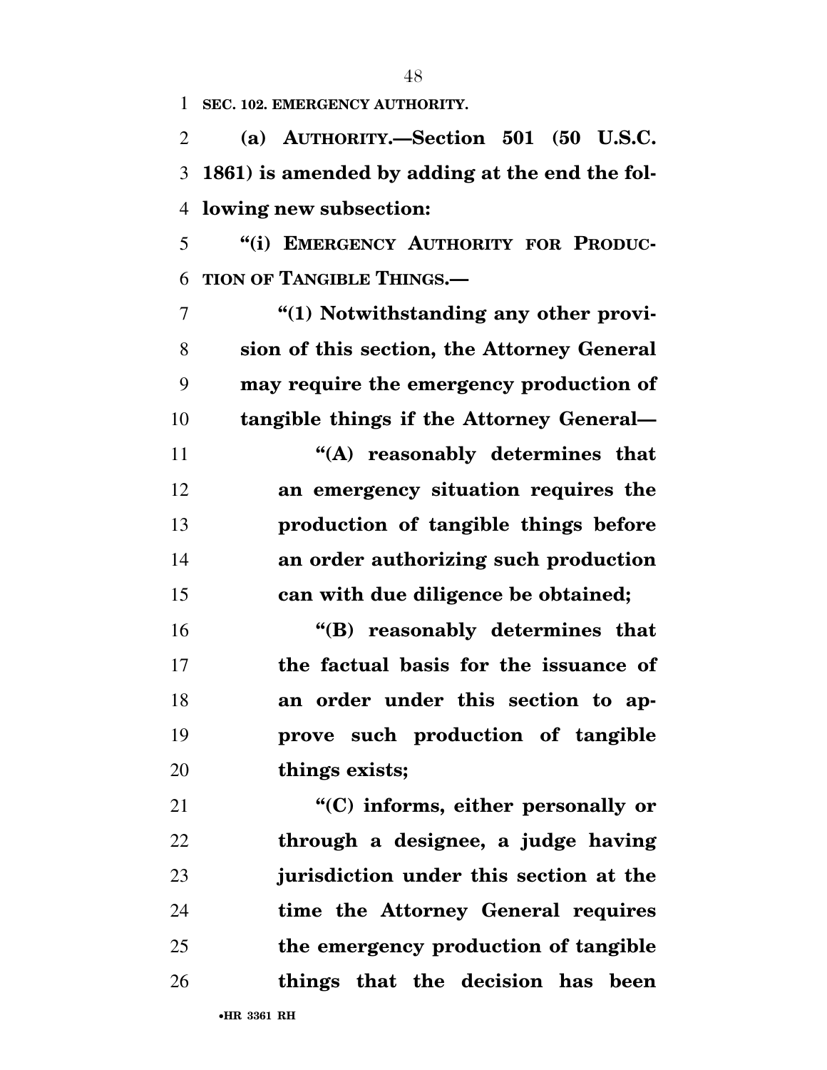**SEC. 102. EMERGENCY AUTHORITY.**

**(a) AUTHORITY.—Section 501 (50 U.S.C. 1861) is amended by adding at the end the following new subsection:**

**“(i) EMERGENCY AUTHORITY FOR PRODUCTION OF TANGIBLE THINGS.—**

**“(1) Notwithstanding any other provision of this section, the Attorney General may require the emergency production of tangible things if the Attorney General—**

**“(A) reasonably determines that an emergency situation requires the production of tangible things before an order authorizing such production can with due diligence be obtained;**

**“(B) reasonably determines that the factual basis for the issuance of an order under this section to approve such production of tangible things exists;**

**“(C) informs, either personally or through a designee, a judge having jurisdiction under this section at the time the Attorney General requires the emergency production of tangible things that the decision has been**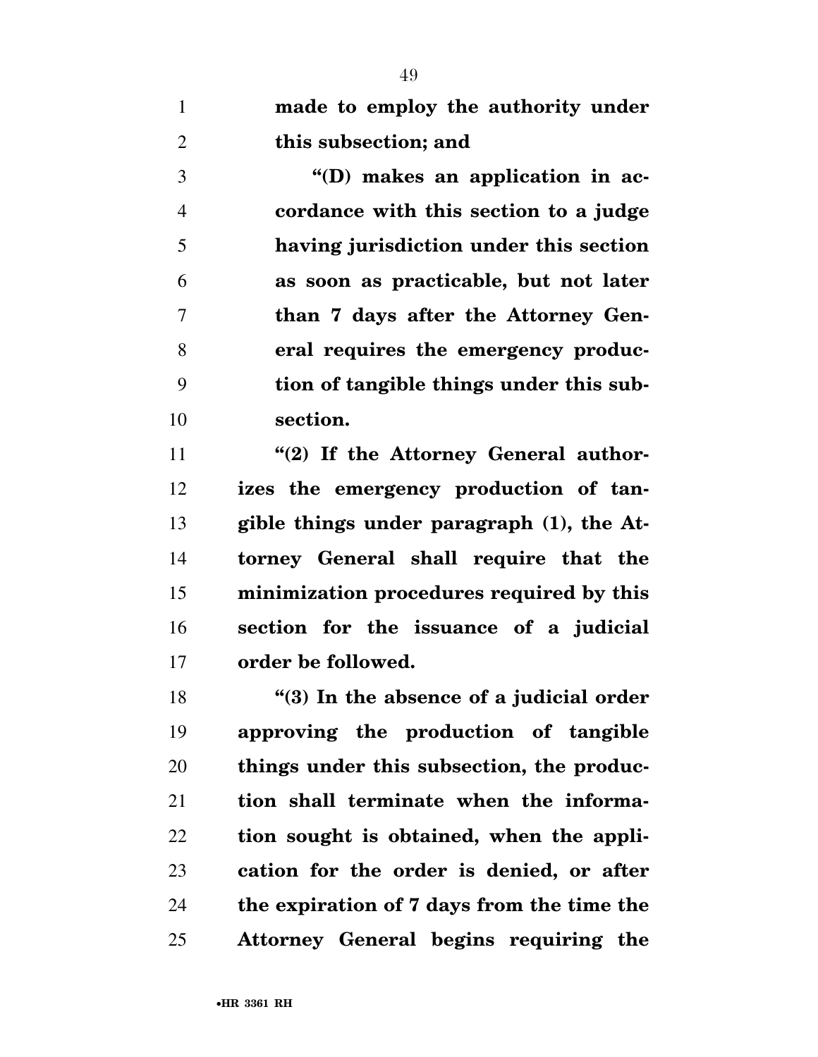**made to employ the authority under this subsection; and**

**"(D) makes an application in accordance with this section to a judge having jurisdiction under this section as soon as practicable, but not later than 7 days after the Attorney General requires the emergency production of tangible things under this subsection.**

**"(2) If the Attorney General authorizes the emergency production of tangible things under paragraph (1), the Attorney General shall require that the minimization procedures required by this section for the issuance of a judicial order be followed.**

**"(3) In the absence of a judicial order approving the production of tangible things under this subsection, the production shall terminate when the information sought is obtained, when the application for the order is denied, or after the expiration of 7 days from the time the Attorney General begins requiring the**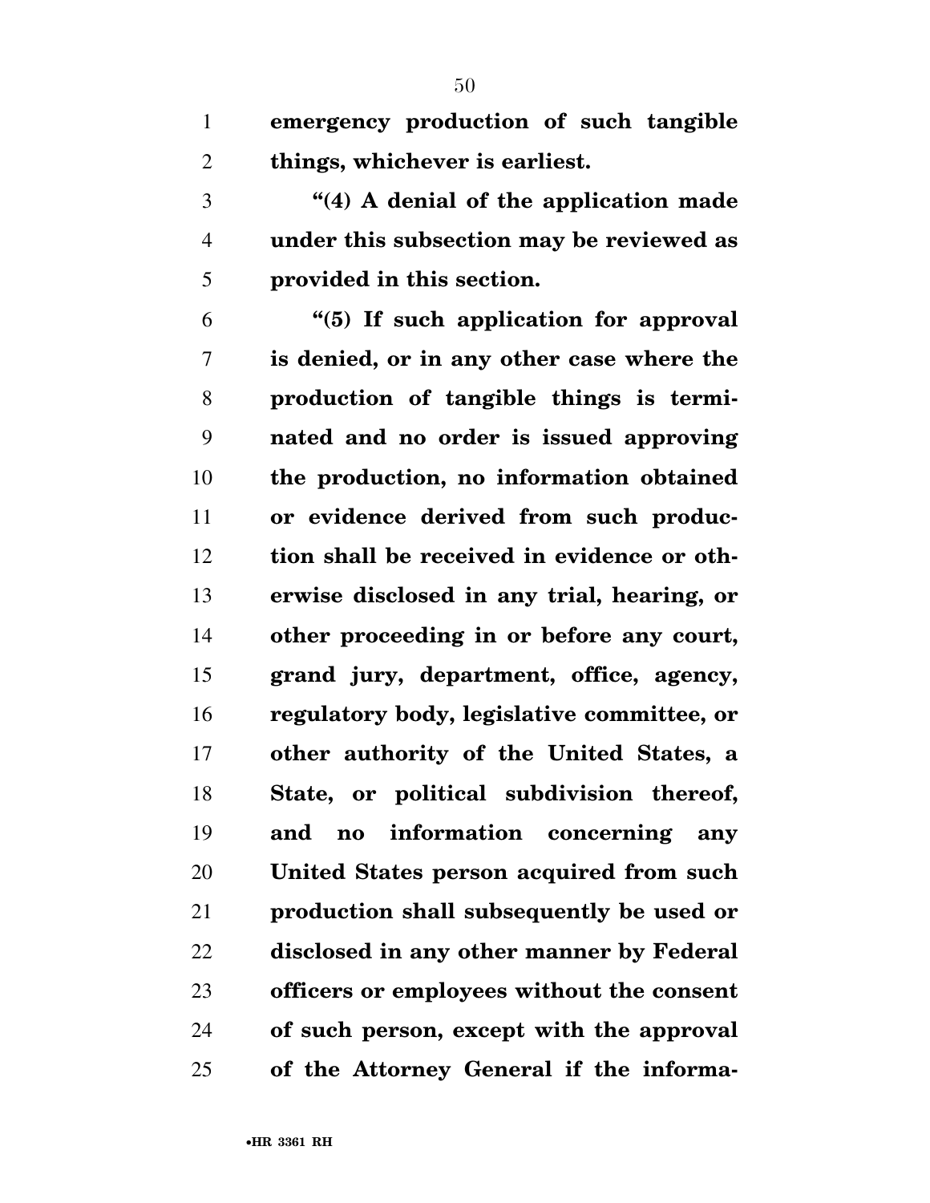**emergency production of such tangible things, whichever is earliest.**

**"(4) A denial of the application made under this subsection may be reviewed as provided in this section.**

**"(5) If such application for approval is denied, or in any other case where the production of tangible things is terminated and no order is issued approving the production, no information obtained or evidence derived from such production shall be received in evidence or otherwise disclosed in any trial, hearing, or other proceeding in or before any court, grand jury, department, office, agency, regulatory body, legislative committee, or other authority of the United States, a State, or political subdivision thereof, and no information concerning any United States person acquired from such production shall subsequently be used or disclosed in any other manner by Federal officers or employees without the consent of such person, except with the approval of the Attorney General if the informa-**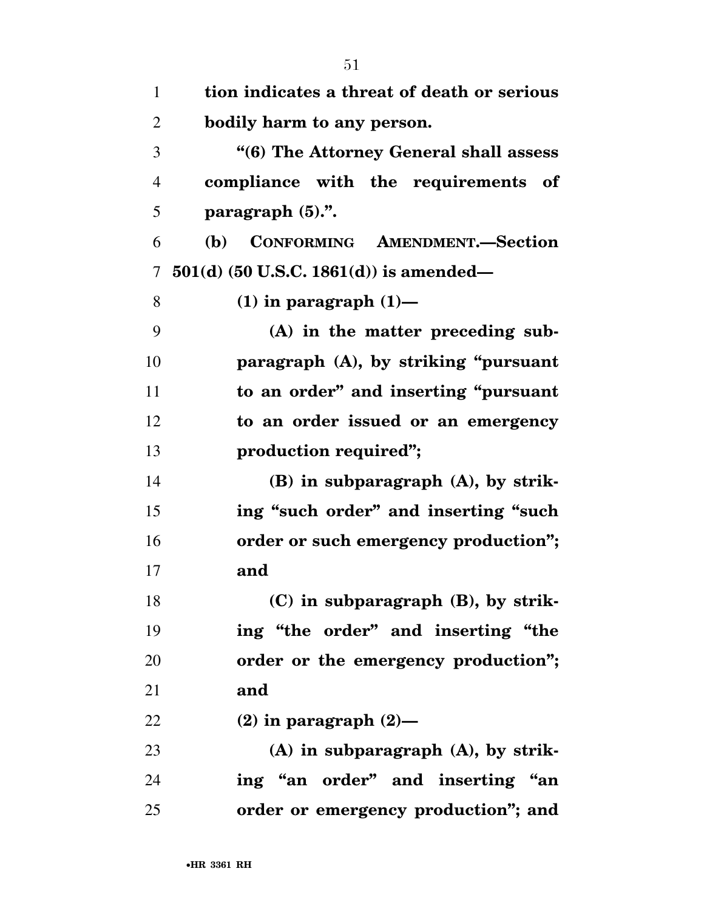**tion indicates a threat of death or serious bodily harm to any person.**

**"(6) The Attorney General shall assess compliance with the requirements of paragraph (5).".**

**(b) CONFORMING AMENDMENT.—Section 501(d) (50 U.S.C. 1861(d)) is amended—**

**(1) in paragraph (1)—**

**(A) in the matter preceding subparagraph (A), by striking "pursuant to an order" and inserting "pursuant to an order issued or an emergency production required";**

**(B) in subparagraph (A), by striking "such order" and inserting "such order or such emergency production"; and**

**(C) in subparagraph (B), by striking "the order" and inserting "the order or the emergency production"; and**

**(2) in paragraph (2)—**

**(A) in subparagraph (A), by striking "an order" and inserting "an order or emergency production"; and**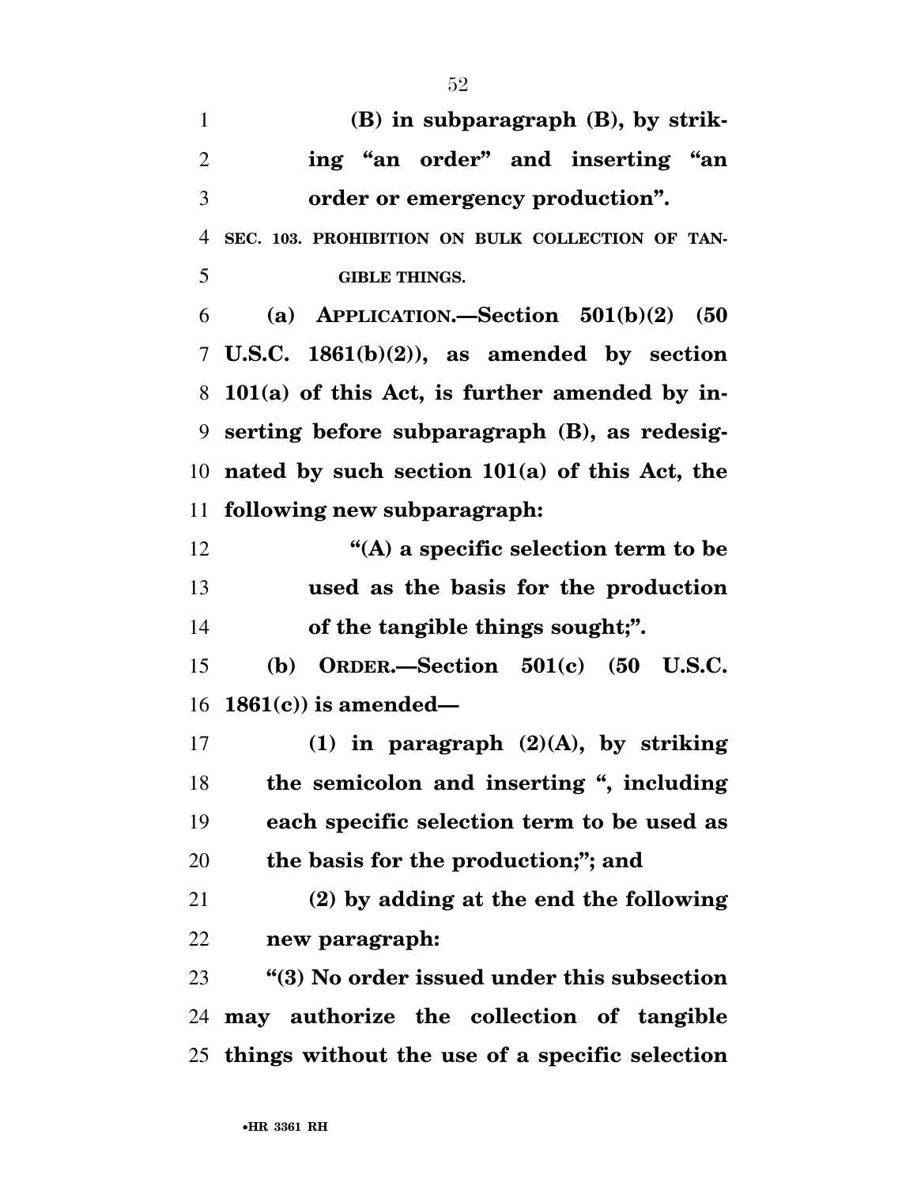**(B) in subparagraph (B), by striking "an order" and inserting "an order or emergency production".**

**SEC. 103. PROHIBITION ON BULK COLLECTION OF TANGIBLE THINGS.**

**(a) APPLICATION.—Section 501(b)(2) (50 U.S.C. 1861(b)(2)), as amended by section 101(a) of this Act, is further amended by inserting before subparagraph (B), as redesignated by such section 101(a) of this Act, the following new subparagraph:**

**"(A) a specific selection term to be used as the basis for the production of the tangible things sought;".**

**(b) ORDER.—Section 501(c) (50 U.S.C. 1861(c)) is amended—**

**(1) in paragraph (2)(A), by striking the semicolon and inserting ", including each specific selection term to be used as the basis for the production;"; and**

**(2) by adding at the end the following new paragraph:**

**"(3) No order issued under this subsection may authorize the collection of tangible things without the use of a specific selection**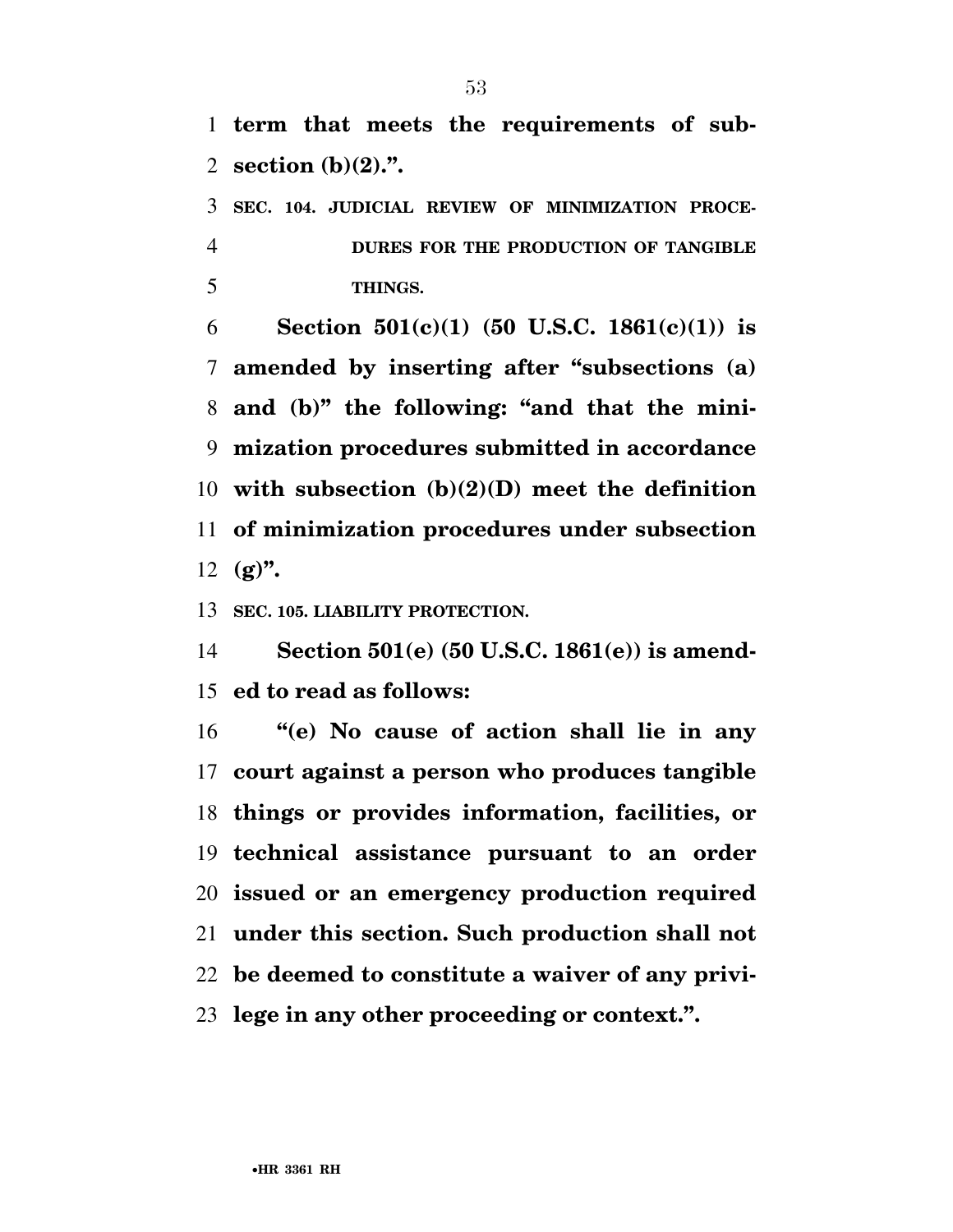**term that meets the requirements of subsection (b)(2).".**

**SEC. 104. JUDICIAL REVIEW OF MINIMIZATION PROCEDURES FOR THE PRODUCTION OF TANGIBLE THINGS.**

**Section 501(c)(1) (50 U.S.C. 1861(c)(1)) is amended by inserting after "subsections (a) and (b)" the following: "and that the minimization procedures submitted in accordance with subsection (b)(2)(D) meet the definition of minimization procedures under subsection (g)".**

**SEC. 105. LIABILITY PROTECTION.**

**Section 501(e) (50 U.S.C. 1861(e)) is amended to read as follows:**

**"(e) No cause of action shall lie in any court against a person who produces tangible things or provides information, facilities, or technical assistance pursuant to an order issued or an emergency production required under this section. Such production shall not be deemed to constitute a waiver of any privilege in any other proceeding or context.".**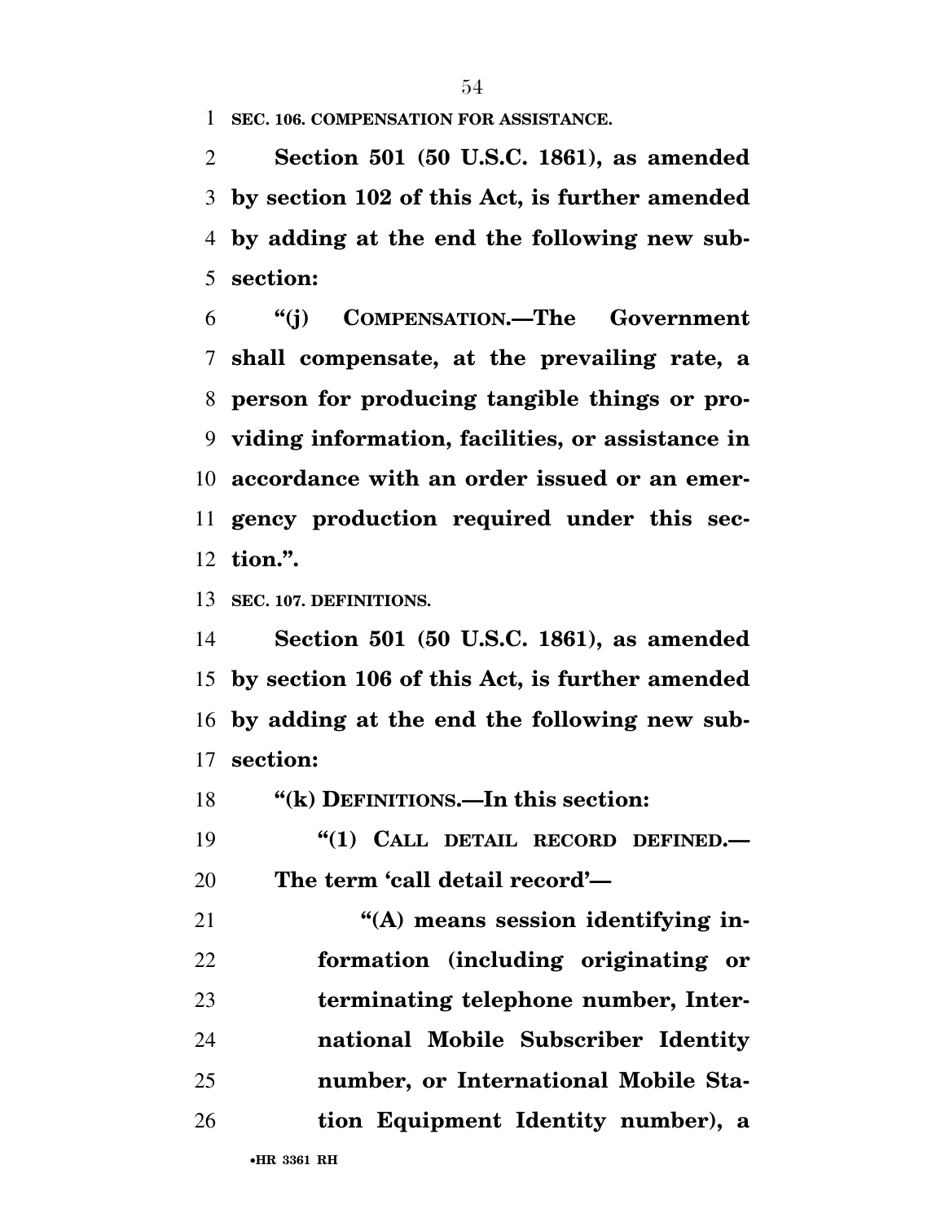**SEC. 106. COMPENSATION FOR ASSISTANCE.**

**Section 501 (50 U.S.C. 1861), as amended by section 102 of this Act, is further amended by adding at the end the following new subsection:**

**"(j) COMPENSATION.—The Government shall compensate, at the prevailing rate, a person for producing tangible things or providing information, facilities, or assistance in accordance with an order issued or an emergency production required under this section.".**

**SEC. 107. DEFINITIONS.**

**Section 501 (50 U.S.C. 1861), as amended by section 106 of this Act, is further amended by adding at the end the following new subsection:**

**"(k) DEFINITIONS.—In this section:**

**"(1) CALL DETAIL RECORD DEFINED.— The term 'call detail record'—**

**"(A) means session identifying information (including originating or terminating telephone number, International Mobile Subscriber Identity number, or International Mobile Station Equipment Identity number), a**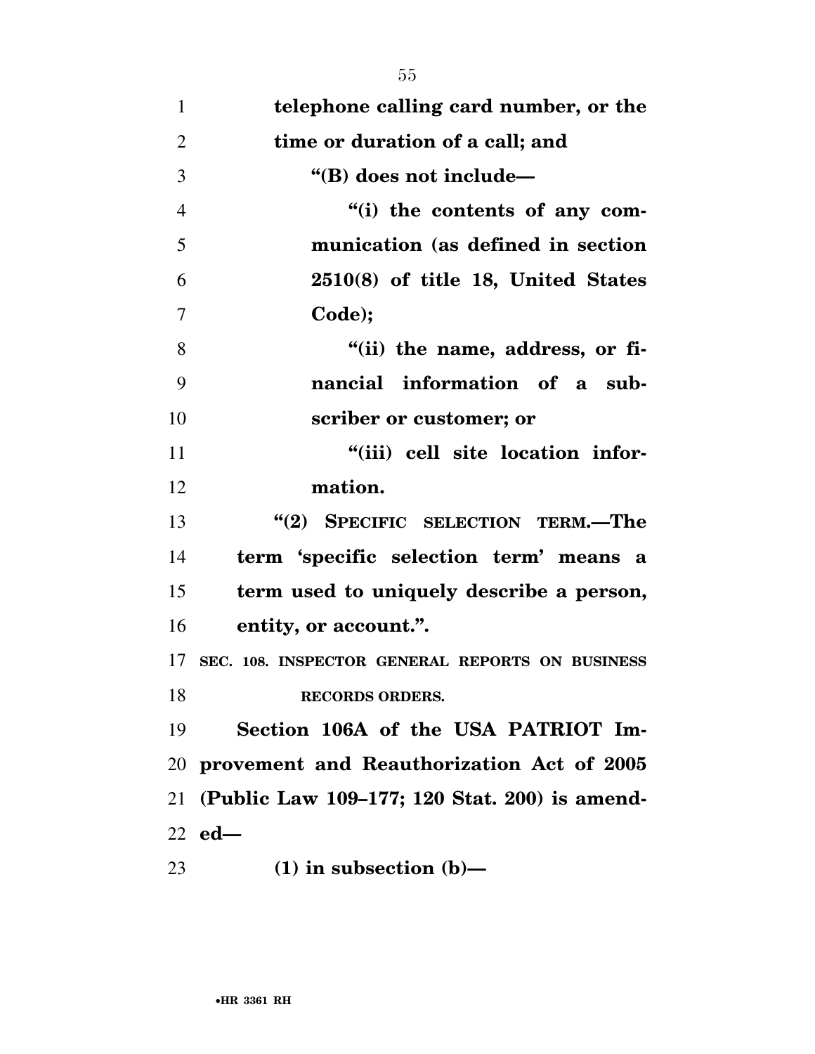**telephone calling card number, or the time or duration of a call; and**

**"(B) does not include—**

**"(i) the contents of any communication (as defined in section 2510(8) of title 18, United States Code);**

**"(ii) the name, address, or financial information of a subscriber or customer; or**

**"(iii) cell site location information.**

**"(2) SPECIFIC SELECTION TERM.—The term 'specific selection term' means a term used to uniquely describe a person, entity, or account.".**

**SEC. 108. INSPECTOR GENERAL REPORTS ON BUSINESS RECORDS ORDERS.**

**Section 106A of the USA PATRIOT Improvement and Reauthorization Act of 2005 (Public Law 109–177; 120 Stat. 200) is amended—**

**(1) in subsection (b)—**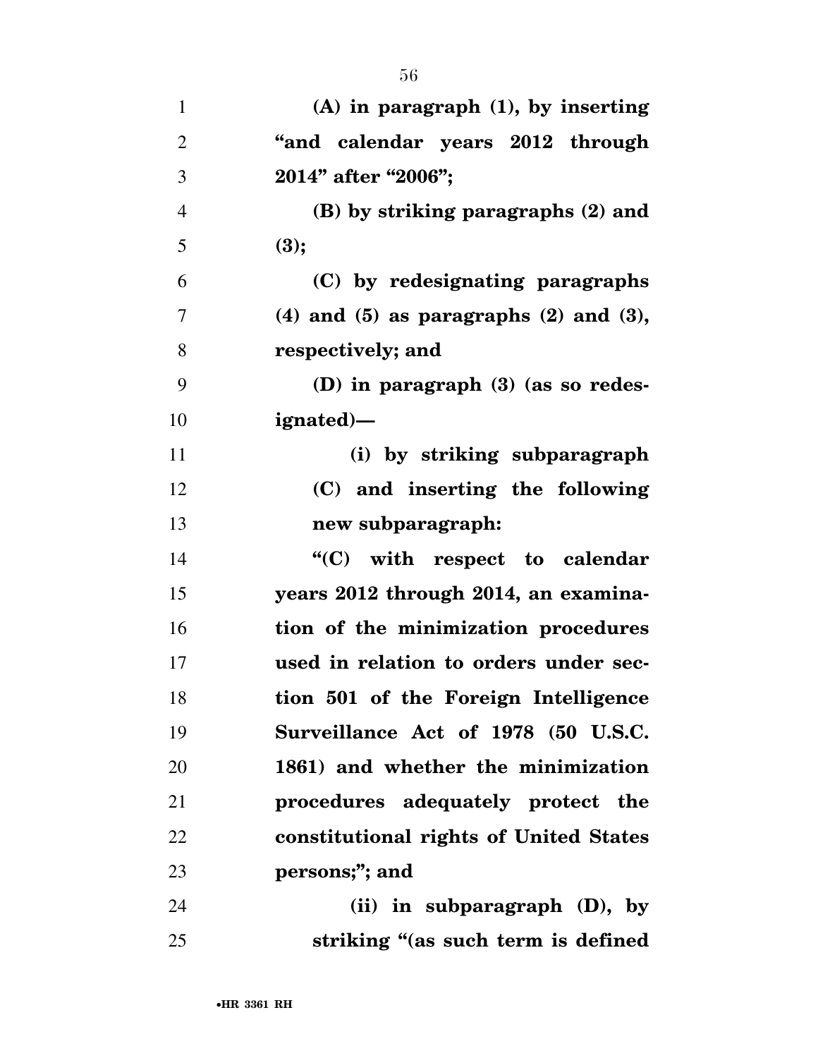**(A) in paragraph (1), by inserting "and calendar years 2012 through 2014" after "2006";**

**(B) by striking paragraphs (2) and (3);**

**(C) by redesignating paragraphs (4) and (5) as paragraphs (2) and (3), respectively; and**

**(D) in paragraph (3) (as so redesignated)—**

**(i) by striking subparagraph (C) and inserting the following new subparagraph:**

**"(C) with respect to calendar years 2012 through 2014, an examination of the minimization procedures used in relation to orders under section 501 of the Foreign Intelligence Surveillance Act of 1978 (50 U.S.C. 1861) and whether the minimization procedures adequately protect the constitutional rights of United States persons;"; and**

**(ii) in subparagraph (D), by striking "(as such term is defined**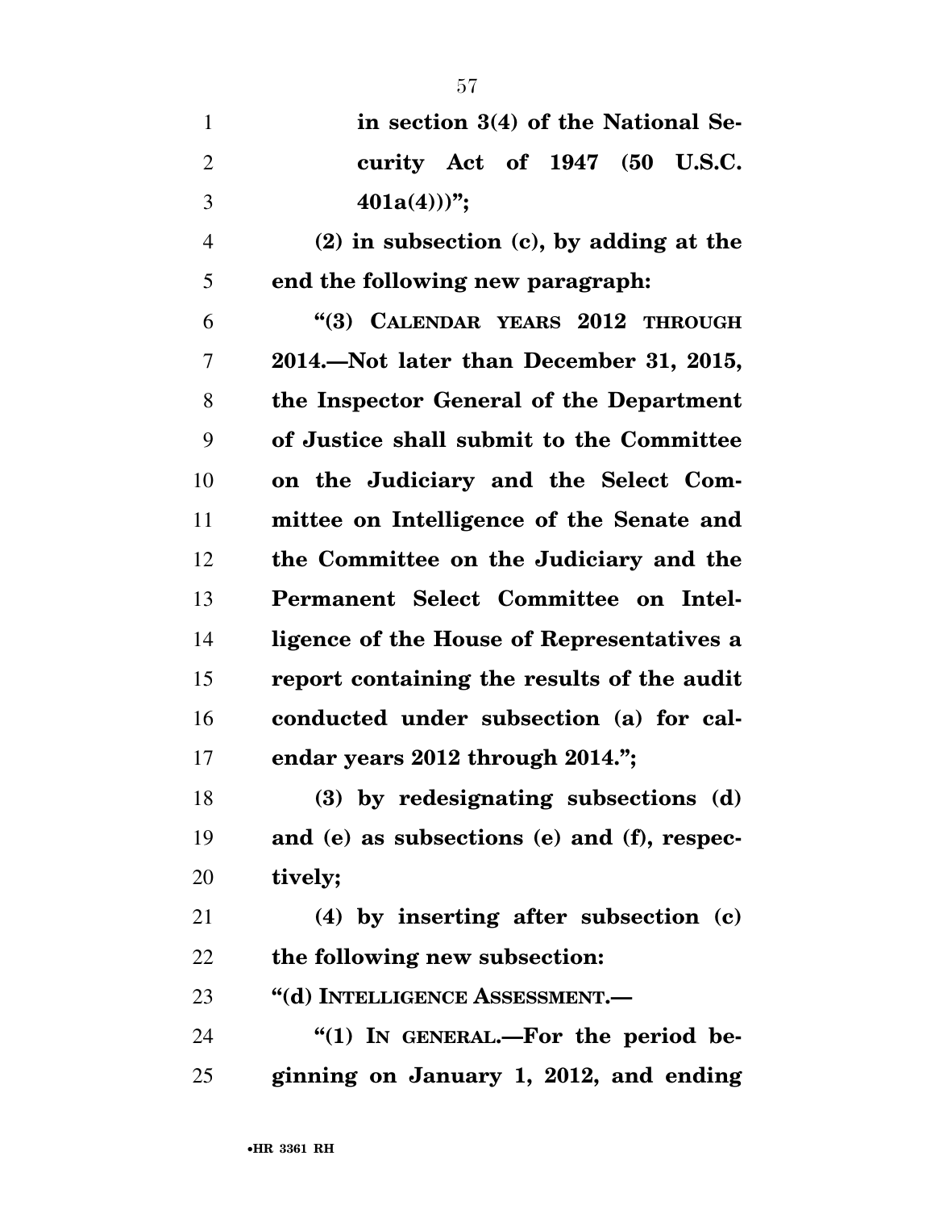**in section 3(4) of the National Security Act of 1947 (50 U.S.C. 401a(4)))";**

**(2) in subsection (c), by adding at the end the following new paragraph:**

**"(3) CALENDAR YEARS 2012 THROUGH 2014.—Not later than December 31, 2015, the Inspector General of the Department of Justice shall submit to the Committee on the Judiciary and the Select Committee on Intelligence of the Senate and the Committee on the Judiciary and the Permanent Select Committee on Intelligence of the House of Representatives a report containing the results of the audit conducted under subsection (a) for calendar years 2012 through 2014.";**

**(3) by redesignating subsections (d) and (e) as subsections (e) and (f), respectively;**

**(4) by inserting after subsection (c) the following new subsection:**

**"(d) INTELLIGENCE ASSESSMENT.—**

**"(1) IN GENERAL.—For the period beginning on January 1, 2012, and ending**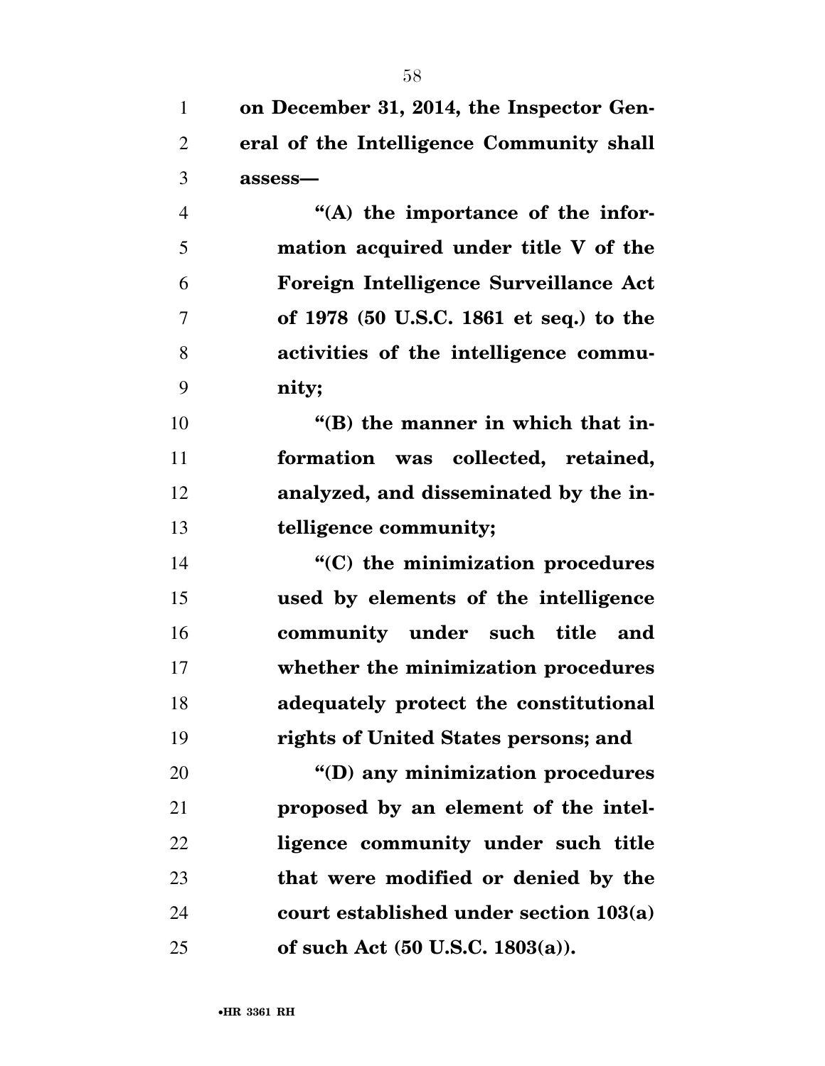**on December 31, 2014, the Inspector General of the Intelligence Community shall assess—**

**“(A) the importance of the information acquired under title V of the Foreign Intelligence Surveillance Act of 1978 (50 U.S.C. 1861 et seq.) to the activities of the intelligence community;**

**“(B) the manner in which that information was collected, retained, analyzed, and disseminated by the intelligence community;**

**“(C) the minimization procedures used by elements of the intelligence community under such title and whether the minimization procedures adequately protect the constitutional rights of United States persons; and**

**“(D) any minimization procedures proposed by an element of the intelligence community under such title that were modified or denied by the court established under section 103(a) of such Act (50 U.S.C. 1803(a)).**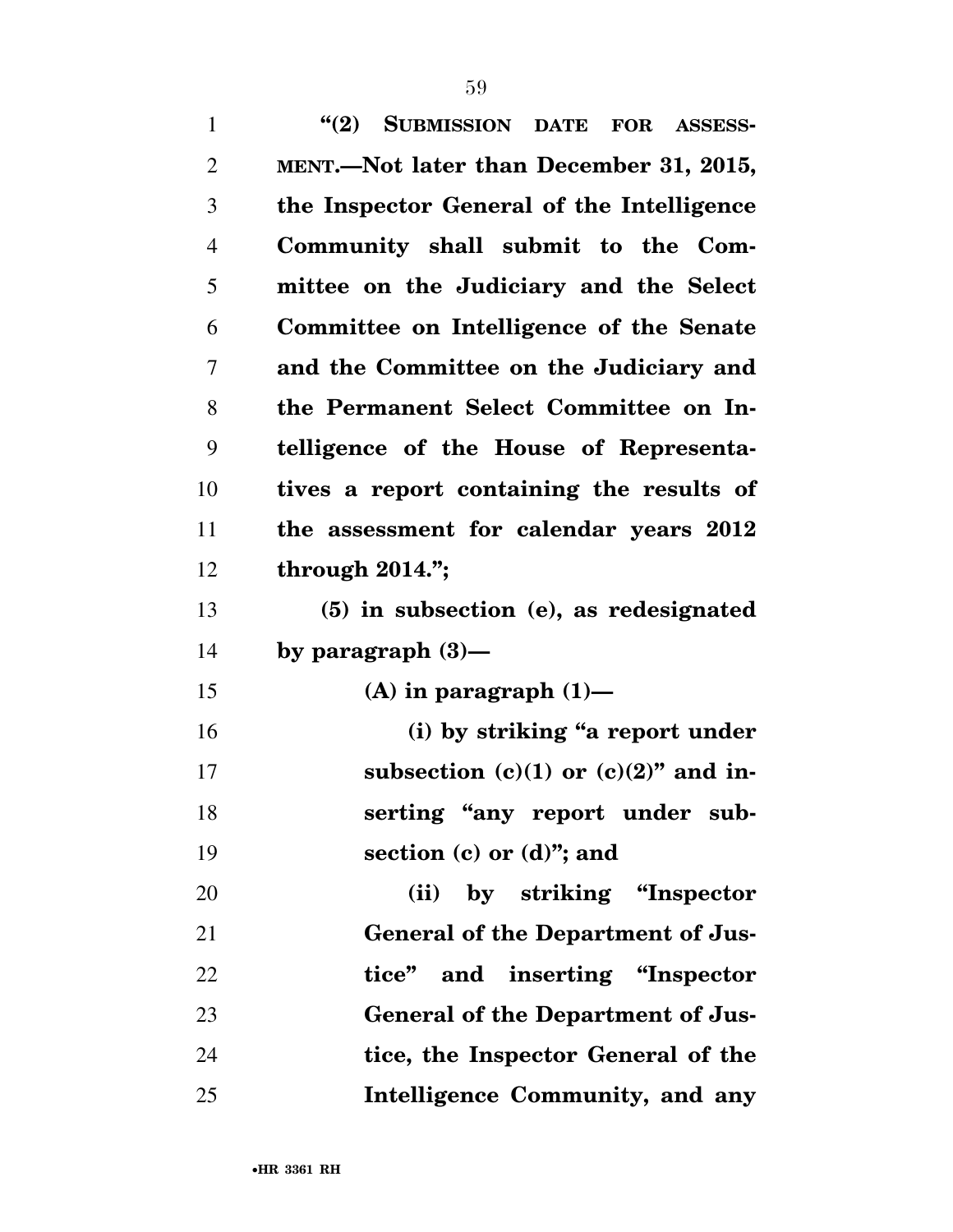**"(2) SUBMISSION DATE FOR ASSESSMENT.—Not later than December 31, 2015, the Inspector General of the Intelligence Community shall submit to the Committee on the Judiciary and the Select Committee on Intelligence of the Senate and the Committee on the Judiciary and the Permanent Select Committee on Intelligence of the House of Representatives a report containing the results of the assessment for calendar years 2012 through 2014.";**

**(5) in subsection (e), as redesignated by paragraph (3)—**

**(A) in paragraph (1)—**

**(i) by striking "a report under subsection (c)(1) or (c)(2)" and inserting "any report under subsection (c) or (d)"; and**

**(ii) by striking "Inspector General of the Department of Justice" and inserting "Inspector General of the Department of Justice, the Inspector General of the Intelligence Community, and any**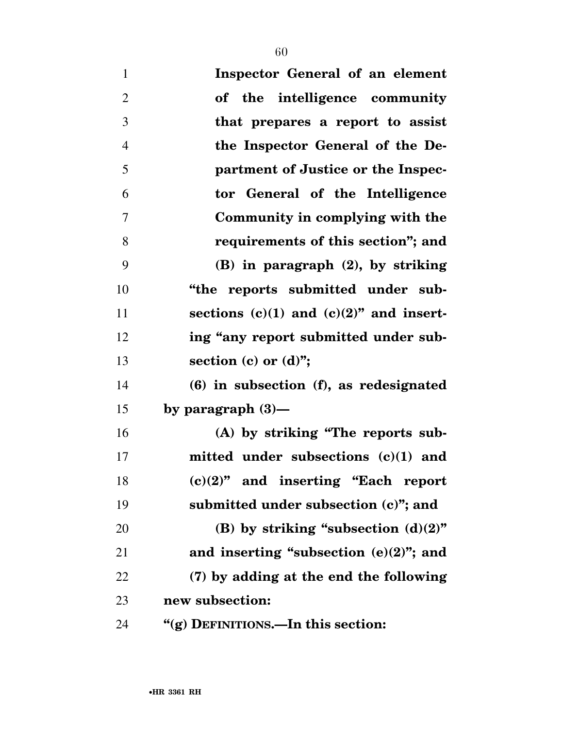**Inspector General of an element of the intelligence community that prepares a report to assist the Inspector General of the Department of Justice or the Inspector General of the Intelligence Community in complying with the requirements of this section"; and**

**(B) in paragraph (2), by striking "the reports submitted under subsections (c)(1) and (c)(2)" and inserting "any report submitted under subsection (c) or (d)";**

**(6) in subsection (f), as redesignated by paragraph (3)—**

**(A) by striking "The reports submitted under subsections (c)(1) and (c)(2)" and inserting "Each report submitted under subsection (c)"; and**

**(B) by striking "subsection (d)(2)" and inserting "subsection (e)(2)"; and**

**(7) by adding at the end the following new subsection:**

**"(g) DEFINITIONS.—In this section:**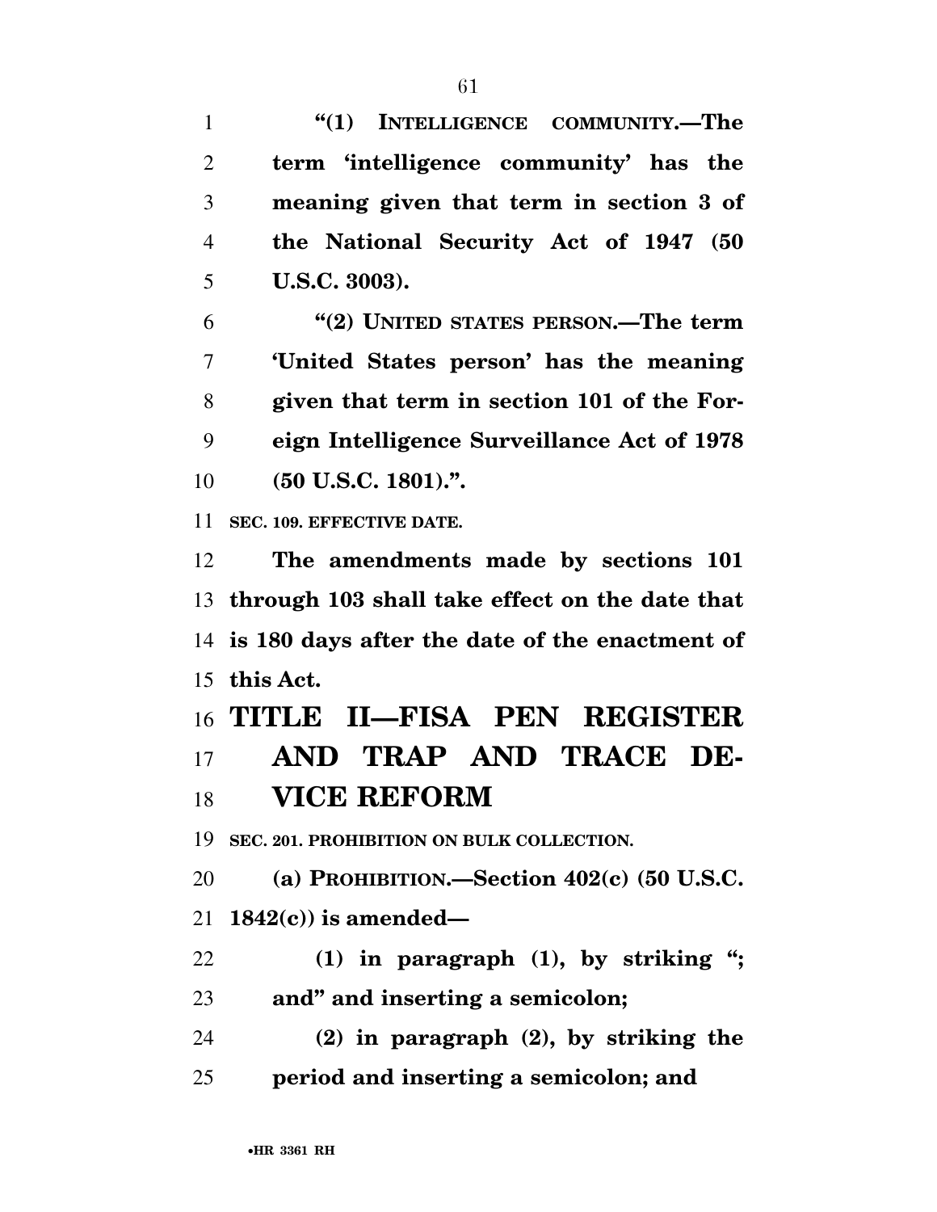"(1) INTELLIGENCE COMMUNITY.—The term 'intelligence community' has the meaning given that term in section 3 of the National Security Act of 1947 (50 U.S.C. 3003).

"(2) UNITED STATES PERSON.—The term 'United States person' has the meaning given that term in section 101 of the Foreign Intelligence Surveillance Act of 1978 (50 U.S.C. 1801).".

SEC. 109. EFFECTIVE DATE.

The amendments made by sections 101 through 103 shall take effect on the date that is 180 days after the date of the enactment of this Act.

# TITLE II—FISA PEN REGISTER AND TRAP AND TRACE DEVICE REFORM

SEC. 201. PROHIBITION ON BULK COLLECTION.

(a) PROHIBITION.—Section 402(c) (50 U.S.C. 1842(c)) is amended—

(1) in paragraph (1), by striking "; and" and inserting a semicolon;

(2) in paragraph (2), by striking the period and inserting a semicolon; and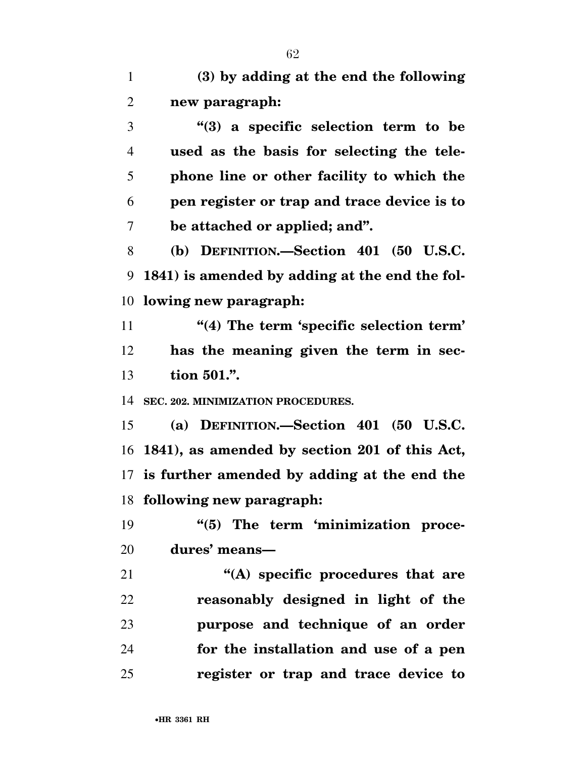**(3) by adding at the end the following new paragraph:**

**"(3) a specific selection term to be used as the basis for selecting the telephone line or other facility to which the pen register or trap and trace device is to be attached or applied; and".**

**(b) DEFINITION.—Section 401 (50 U.S.C. 1841) is amended by adding at the end the following new paragraph:**

**"(4) The term 'specific selection term' has the meaning given the term in section 501.".**

**SEC. 202. MINIMIZATION PROCEDURES.**

**(a) DEFINITION.—Section 401 (50 U.S.C. 1841), as amended by section 201 of this Act, is further amended by adding at the end the following new paragraph:**

**"(5) The term 'minimization procedures' means—**

**"(A) specific procedures that are reasonably designed in light of the purpose and technique of an order for the installation and use of a pen register or trap and trace device to**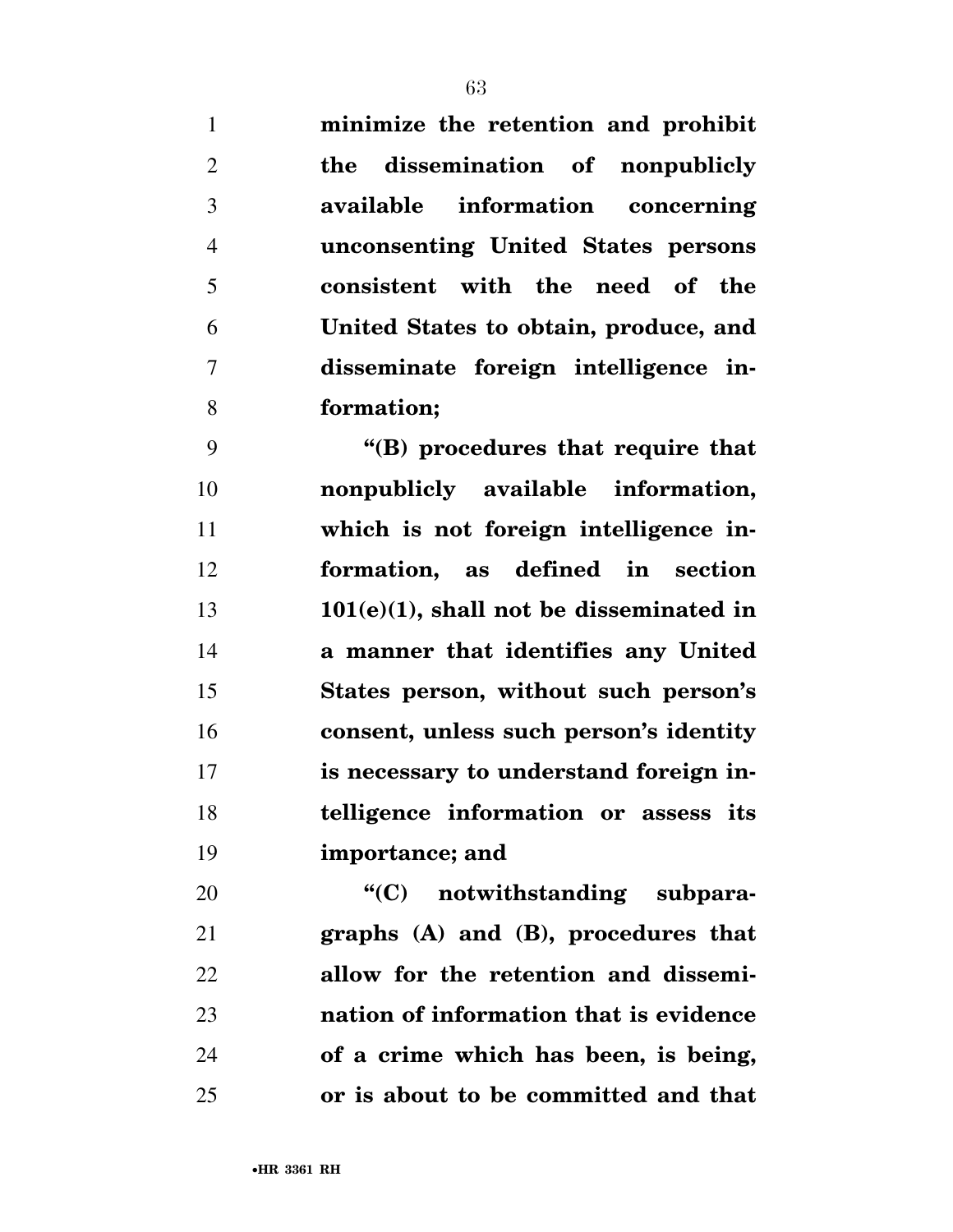**minimize the retention and prohibit the dissemination of nonpublicly available information concerning unconsenting United States persons consistent with the need of the United States to obtain, produce, and disseminate foreign intelligence information;**

**"(B) procedures that require that nonpublicly available information, which is not foreign intelligence information, as defined in section 101(e)(1), shall not be disseminated in a manner that identifies any United States person, without such person's consent, unless such person's identity is necessary to understand foreign intelligence information or assess its importance; and**

**"(C) notwithstanding subparagraphs (A) and (B), procedures that allow for the retention and dissemination of information that is evidence of a crime which has been, is being, or is about to be committed and that**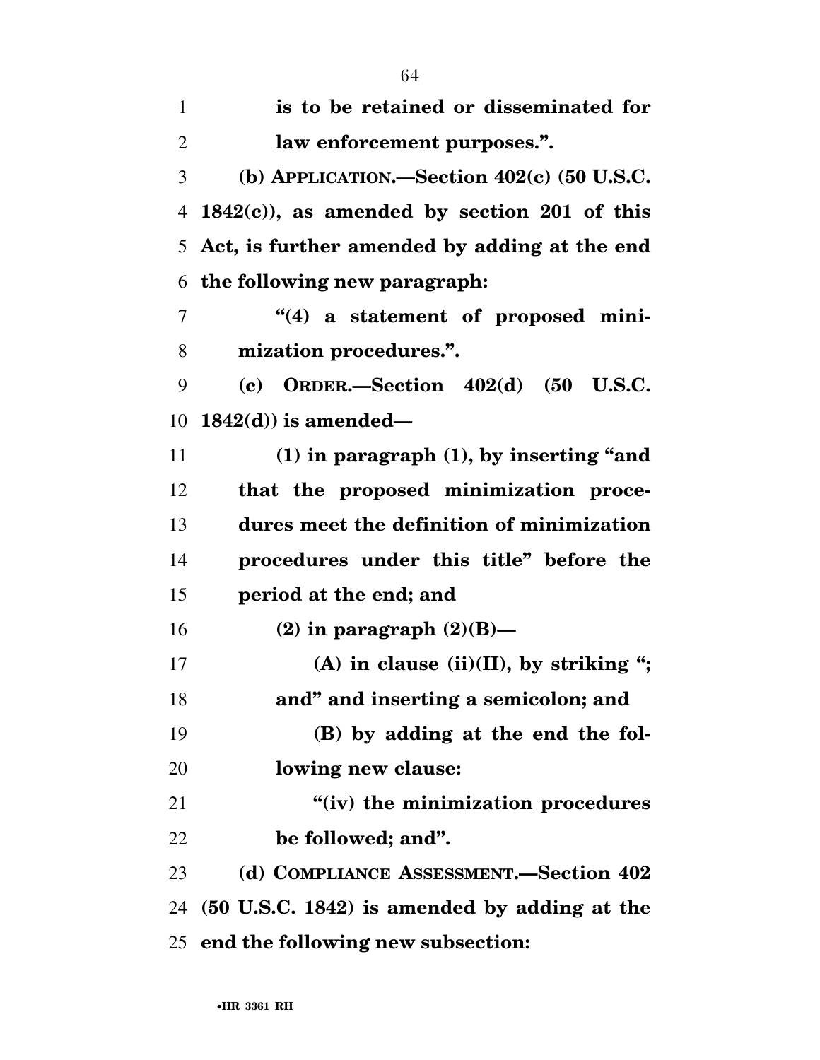**is to be retained or disseminated for law enforcement purposes.".**

**(b) APPLICATION.—Section 402(c) (50 U.S.C. 1842(c)), as amended by section 201 of this Act, is further amended by adding at the end the following new paragraph:**

**"(4) a statement of proposed minimization procedures.".**

**(c) ORDER.—Section 402(d) (50 U.S.C. 1842(d)) is amended—**

**(1) in paragraph (1), by inserting "and that the proposed minimization procedures meet the definition of minimization procedures under this title" before the period at the end; and**

**(2) in paragraph (2)(B)—**

**(A) in clause (ii)(II), by striking "; and" and inserting a semicolon; and**

**(B) by adding at the end the following new clause:**

**"(iv) the minimization procedures be followed; and".**

**(d) COMPLIANCE ASSESSMENT.—Section 402 (50 U.S.C. 1842) is amended by adding at the end the following new subsection:**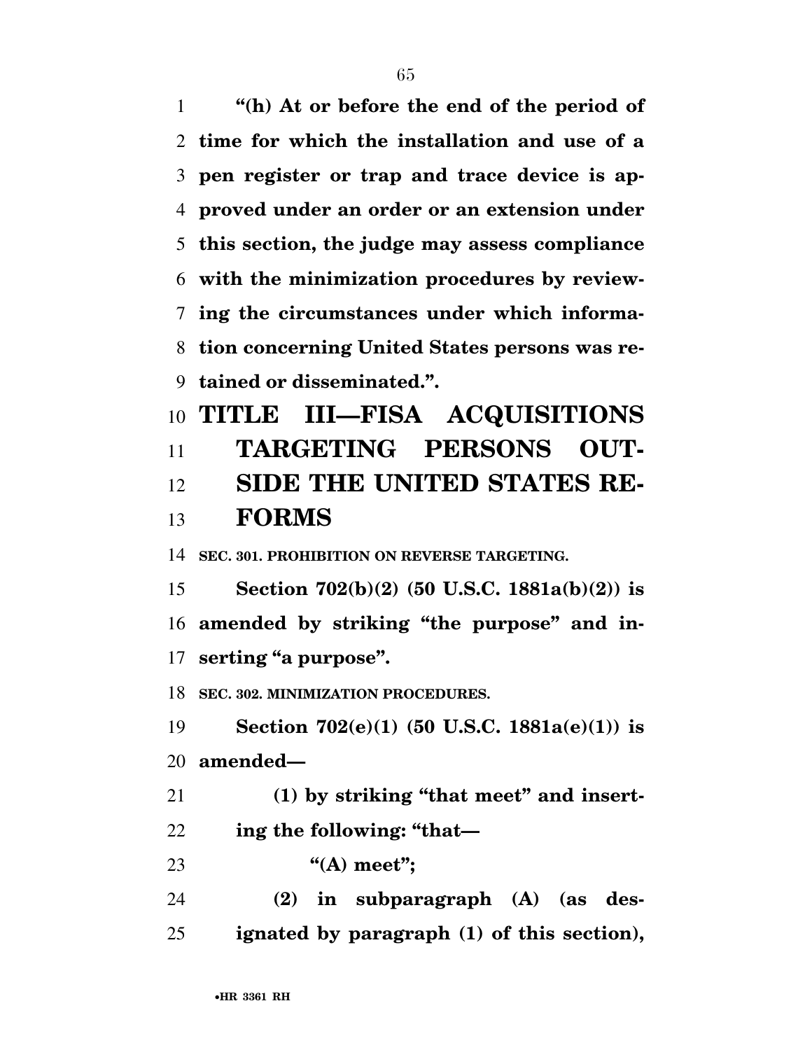"(h) At or before the end of the period of time for which the installation and use of a pen register or trap and trace device is approved under an order or an extension under this section, the judge may assess compliance with the minimization procedures by reviewing the circumstances under which information concerning United States persons was retained or disseminated.".

# TITLE III—FISA ACQUISITIONS TARGETING PERSONS OUTSIDE THE UNITED STATES REFORMS

### SEC. 301. PROHIBITION ON REVERSE TARGETING.

Section 702(b)(2) (50 U.S.C. 1881a(b)(2)) is amended by striking "the purpose" and inserting "a purpose".

### SEC. 302. MINIMIZATION PROCEDURES.

Section 702(e)(1) (50 U.S.C. 1881a(e)(1)) is amended—

(1) by striking "that meet" and inserting the following: "that—

"(A) meet";

(2) in subparagraph (A) (as designated by paragraph (1) of this section),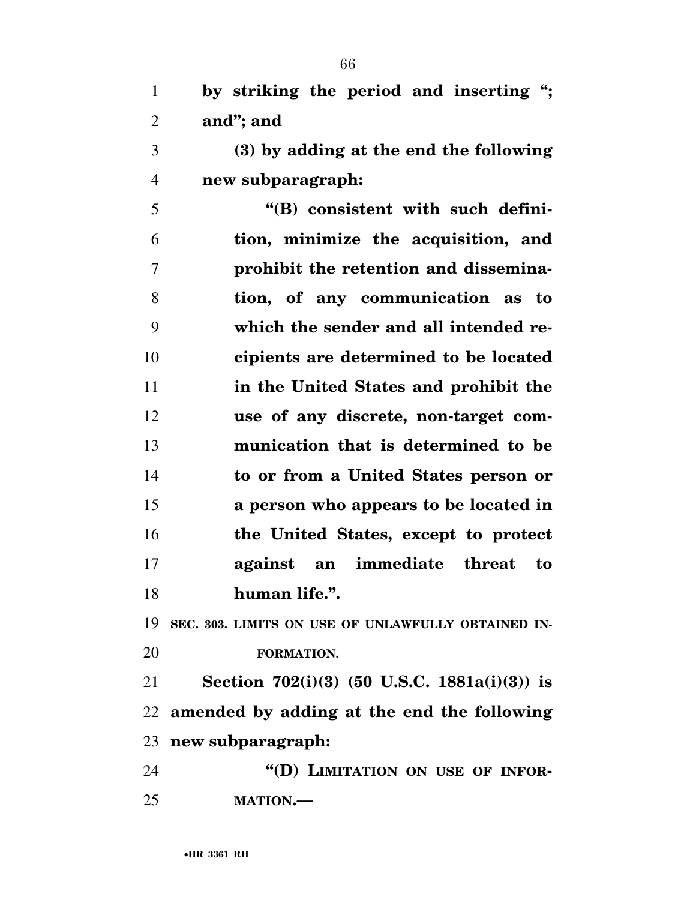**by striking the period and inserting "; and"; and**

**(3) by adding at the end the following new subparagraph:**

**"(B) consistent with such definition, minimize the acquisition, and prohibit the retention and dissemination, of any communication as to which the sender and all intended recipients are determined to be located in the United States and prohibit the use of any discrete, non-target communication that is determined to be to or from a United States person or a person who appears to be located in the United States, except to protect against an immediate threat to human life.".**

**SEC. 303. LIMITS ON USE OF UNLAWFULLY OBTAINED INFORMATION.**

**Section 702(i)(3) (50 U.S.C. 1881a(i)(3)) is amended by adding at the end the following new subparagraph:**

**"(D) LIMITATION ON USE OF INFORMATION.—**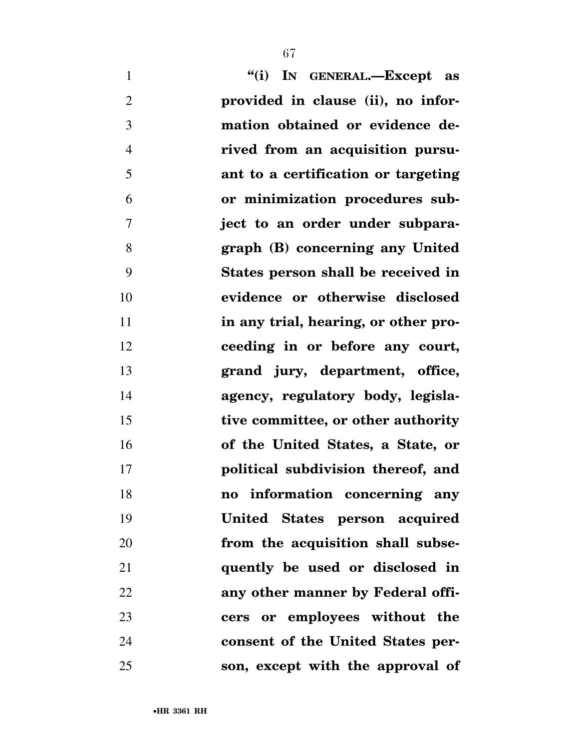**"(i) IN GENERAL.—Except as provided in clause (ii), no information obtained or evidence derived from an acquisition pursuant to a certification or targeting or minimization procedures subject to an order under subparagraph (B) concerning any United States person shall be received in evidence or otherwise disclosed in any trial, hearing, or other proceeding in or before any court, grand jury, department, office, agency, regulatory body, legislative committee, or other authority of the United States, a State, or political subdivision thereof, and no information concerning any United States person acquired from the acquisition shall subsequently be used or disclosed in any other manner by Federal officers or employees without the consent of the United States person, except with the approval of**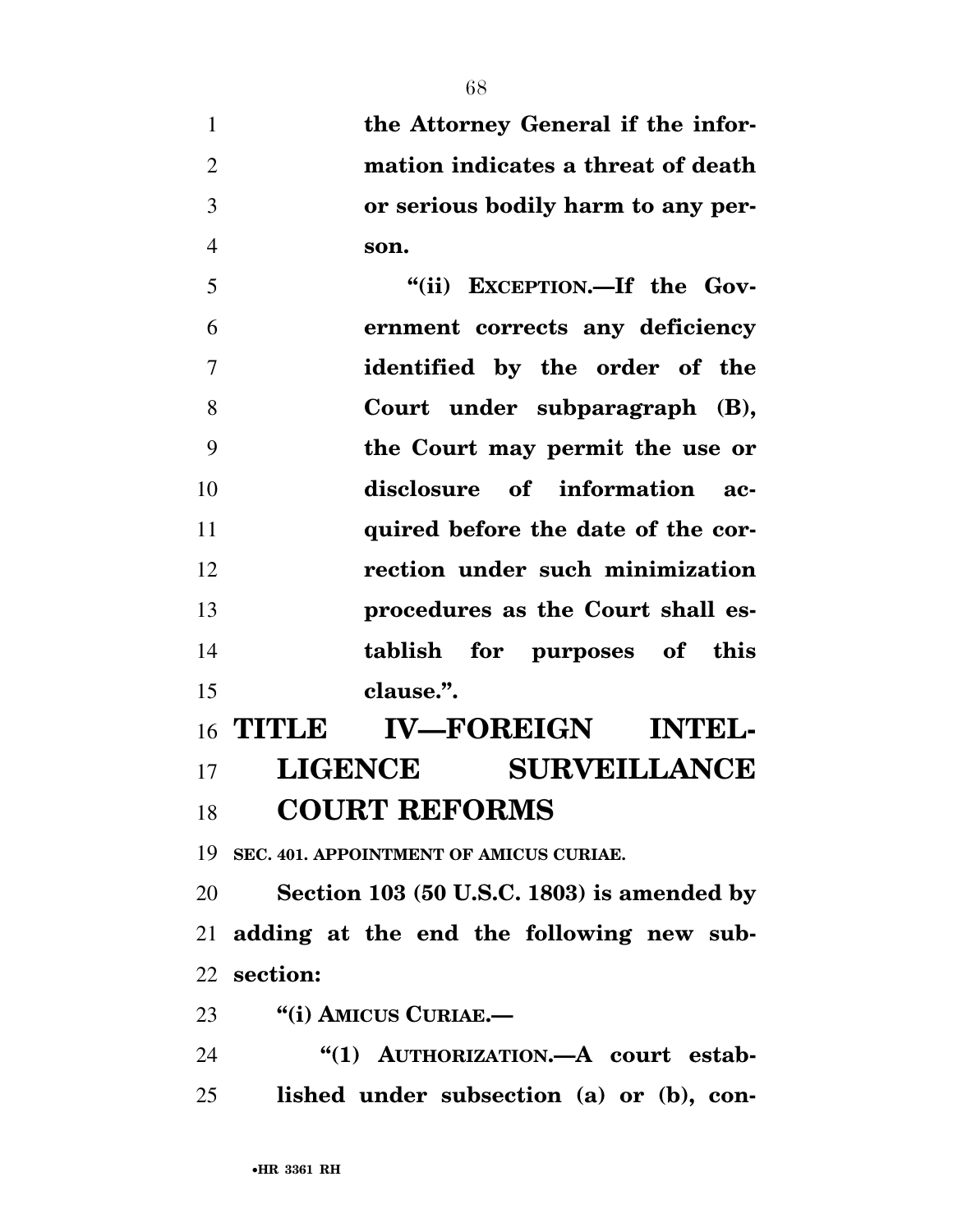**the Attorney General if the information indicates a threat of death or serious bodily harm to any person.**

**"(ii) EXCEPTION.—If the Government corrects any deficiency identified by the order of the Court under subparagraph (B), the Court may permit the use or disclosure of information acquired before the date of the correction under such minimization procedures as the Court shall establish for purposes of this clause.".**

# TITLE IV—FOREIGN INTELLIGENCE SURVEILLANCE COURT REFORMS

**SEC. 401. APPOINTMENT OF AMICUS CURIAE.**

**Section 103 (50 U.S.C. 1803) is amended by adding at the end the following new subsection:**

**"(i) AMICUS CURIAE.—**

**"(1) AUTHORIZATION.—A court established under subsection (a) or (b), con-**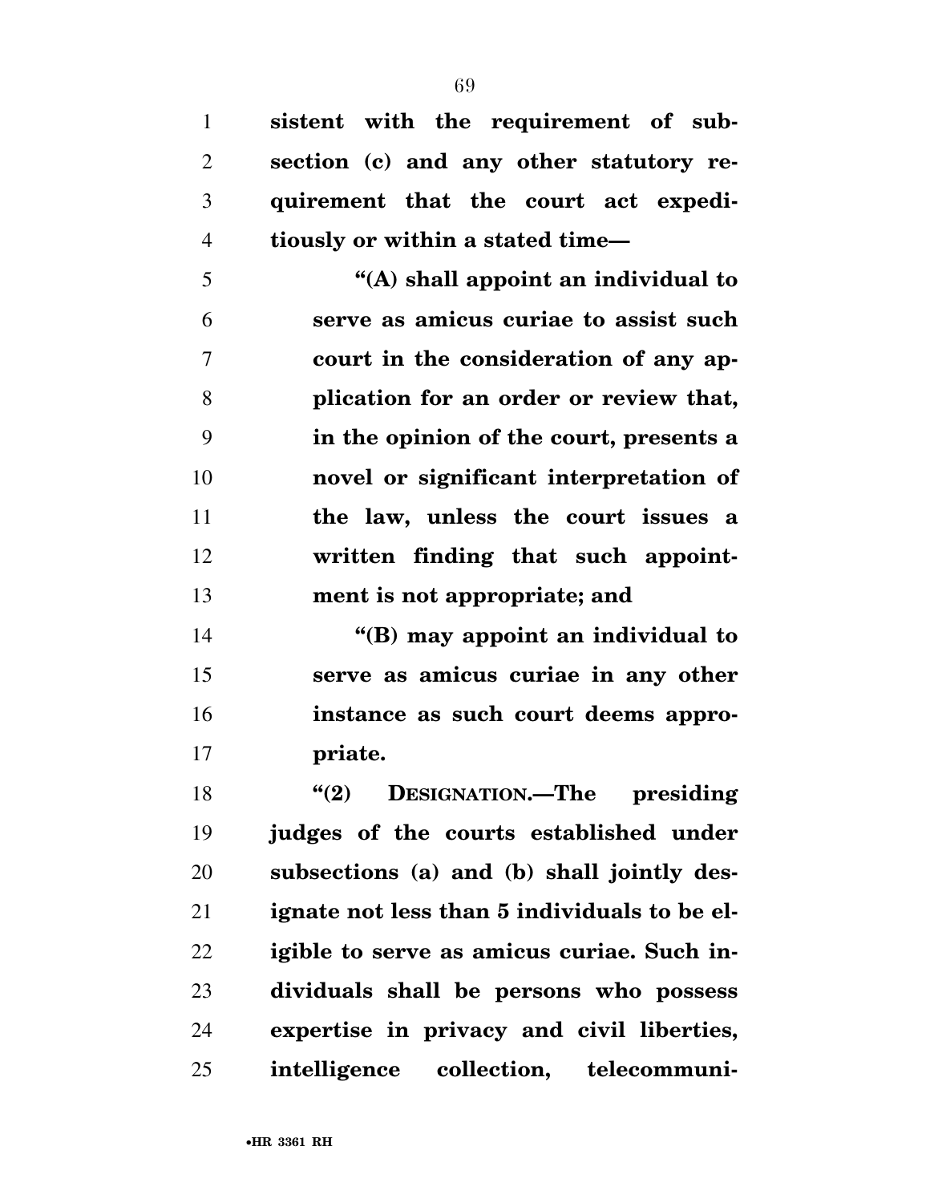**sistent with the requirement of subsection (c) and any other statutory requirement that the court act expeditiously or within a stated time—**

**"(A) shall appoint an individual to serve as amicus curiae to assist such court in the consideration of any application for an order or review that, in the opinion of the court, presents a novel or significant interpretation of the law, unless the court issues a written finding that such appointment is not appropriate; and**

**"(B) may appoint an individual to serve as amicus curiae in any other instance as such court deems appropriate.**

**"(2) DESIGNATION.—The presiding judges of the courts established under subsections (a) and (b) shall jointly designate not less than 5 individuals to be eligible to serve as amicus curiae. Such individuals shall be persons who possess expertise in privacy and civil liberties, intelligence collection, telecommuni-**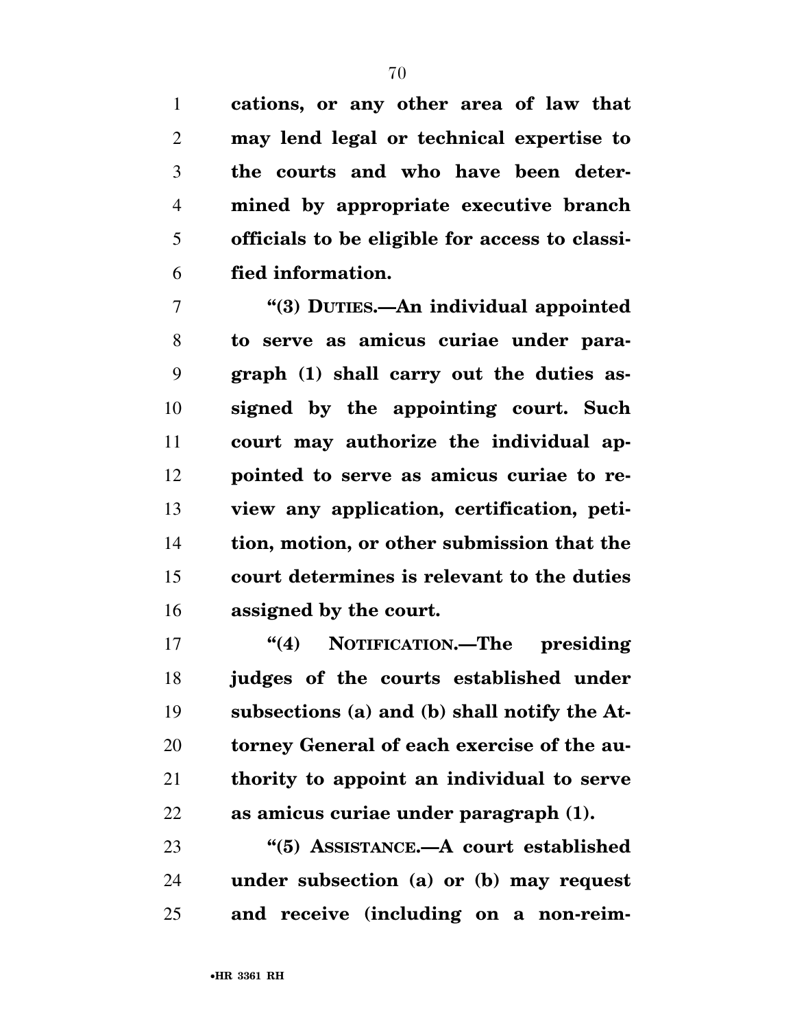**cations, or any other area of law that may lend legal or technical expertise to the courts and who have been determined by appropriate executive branch officials to be eligible for access to classified information.**

**"(3) DUTIES.—An individual appointed to serve as amicus curiae under paragraph (1) shall carry out the duties assigned by the appointing court. Such court may authorize the individual appointed to serve as amicus curiae to review any application, certification, petition, motion, or other submission that the court determines is relevant to the duties assigned by the court.**

**"(4) NOTIFICATION.—The presiding judges of the courts established under subsections (a) and (b) shall notify the Attorney General of each exercise of the authority to appoint an individual to serve as amicus curiae under paragraph (1).**

**"(5) ASSISTANCE.—A court established under subsection (a) or (b) may request and receive (including on a non-reim-**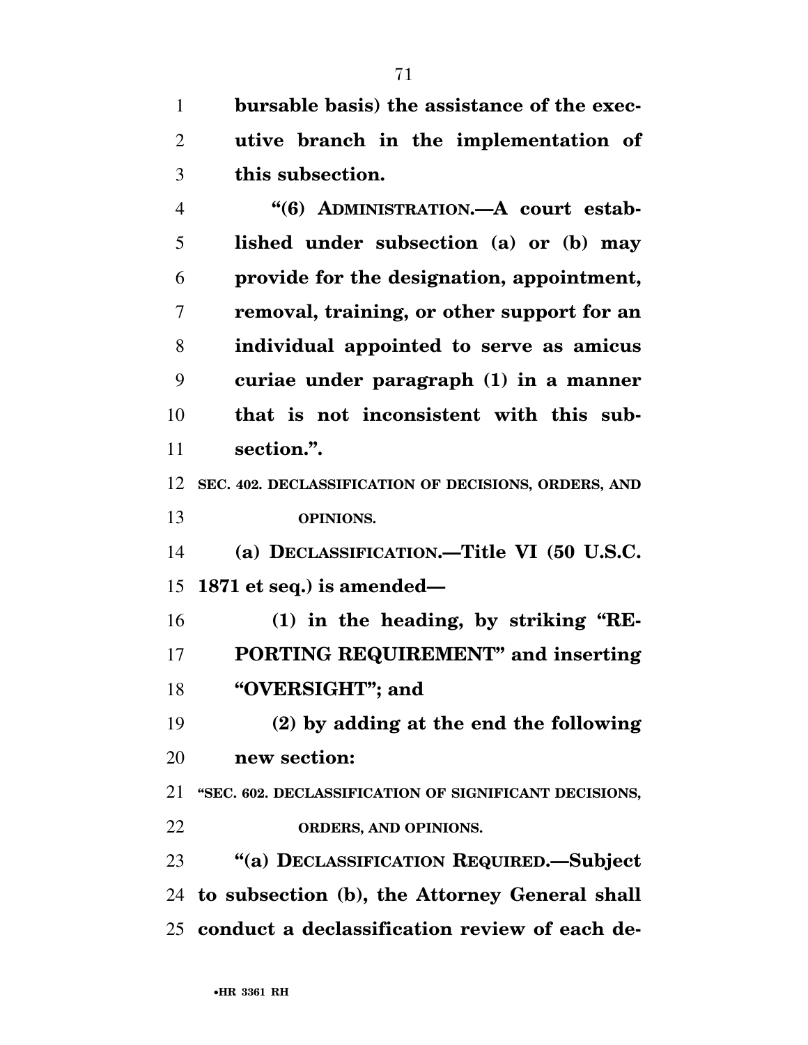**bursable basis) the assistance of the executive branch in the implementation of this subsection.**

**"(6) ADMINISTRATION.—A court established under subsection (a) or (b) may provide for the designation, appointment, removal, training, or other support for an individual appointed to serve as amicus curiae under paragraph (1) in a manner that is not inconsistent with this subsection.".**

**SEC. 402. DECLASSIFICATION OF DECISIONS, ORDERS, AND OPINIONS.**

**(a) DECLASSIFICATION.—Title VI (50 U.S.C. 1871 et seq.) is amended—**

**(1) in the heading, by striking "REPORTING REQUIREMENT" and inserting "OVERSIGHT"; and**

**(2) by adding at the end the following new section:**

**"SEC. 602. DECLASSIFICATION OF SIGNIFICANT DECISIONS, ORDERS, AND OPINIONS.**

**"(a) DECLASSIFICATION REQUIRED.—Subject to subsection (b), the Attorney General shall conduct a declassification review of each de-**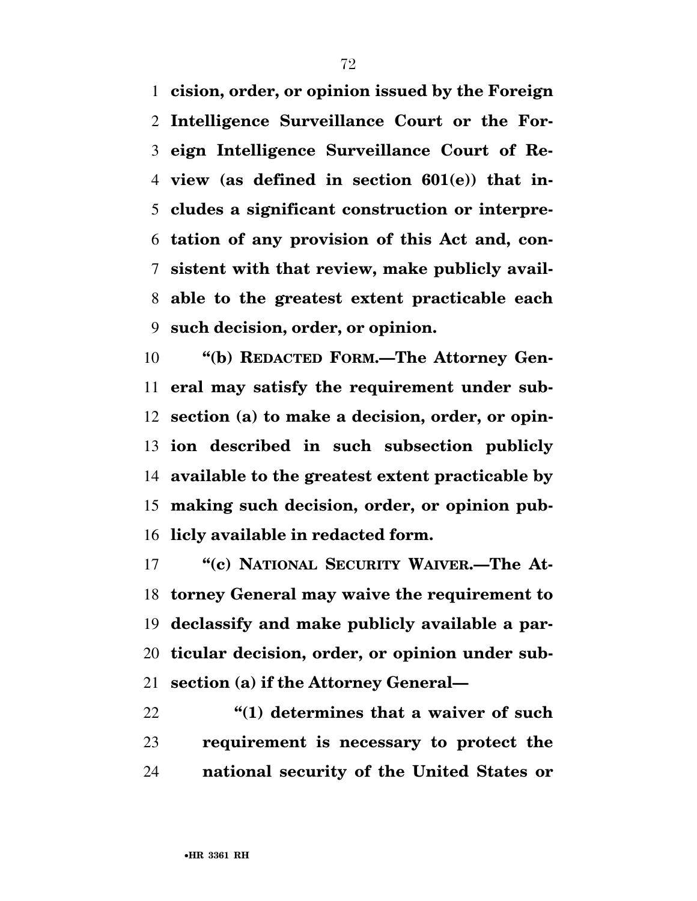**cision, order, or opinion issued by the Foreign Intelligence Surveillance Court or the Foreign Intelligence Surveillance Court of Review (as defined in section 601(e)) that includes a significant construction or interpretation of any provision of this Act and, consistent with that review, make publicly available to the greatest extent practicable each such decision, order, or opinion.**

**"(b) REDACTED FORM.—The Attorney General may satisfy the requirement under subsection (a) to make a decision, order, or opinion described in such subsection publicly available to the greatest extent practicable by making such decision, order, or opinion publicly available in redacted form.**

**"(c) NATIONAL SECURITY WAIVER.—The Attorney General may waive the requirement to declassify and make publicly available a particular decision, order, or opinion under subsection (a) if the Attorney General—**

**"(1) determines that a waiver of such requirement is necessary to protect the national security of the United States or**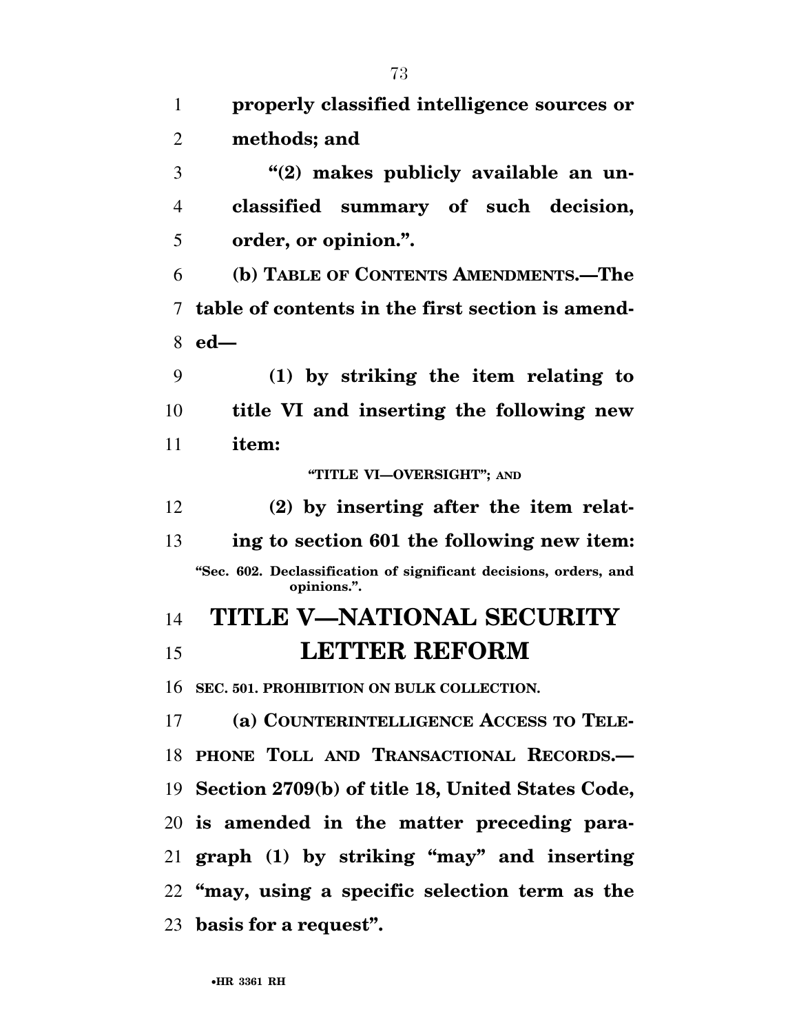**properly classified intelligence sources or methods; and**

**"(2) makes publicly available an unclassified summary of such decision, order, or opinion.".**

**(b) TABLE OF CONTENTS AMENDMENTS.—The table of contents in the first section is amended—**

**(1) by striking the item relating to title VI and inserting the following new item:**

**"TITLE VI—OVERSIGHT"; AND**

**(2) by inserting after the item relating to section 601 the following new item:**

**"Sec. 602. Declassification of significant decisions, orders, and opinions.".**

# TITLE V—NATIONAL SECURITY LETTER REFORM

**SEC. 501. PROHIBITION ON BULK COLLECTION.**

**(a) COUNTERINTELLIGENCE ACCESS TO TELEPHONE TOLL AND TRANSACTIONAL RECORDS.—Section 2709(b) of title 18, United States Code, is amended in the matter preceding paragraph (1) by striking "may" and inserting "may, using a specific selection term as the basis for a request".**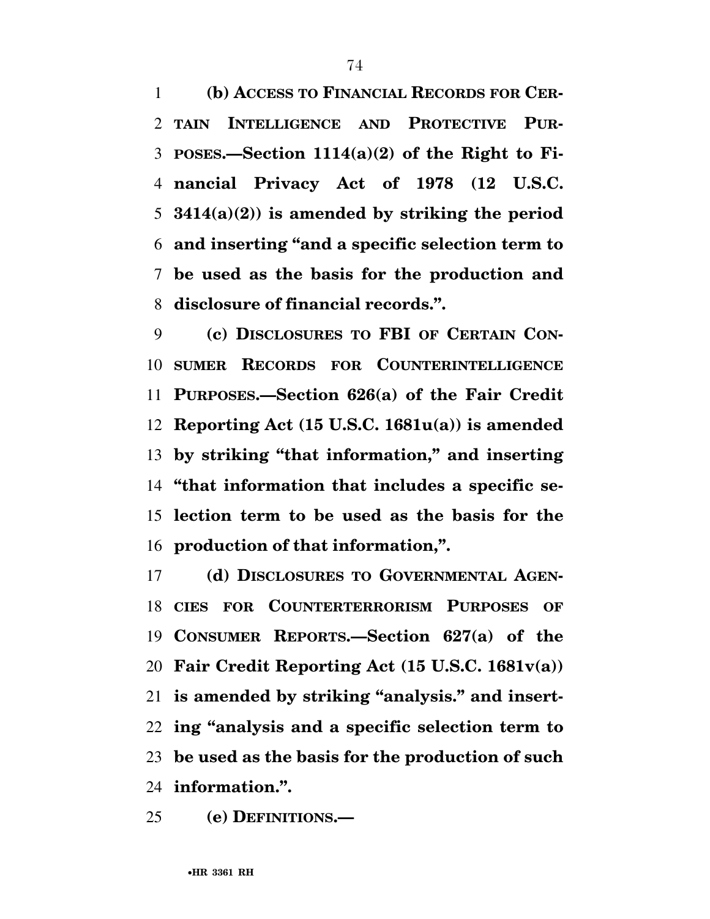**(b) ACCESS TO FINANCIAL RECORDS FOR CERTAIN INTELLIGENCE AND PROTECTIVE PURPOSES.—Section 1114(a)(2) of the Right to Financial Privacy Act of 1978 (12 U.S.C. 3414(a)(2)) is amended by striking the period and inserting "and a specific selection term to be used as the basis for the production and disclosure of financial records.".**

**(c) DISCLOSURES TO FBI OF CERTAIN CONSUMER RECORDS FOR COUNTERINTELLIGENCE PURPOSES.—Section 626(a) of the Fair Credit Reporting Act (15 U.S.C. 1681u(a)) is amended by striking "that information," and inserting "that information that includes a specific selection term to be used as the basis for the production of that information,".**

**(d) DISCLOSURES TO GOVERNMENTAL AGENCIES FOR COUNTERTERRORISM PURPOSES OF CONSUMER REPORTS.—Section 627(a) of the Fair Credit Reporting Act (15 U.S.C. 1681v(a)) is amended by striking "analysis." and inserting "analysis and a specific selection term to be used as the basis for the production of such information.".**

**(e) DEFINITIONS.—**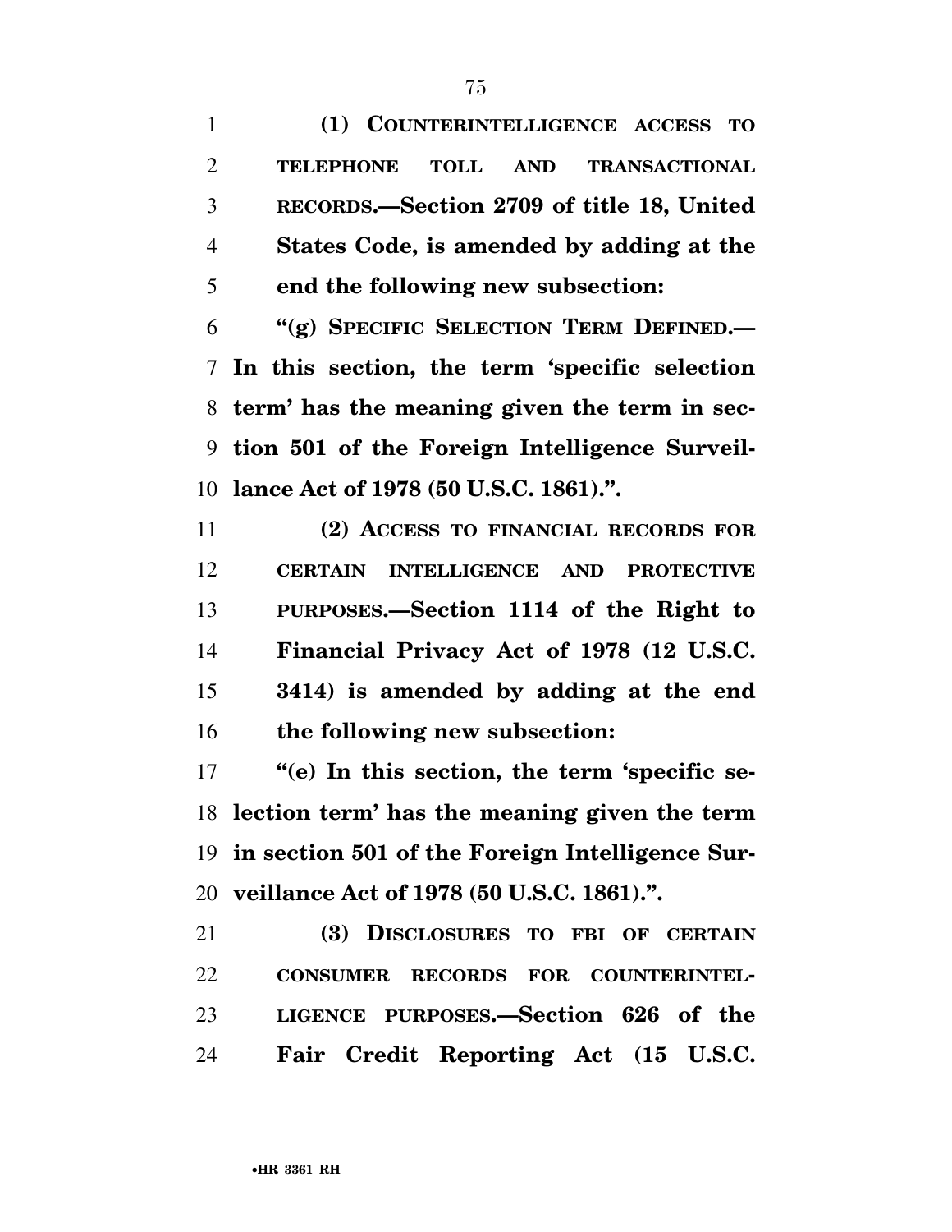**(1) COUNTERINTELLIGENCE ACCESS TO TELEPHONE TOLL AND TRANSACTIONAL RECORDS.—Section 2709 of title 18, United States Code, is amended by adding at the end the following new subsection:**

**"(g) SPECIFIC SELECTION TERM DEFINED.—In this section, the term 'specific selection term' has the meaning given the term in section 501 of the Foreign Intelligence Surveillance Act of 1978 (50 U.S.C. 1861).".**

**(2) ACCESS TO FINANCIAL RECORDS FOR CERTAIN INTELLIGENCE AND PROTECTIVE PURPOSES.—Section 1114 of the Right to Financial Privacy Act of 1978 (12 U.S.C. 3414) is amended by adding at the end the following new subsection:**

**"(e) In this section, the term 'specific selection term' has the meaning given the term in section 501 of the Foreign Intelligence Surveillance Act of 1978 (50 U.S.C. 1861).".**

**(3) DISCLOSURES TO FBI OF CERTAIN CONSUMER RECORDS FOR COUNTERINTELLIGENCE PURPOSES.—Section 626 of the Fair Credit Reporting Act (15 U.S.C.**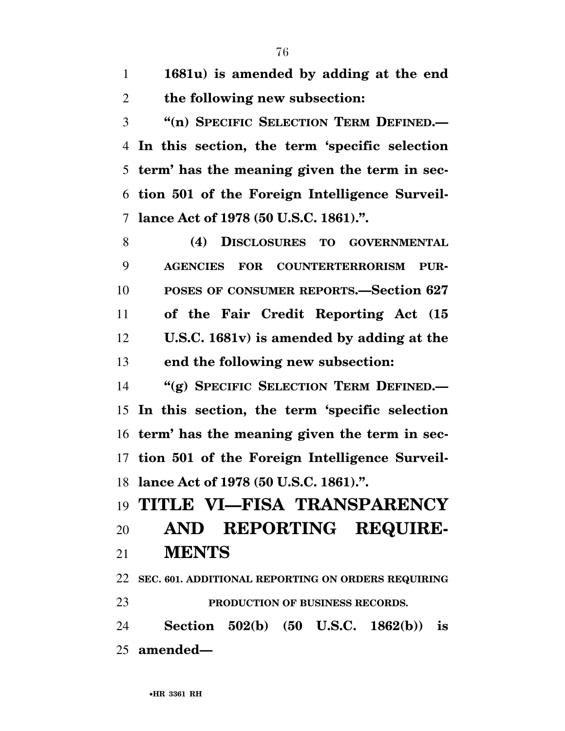**1681u) is amended by adding at the end the following new subsection:**

**"(n) SPECIFIC SELECTION TERM DEFINED.— In this section, the term 'specific selection term' has the meaning given the term in section 501 of the Foreign Intelligence Surveillance Act of 1978 (50 U.S.C. 1861).".**

**(4) DISCLOSURES TO GOVERNMENTAL AGENCIES FOR COUNTERTERRORISM PURPOSES OF CONSUMER REPORTS.—Section 627 of the Fair Credit Reporting Act (15 U.S.C. 1681v) is amended by adding at the end the following new subsection:**

**"(g) SPECIFIC SELECTION TERM DEFINED.— In this section, the term 'specific selection term' has the meaning given the term in section 501 of the Foreign Intelligence Surveillance Act of 1978 (50 U.S.C. 1861).".**

# TITLE VI—FISA TRANSPARENCY AND REPORTING REQUIREMENTS

### SEC. 601. ADDITIONAL REPORTING ON ORDERS REQUIRING PRODUCTION OF BUSINESS RECORDS.

**Section 502(b) (50 U.S.C. 1862(b)) is amended—**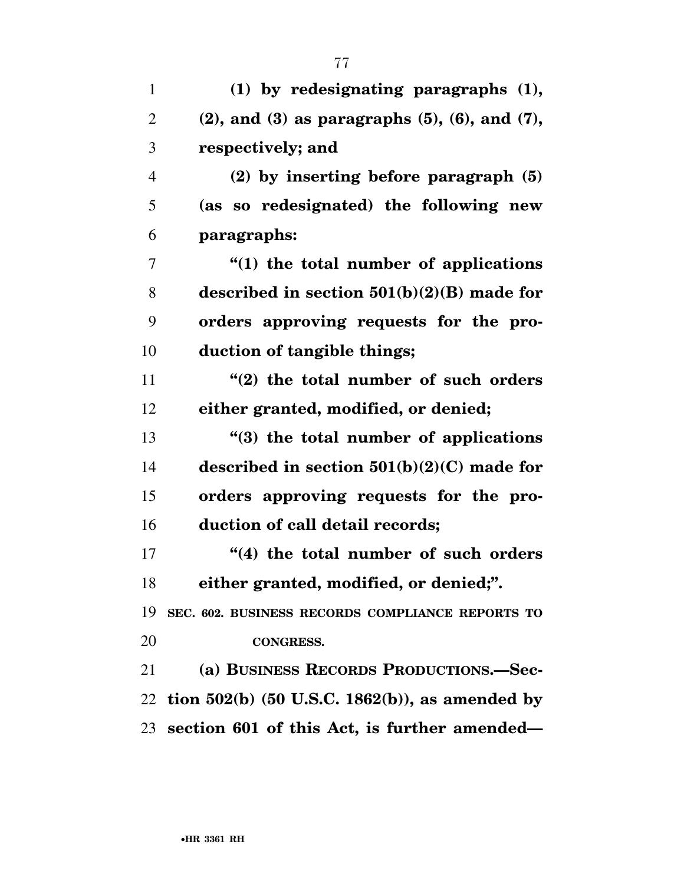**(1) by redesignating paragraphs (1), (2), and (3) as paragraphs (5), (6), and (7), respectively; and**

**(2) by inserting before paragraph (5) (as so redesignated) the following new paragraphs:**

**"(1) the total number of applications described in section 501(b)(2)(B) made for orders approving requests for the production of tangible things;**

**"(2) the total number of such orders either granted, modified, or denied;**

**"(3) the total number of applications described in section 501(b)(2)(C) made for orders approving requests for the production of call detail records;**

**"(4) the total number of such orders either granted, modified, or denied;".**

**SEC. 602. BUSINESS RECORDS COMPLIANCE REPORTS TO CONGRESS.**

**(a) BUSINESS RECORDS PRODUCTIONS.—Section 502(b) (50 U.S.C. 1862(b)), as amended by section 601 of this Act, is further amended—**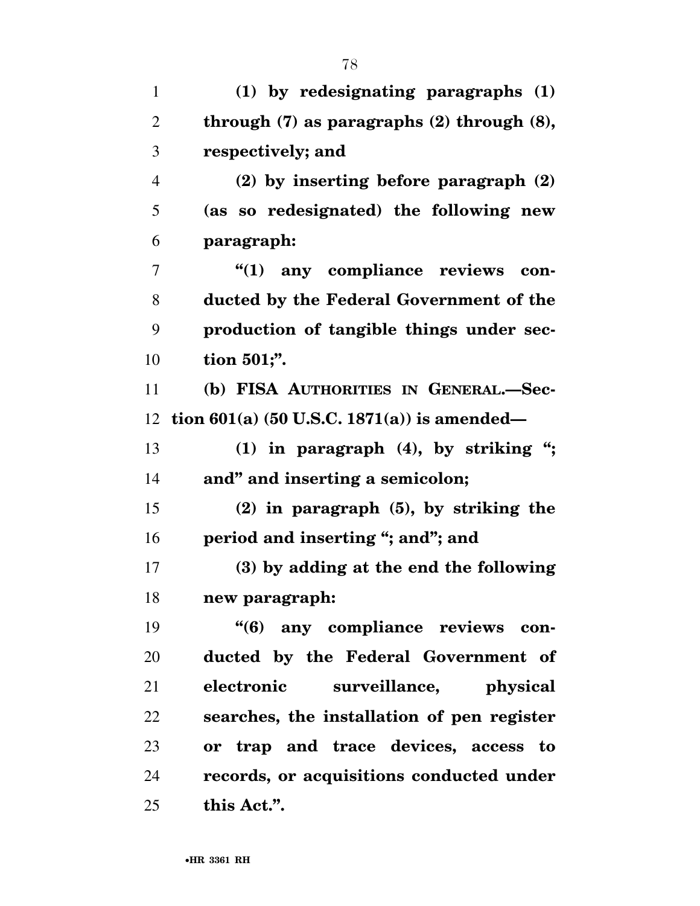**(1) by redesignating paragraphs (1) through (7) as paragraphs (2) through (8), respectively; and**

**(2) by inserting before paragraph (2) (as so redesignated) the following new paragraph:**

**"(1) any compliance reviews conducted by the Federal Government of the production of tangible things under section 501;".**

**(b) FISA AUTHORITIES IN GENERAL.—Section 601(a) (50 U.S.C. 1871(a)) is amended—**

**(1) in paragraph (4), by striking "; and" and inserting a semicolon;**

**(2) in paragraph (5), by striking the period and inserting "; and"; and**

**(3) by adding at the end the following new paragraph:**

**"(6) any compliance reviews conducted by the Federal Government of electronic surveillance, physical searches, the installation of pen register or trap and trace devices, access to records, or acquisitions conducted under this Act.".**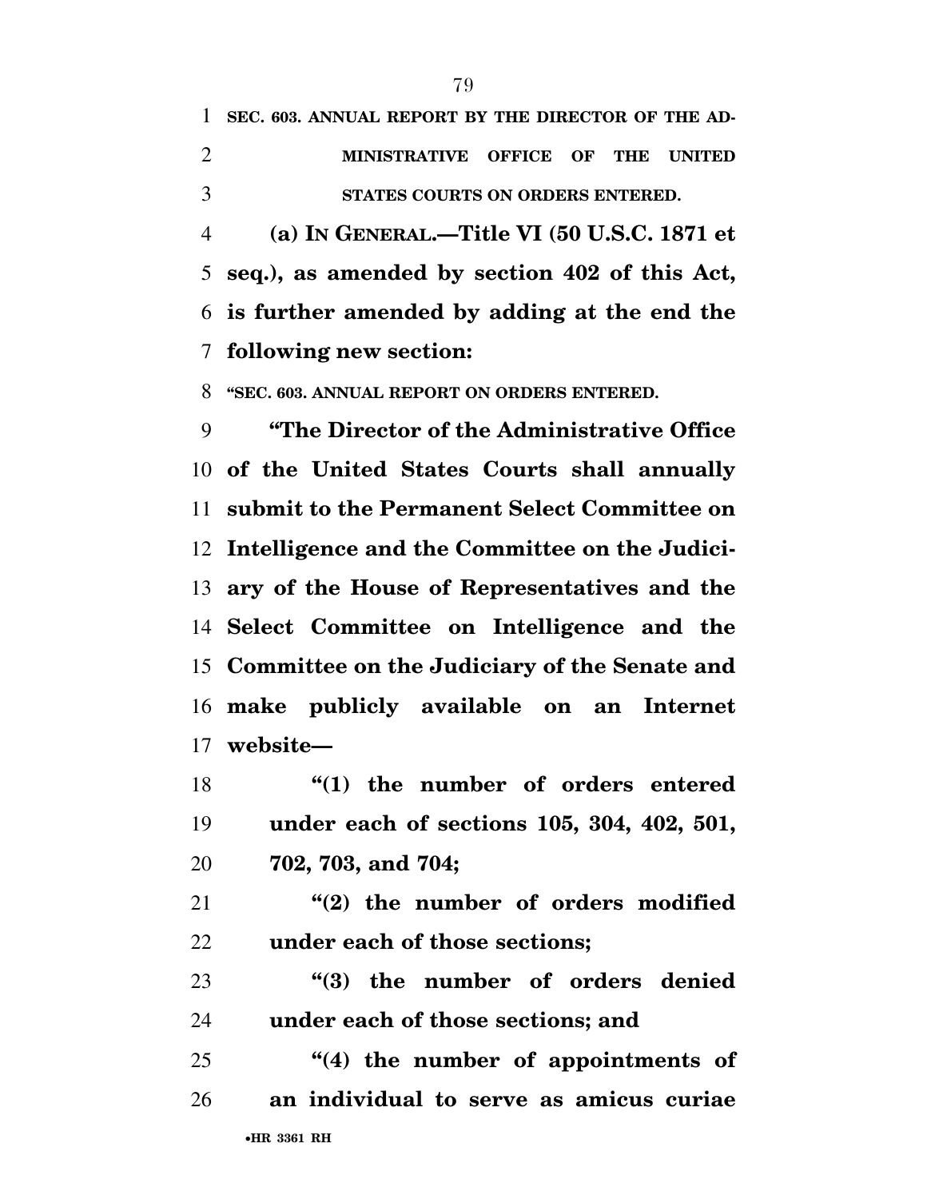**SEC. 603. ANNUAL REPORT BY THE DIRECTOR OF THE ADMINISTRATIVE OFFICE OF THE UNITED STATES COURTS ON ORDERS ENTERED.**

**(a) IN GENERAL.—Title VI (50 U.S.C. 1871 et seq.), as amended by section 402 of this Act, is further amended by adding at the end the following new section:**

**"SEC. 603. ANNUAL REPORT ON ORDERS ENTERED.**

**"The Director of the Administrative Office of the United States Courts shall annually submit to the Permanent Select Committee on Intelligence and the Committee on the Judiciary of the House of Representatives and the Select Committee on Intelligence and the Committee on the Judiciary of the Senate and make publicly available on an Internet website—**

**"(1) the number of orders entered under each of sections 105, 304, 402, 501, 702, 703, and 704;**

**"(2) the number of orders modified under each of those sections;**

**"(3) the number of orders denied under each of those sections; and**

**"(4) the number of appointments of an individual to serve as amicus curiae**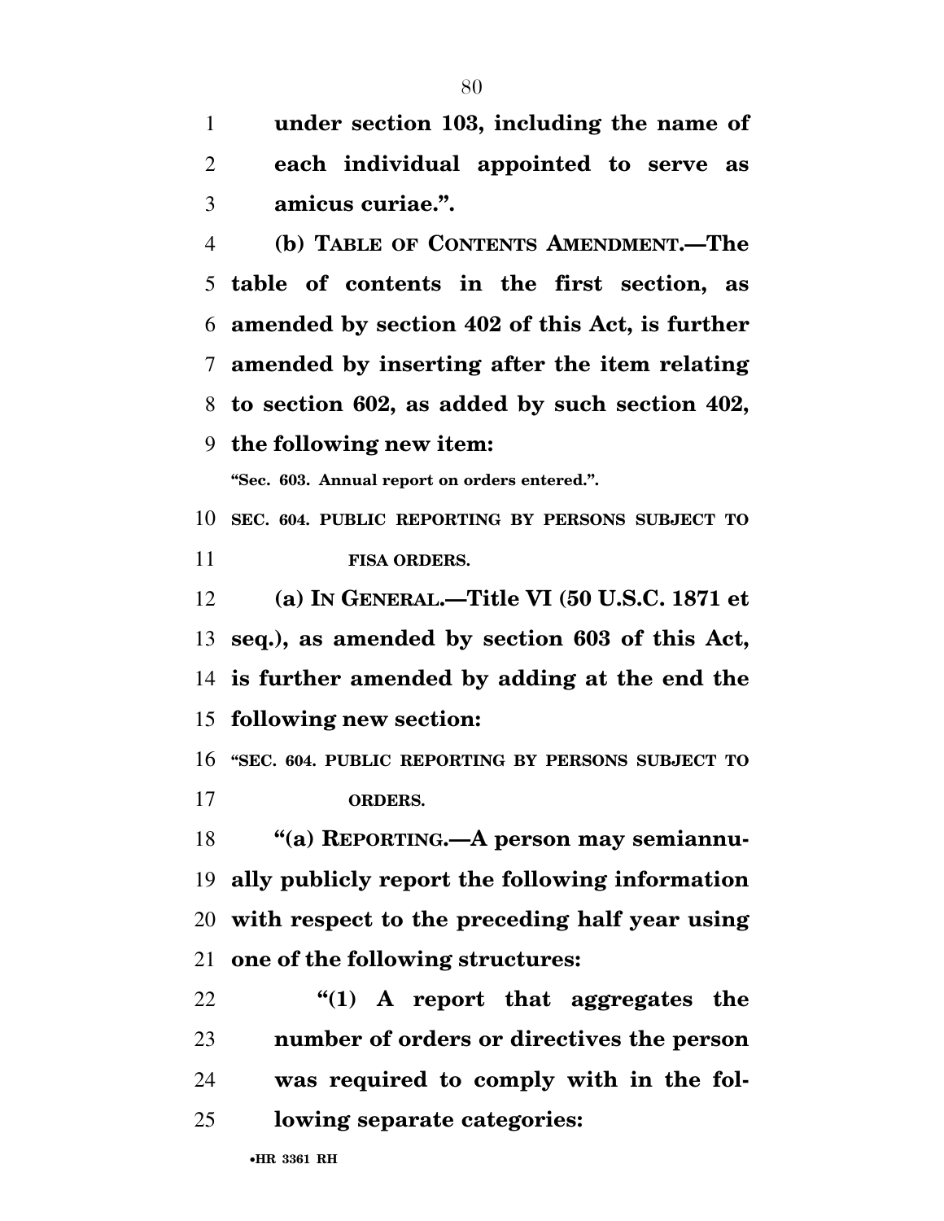**under section 103, including the name of each individual appointed to serve as amicus curiae.".**

**(b) TABLE OF CONTENTS AMENDMENT.—The table of contents in the first section, as amended by section 402 of this Act, is further amended by inserting after the item relating to section 602, as added by such section 402, the following new item:**

**"Sec. 603. Annual report on orders entered.".**

**SEC. 604. PUBLIC REPORTING BY PERSONS SUBJECT TO FISA ORDERS.**

**(a) IN GENERAL.—Title VI (50 U.S.C. 1871 et seq.), as amended by section 603 of this Act, is further amended by adding at the end the following new section:**

**"SEC. 604. PUBLIC REPORTING BY PERSONS SUBJECT TO ORDERS.**

**"(a) REPORTING.—A person may semiannually publicly report the following information with respect to the preceding half year using one of the following structures:**

**"(1) A report that aggregates the number of orders or directives the person was required to comply with in the following separate categories:**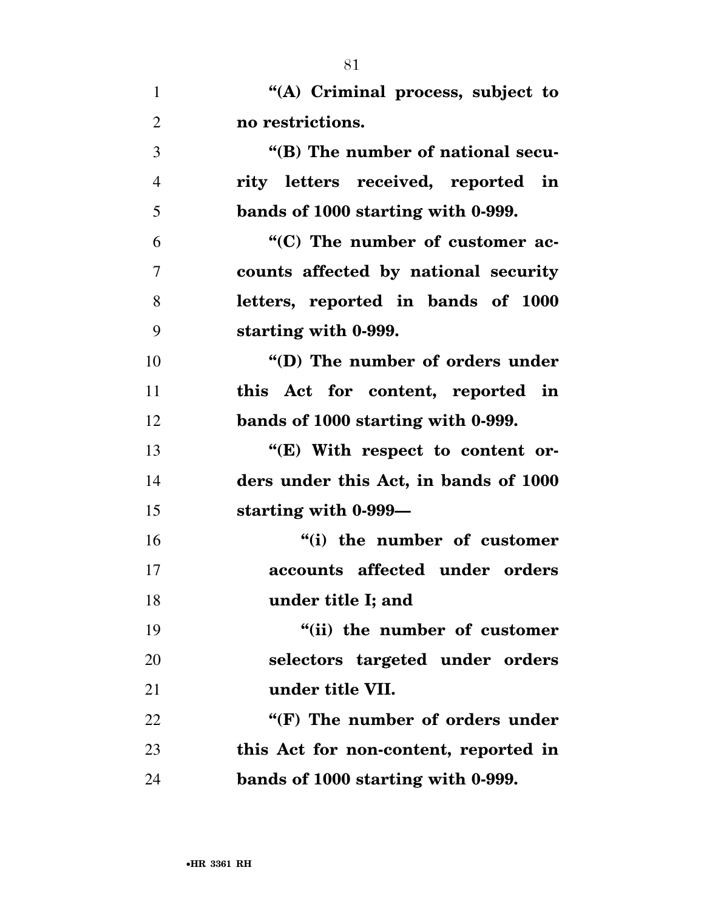**"(A) Criminal process, subject to no restrictions.**

**"(B) The number of national security letters received, reported in bands of 1000 starting with 0-999.**

**"(C) The number of customer accounts affected by national security letters, reported in bands of 1000 starting with 0-999.**

**"(D) The number of orders under this Act for content, reported in bands of 1000 starting with 0-999.**

**"(E) With respect to content orders under this Act, in bands of 1000 starting with 0-999—**

**"(i) the number of customer accounts affected under orders under title I; and**

**"(ii) the number of customer selectors targeted under orders under title VII.**

**"(F) The number of orders under this Act for non-content, reported in bands of 1000 starting with 0-999.**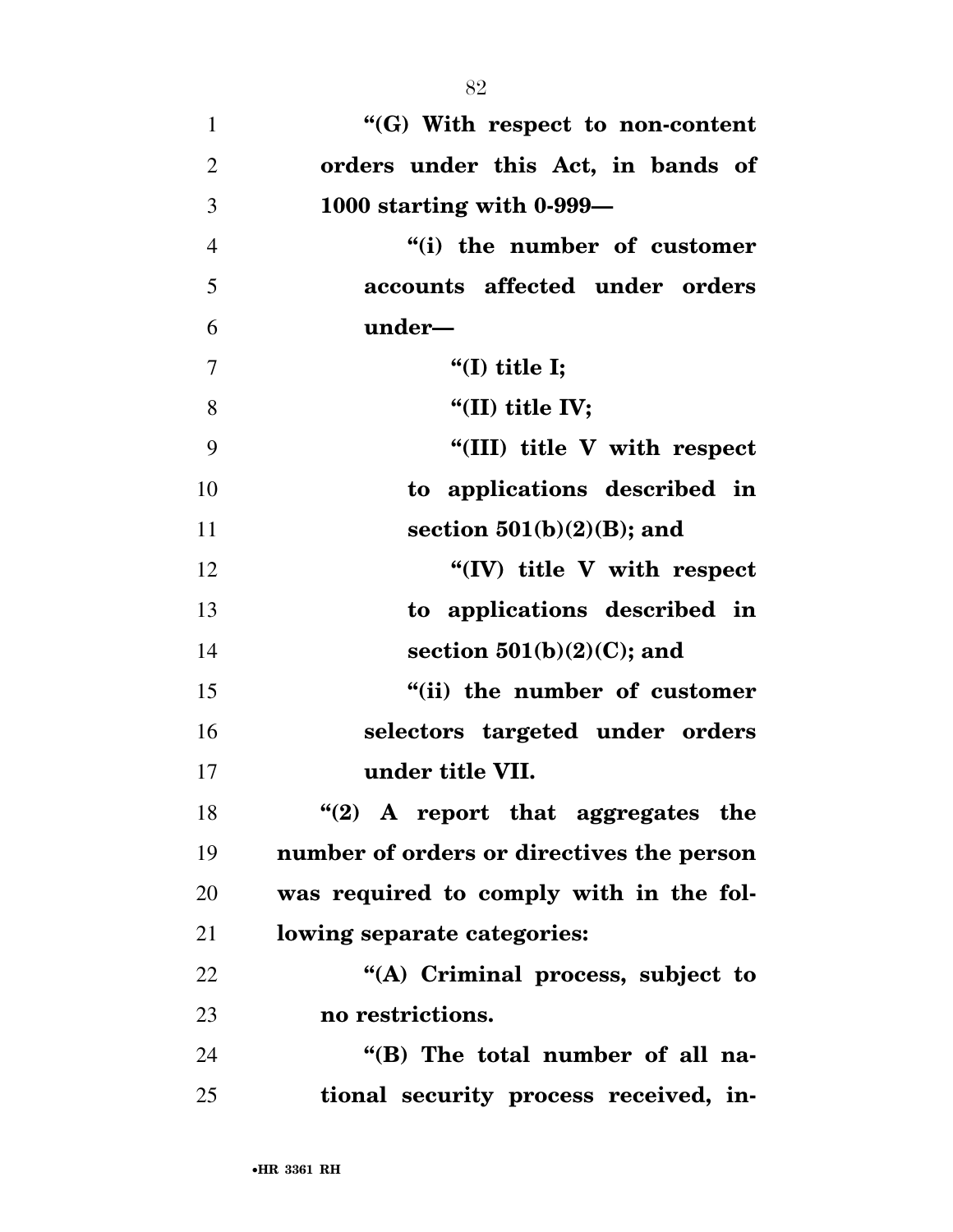**"(G) With respect to non-content orders under this Act, in bands of 1000 starting with 0-999—**

**"(i) the number of customer accounts affected under orders under—**

**"(I) title I;**

**"(II) title IV;**

**"(III) title V with respect to applications described in section 501(b)(2)(B); and**

**"(IV) title V with respect to applications described in section 501(b)(2)(C); and**

**"(ii) the number of customer selectors targeted under orders under title VII.**

**"(2) A report that aggregates the number of orders or directives the person was required to comply with in the following separate categories:**

**"(A) Criminal process, subject to no restrictions.**

**"(B) The total number of all national security process received, in-**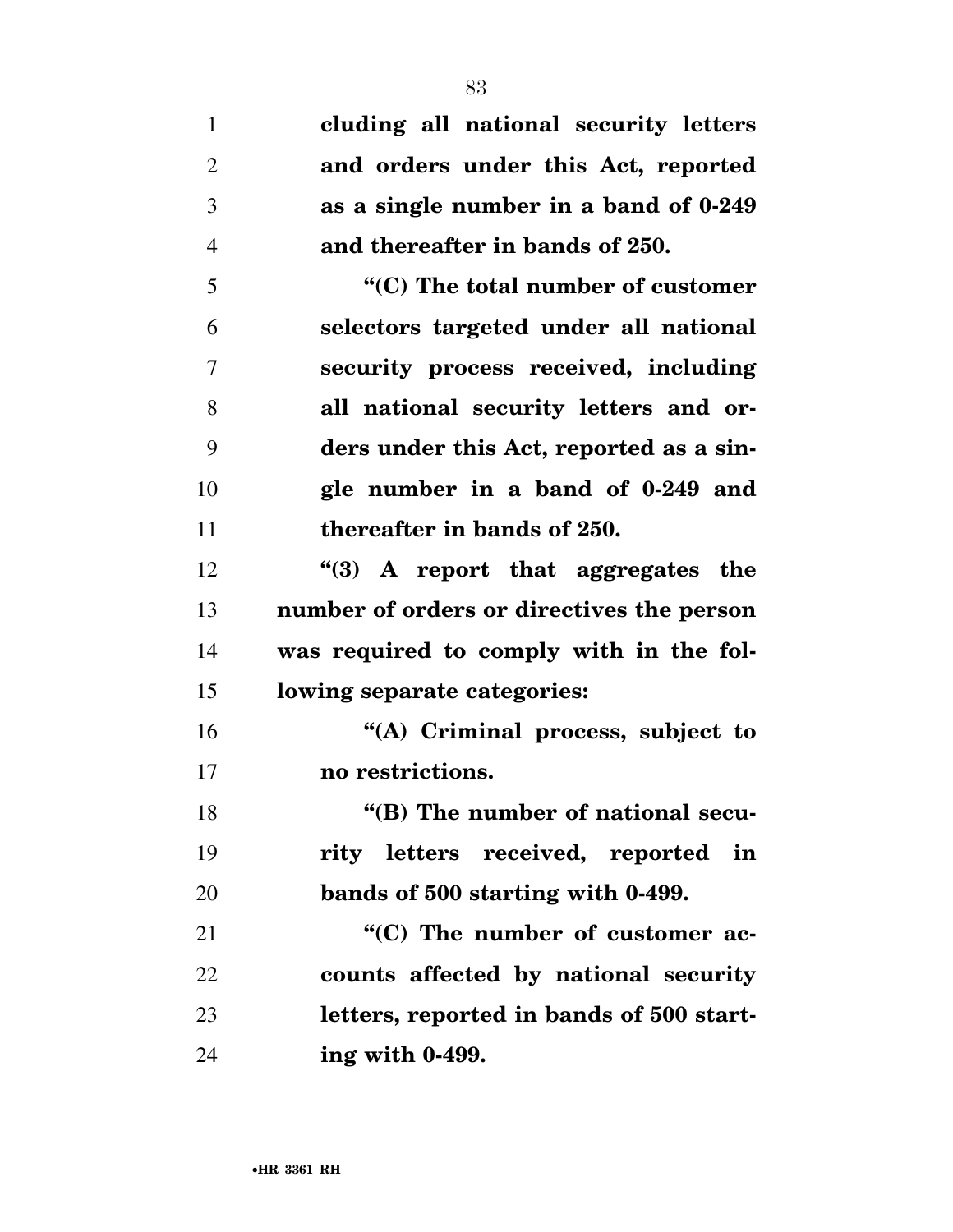**cluding all national security letters and orders under this Act, reported as a single number in a band of 0-249 and thereafter in bands of 250.**

**"(C) The total number of customer selectors targeted under all national security process received, including all national security letters and orders under this Act, reported as a single number in a band of 0-249 and thereafter in bands of 250.**

**"(3) A report that aggregates the number of orders or directives the person was required to comply with in the following separate categories:**

**"(A) Criminal process, subject to no restrictions.**

**"(B) The number of national security letters received, reported in bands of 500 starting with 0-499.**

**"(C) The number of customer accounts affected by national security letters, reported in bands of 500 starting with 0-499.**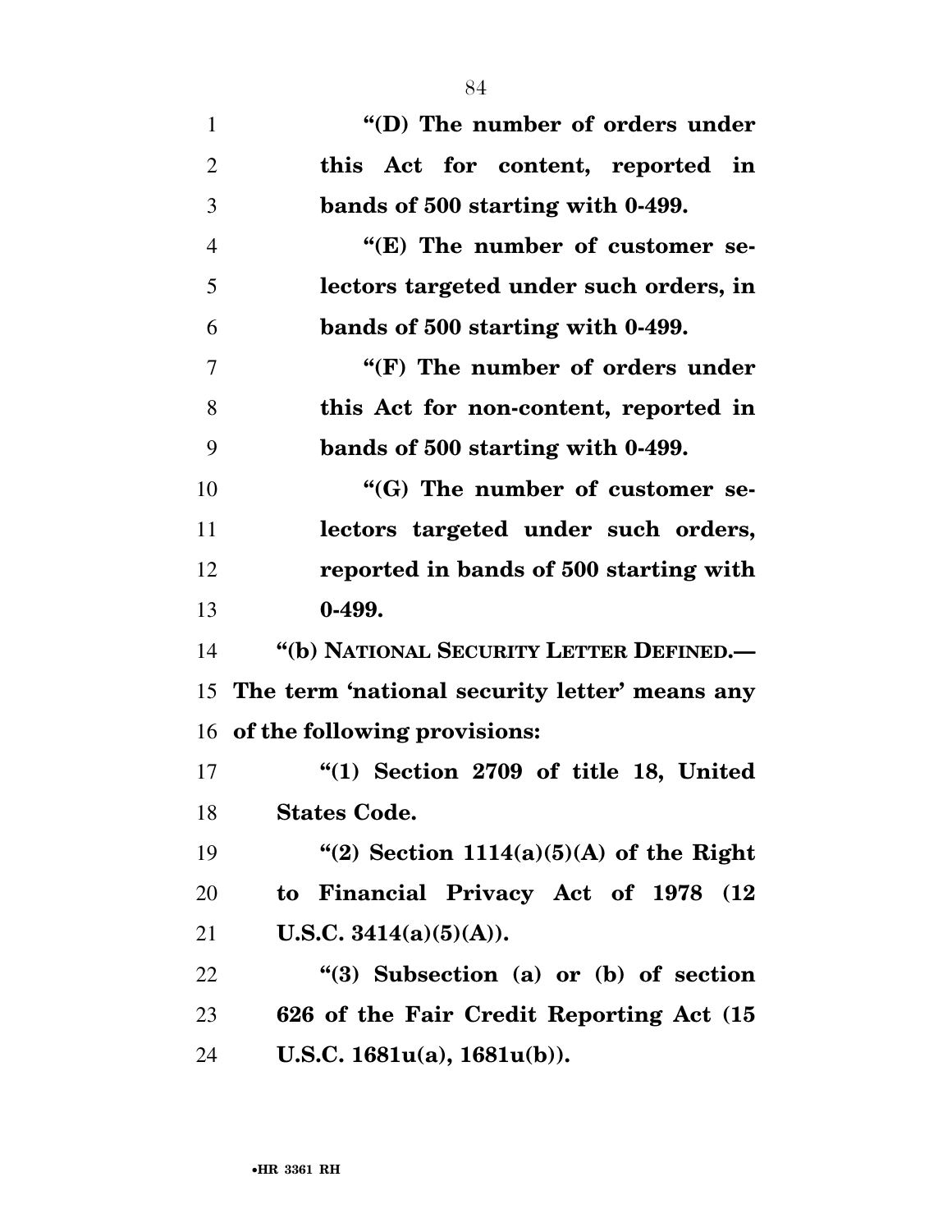**"(D) The number of orders under this Act for content, reported in bands of 500 starting with 0-499.**

**"(E) The number of customer selectors targeted under such orders, in bands of 500 starting with 0-499.**

**"(F) The number of orders under this Act for non-content, reported in bands of 500 starting with 0-499.**

**"(G) The number of customer selectors targeted under such orders, reported in bands of 500 starting with 0-499.**

**"(b) NATIONAL SECURITY LETTER DEFINED.— The term 'national security letter' means any of the following provisions:**

**"(1) Section 2709 of title 18, United States Code.**

**"(2) Section 1114(a)(5)(A) of the Right to Financial Privacy Act of 1978 (12 U.S.C. 3414(a)(5)(A)).**

**"(3) Subsection (a) or (b) of section 626 of the Fair Credit Reporting Act (15 U.S.C. 1681u(a), 1681u(b)).**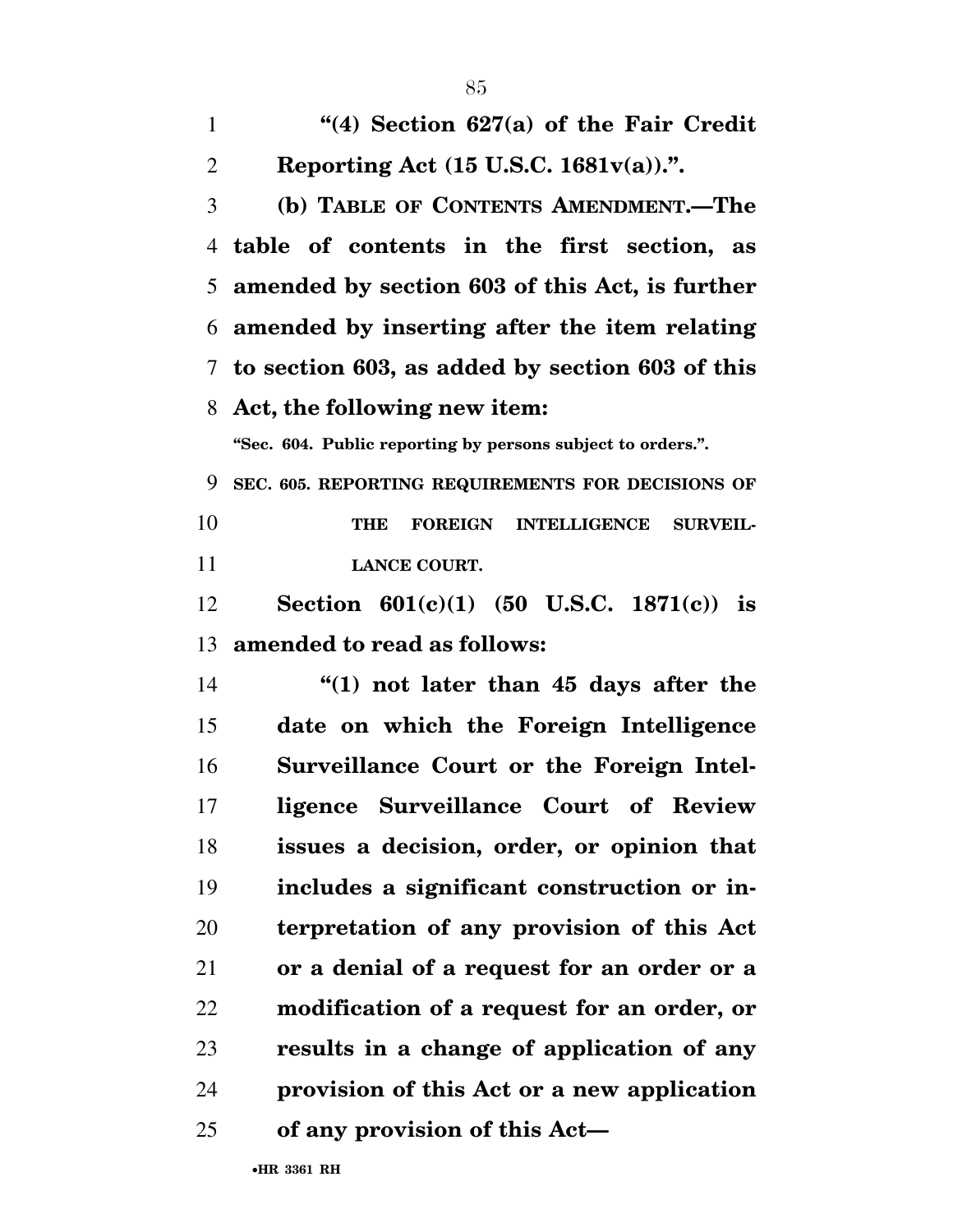**"(4) Section 627(a) of the Fair Credit Reporting Act (15 U.S.C. 1681v(a)).".**

**(b) TABLE OF CONTENTS AMENDMENT.—The table of contents in the first section, as amended by section 603 of this Act, is further amended by inserting after the item relating to section 603, as added by section 603 of this Act, the following new item:**

**"Sec. 604. Public reporting by persons subject to orders.".**

**SEC. 605. REPORTING REQUIREMENTS FOR DECISIONS OF THE FOREIGN INTELLIGENCE SURVEILLANCE COURT.**

**Section 601(c)(1) (50 U.S.C. 1871(c)) is amended to read as follows:**

**"(1) not later than 45 days after the date on which the Foreign Intelligence Surveillance Court or the Foreign Intelligence Surveillance Court of Review issues a decision, order, or opinion that includes a significant construction or interpretation of any provision of this Act or a denial of a request for an order or a modification of a request for an order, or results in a change of application of any provision of this Act or a new application of any provision of this Act—**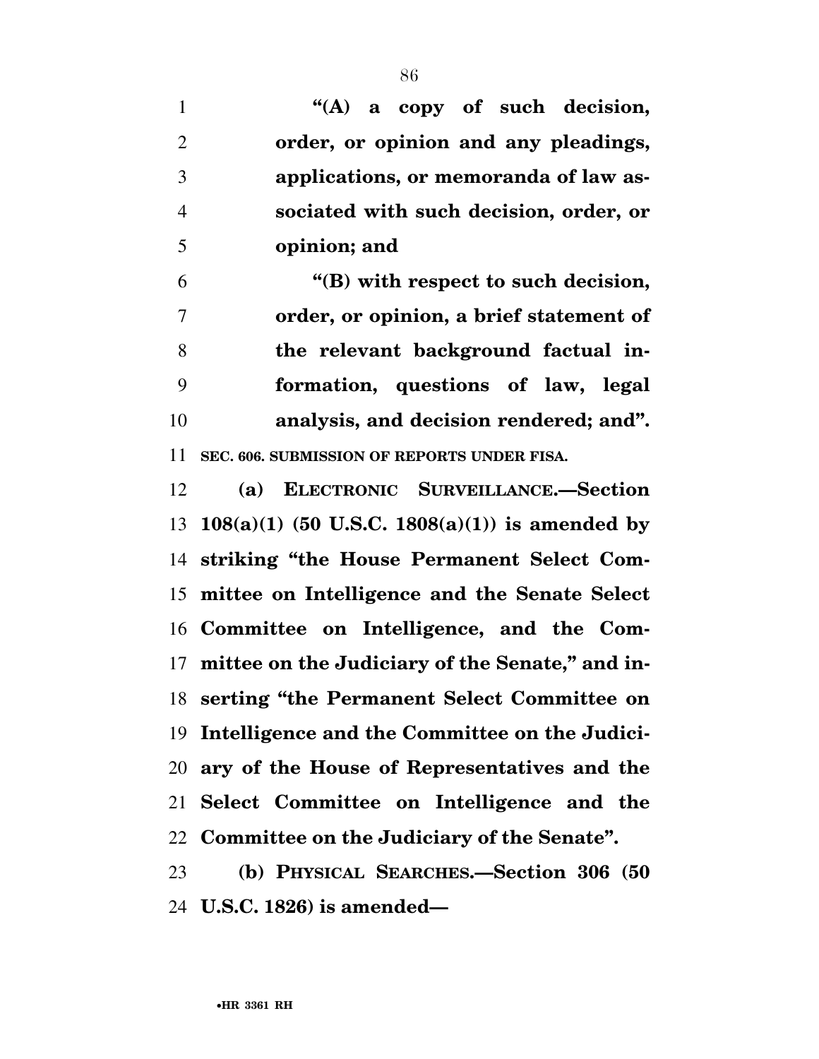**"(A) a copy of such decision, order, or opinion and any pleadings, applications, or memoranda of law associated with such decision, order, or opinion; and**

**"(B) with respect to such decision, order, or opinion, a brief statement of the relevant background factual information, questions of law, legal analysis, and decision rendered; and".**

**SEC. 606. SUBMISSION OF REPORTS UNDER FISA.**

**(a) ELECTRONIC SURVEILLANCE.—Section 108(a)(1) (50 U.S.C. 1808(a)(1)) is amended by striking "the House Permanent Select Committee on Intelligence and the Senate Select Committee on Intelligence, and the Committee on the Judiciary of the Senate," and inserting "the Permanent Select Committee on Intelligence and the Committee on the Judiciary of the House of Representatives and the Select Committee on Intelligence and the Committee on the Judiciary of the Senate".**

**(b) PHYSICAL SEARCHES.—Section 306 (50 U.S.C. 1826) is amended—**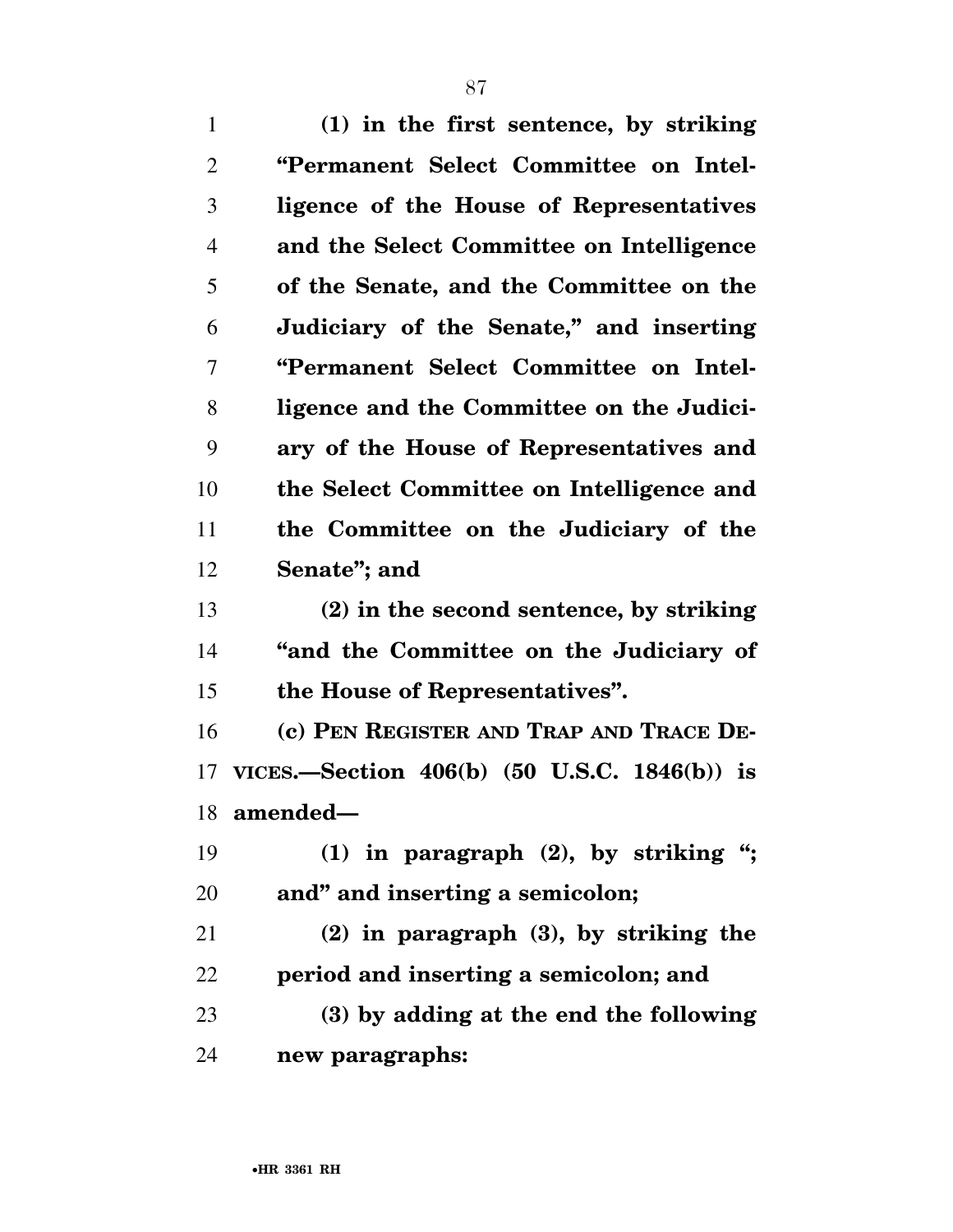**(1) in the first sentence, by striking "Permanent Select Committee on Intelligence of the House of Representatives and the Select Committee on Intelligence of the Senate, and the Committee on the Judiciary of the Senate," and inserting "Permanent Select Committee on Intelligence and the Committee on the Judiciary of the House of Representatives and the Select Committee on Intelligence and the Committee on the Judiciary of the Senate"; and**

**(2) in the second sentence, by striking "and the Committee on the Judiciary of the House of Representatives".**

**(c) PEN REGISTER AND TRAP AND TRACE DEVICES.—Section 406(b) (50 U.S.C. 1846(b)) is amended—**

**(1) in paragraph (2), by striking "; and" and inserting a semicolon;**

**(2) in paragraph (3), by striking the period and inserting a semicolon; and**

**(3) by adding at the end the following new paragraphs:**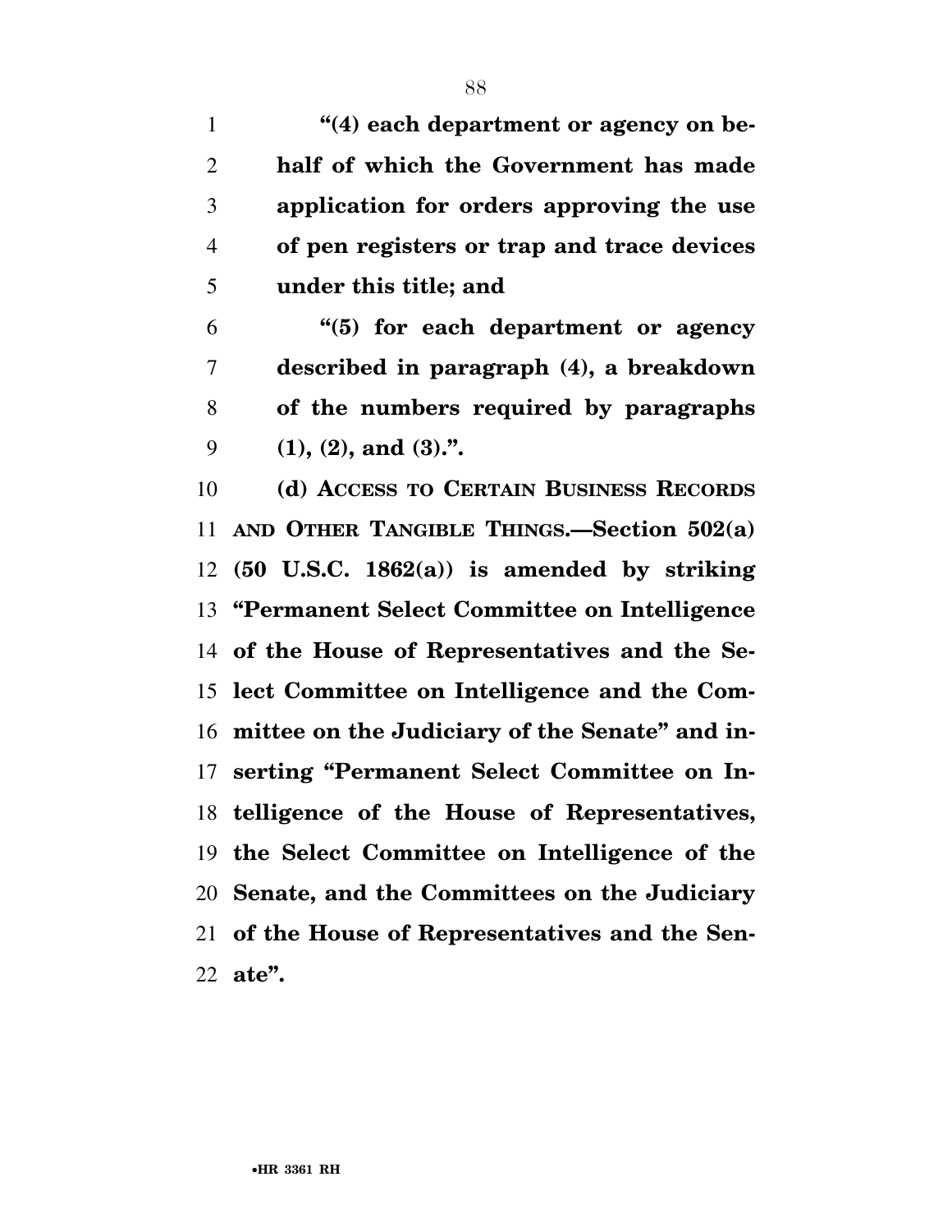**"(4) each department or agency on behalf of which the Government has made application for orders approving the use of pen registers or trap and trace devices under this title; and**

**"(5) for each department or agency described in paragraph (4), a breakdown of the numbers required by paragraphs (1), (2), and (3).".**

**(d) ACCESS TO CERTAIN BUSINESS RECORDS AND OTHER TANGIBLE THINGS.—Section 502(a) (50 U.S.C. 1862(a)) is amended by striking "Permanent Select Committee on Intelligence of the House of Representatives and the Select Committee on Intelligence and the Committee on the Judiciary of the Senate" and inserting "Permanent Select Committee on Intelligence of the House of Representatives, the Select Committee on Intelligence of the Senate, and the Committees on the Judiciary of the House of Representatives and the Senate".**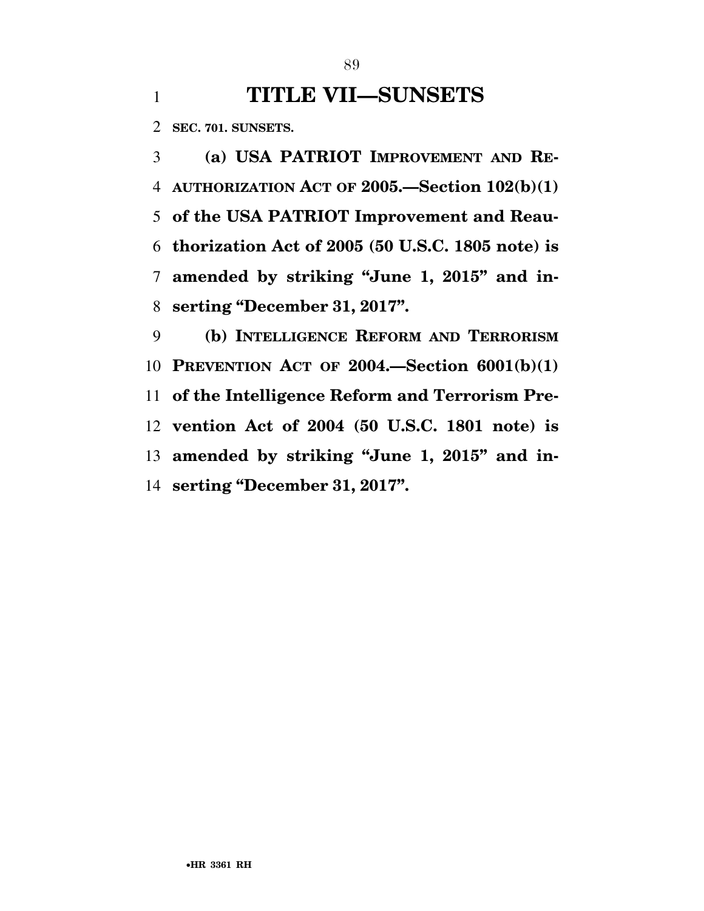# TITLE VII—SUNSETS

**SEC. 701. SUNSETS.**

**(a) USA PATRIOT IMPROVEMENT AND REAUTHORIZATION ACT OF 2005.—Section 102(b)(1) of the USA PATRIOT Improvement and Reauthorization Act of 2005 (50 U.S.C. 1805 note) is amended by striking "June 1, 2015" and inserting "December 31, 2017".**

**(b) INTELLIGENCE REFORM AND TERRORISM PREVENTION ACT OF 2004.—Section 6001(b)(1) of the Intelligence Reform and Terrorism Prevention Act of 2004 (50 U.S.C. 1801 note) is amended by striking "June 1, 2015" and inserting "December 31, 2017".**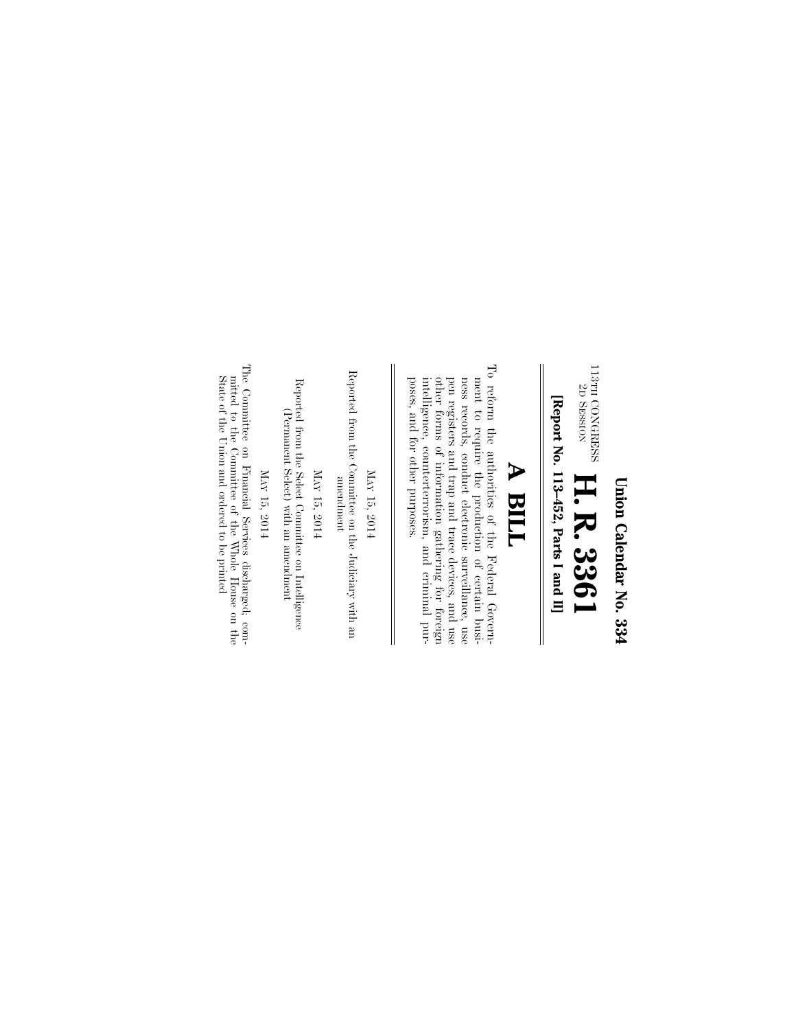# Union Calendar No. 334

113TH CONGRESS
2D SESSION

# H. R. 3361

**[Report No. 113–452, Parts I and II]**

# A BILL

To reform the authorities of the Federal Government to require the production of certain business records, conduct electronic surveillance, use pen registers and trap and trace devices, and use other forms of information gathering for foreign intelligence, counterterrorism, and criminal purposes, and for other purposes.

---

MAY 15, 2014

Reported from the Committee on the Judiciary with an amendment

MAY 15, 2014

Reported from the Select Committee on Intelligence (Permanent Select) with an amendment

MAY 15, 2014

The Committee on Financial Services discharged; committed to the Committee of the Whole House on the State of the Union and ordered to be printed